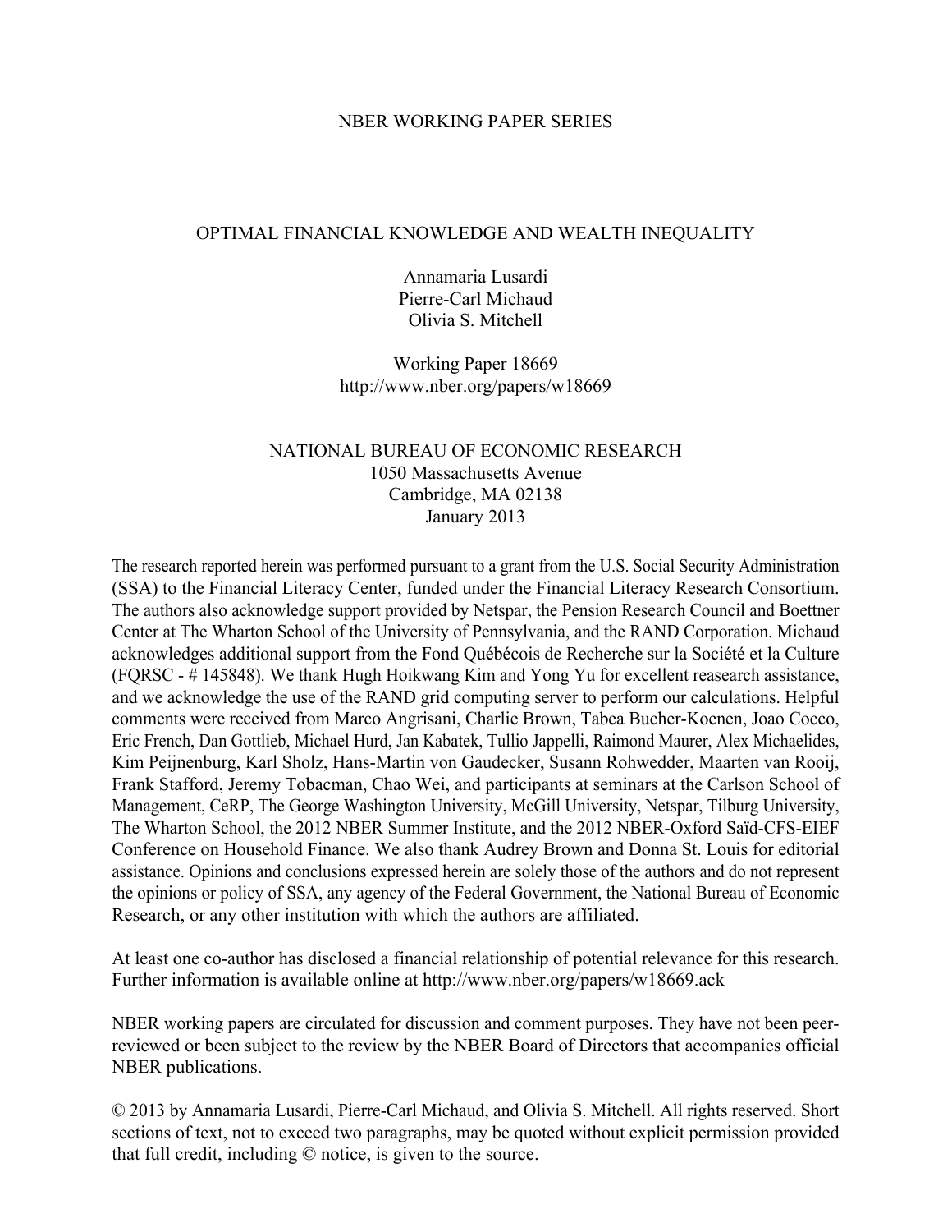NBER WORKING PAPER SERIES

# OPTIMAL FINANCIAL KNOWLEDGE AND WEALTH INEQUALITY

Annamaria Lusardi
Pierre-Carl Michaud
Olivia S. Mitchell

Working Paper 18669
http://www.nber.org/papers/w18669

NATIONAL BUREAU OF ECONOMIC RESEARCH
1050 Massachusetts Avenue
Cambridge, MA 02138
January 2013

The research reported herein was performed pursuant to a grant from the U.S. Social Security Administration (SSA) to the Financial Literacy Center, funded under the Financial Literacy Research Consortium. The authors also acknowledge support provided by Netspar, the Pension Research Council and Boettner Center at The Wharton School of the University of Pennsylvania, and the RAND Corporation. Michaud acknowledges additional support from the Fond Québécois de Recherche sur la Société et la Culture (FQRSC - # 145848). We thank Hugh Hoikwang Kim and Yong Yu for excellent reasearch assistance, and we acknowledge the use of the RAND grid computing server to perform our calculations. Helpful comments were received from Marco Angrisani, Charlie Brown, Tabea Bucher-Koenen, Joao Cocco, Eric French, Dan Gottlieb, Michael Hurd, Jan Kabatek, Tullio Jappelli, Raimond Maurer, Alex Michaelides, Kim Peijnenburg, Karl Sholz, Hans-Martin von Gaudecker, Susann Rohwedder, Maarten van Rooij, Frank Stafford, Jeremy Tobacman, Chao Wei, and participants at seminars at the Carlson School of Management, CeRP, The George Washington University, McGill University, Netspar, Tilburg University, The Wharton School, the 2012 NBER Summer Institute, and the 2012 NBER-Oxford Saïd-CFS-EIEF Conference on Household Finance. We also thank Audrey Brown and Donna St. Louis for editorial assistance. Opinions and conclusions expressed herein are solely those of the authors and do not represent the opinions or policy of SSA, any agency of the Federal Government, the National Bureau of Economic Research, or any other institution with which the authors are affiliated.

At least one co-author has disclosed a financial relationship of potential relevance for this research. Further information is available online at http://www.nber.org/papers/w18669.ack

NBER working papers are circulated for discussion and comment purposes. They have not been peer-reviewed or been subject to the review by the NBER Board of Directors that accompanies official NBER publications.

© 2013 by Annamaria Lusardi, Pierre-Carl Michaud, and Olivia S. Mitchell. All rights reserved. Short sections of text, not to exceed two paragraphs, may be quoted without explicit permission provided that full credit, including © notice, is given to the source.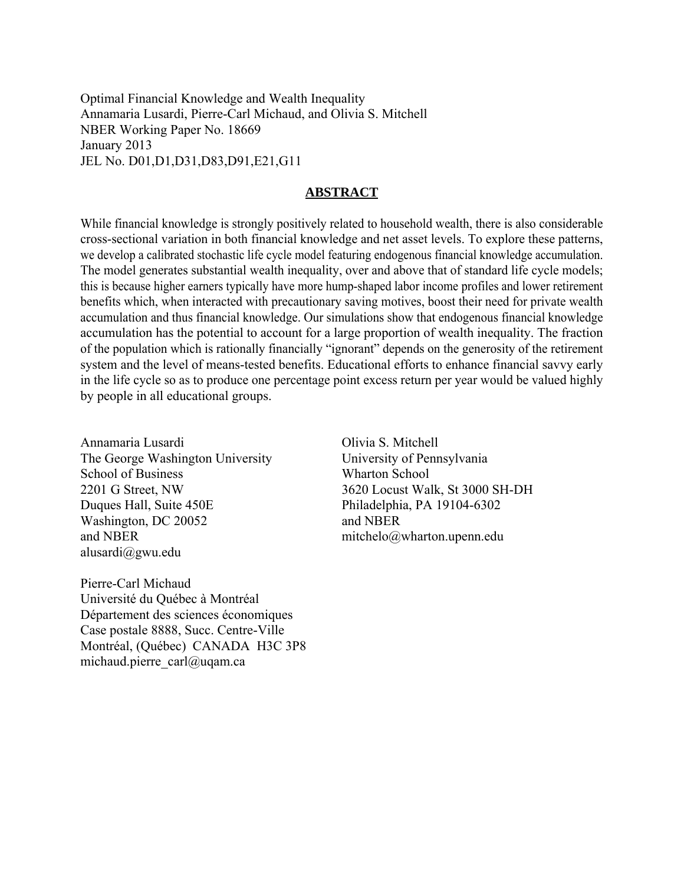Optimal Financial Knowledge and Wealth Inequality
Annamaria Lusardi, Pierre-Carl Michaud, and Olivia S. Mitchell
NBER Working Paper No. 18669
January 2013
JEL No. D01,D1,D31,D83,D91,E21,G11

## ABSTRACT

While financial knowledge is strongly positively related to household wealth, there is also considerable cross-sectional variation in both financial knowledge and net asset levels. To explore these patterns, we develop a calibrated stochastic life cycle model featuring endogenous financial knowledge accumulation. The model generates substantial wealth inequality, over and above that of standard life cycle models; this is because higher earners typically have more hump-shaped labor income profiles and lower retirement benefits which, when interacted with precautionary saving motives, boost their need for private wealth accumulation and thus financial knowledge. Our simulations show that endogenous financial knowledge accumulation has the potential to account for a large proportion of wealth inequality. The fraction of the population which is rationally financially "ignorant" depends on the generosity of the retirement system and the level of means-tested benefits. Educational efforts to enhance financial savvy early in the life cycle so as to produce one percentage point excess return per year would be valued highly by people in all educational groups.

Annamaria Lusardi
The George Washington University
School of Business
2201 G Street, NW
Duques Hall, Suite 450E
Washington, DC 20052
and NBER
alusardi@gwu.edu

Olivia S. Mitchell
University of Pennsylvania
Wharton School
3620 Locust Walk, St 3000 SH-DH
Philadelphia, PA 19104-6302
and NBER
mitchelo@wharton.upenn.edu

Pierre-Carl Michaud
Université du Québec à Montréal
Département des sciences économiques
Case postale 8888, Succ. Centre-Ville
Montréal, (Québec) CANADA H3C 3P8
michaud.pierre_carl@uqam.ca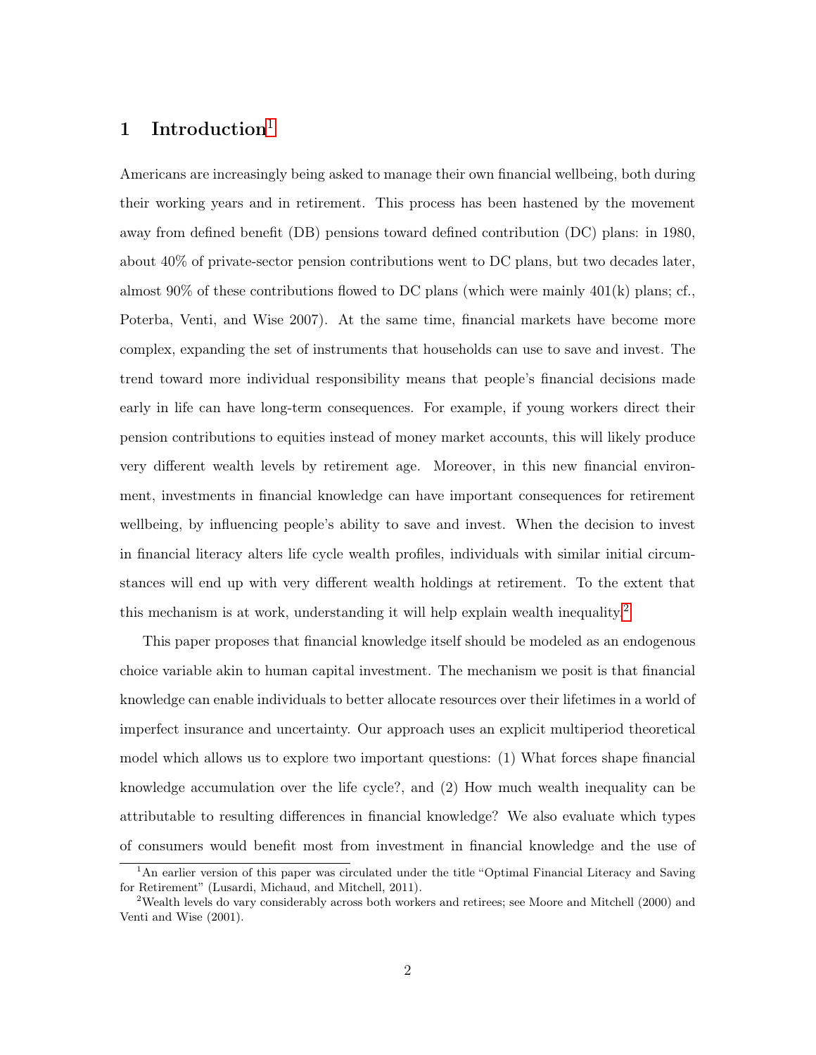# 1 Introduction[1]

Americans are increasingly being asked to manage their own financial wellbeing, both during their working years and in retirement. This process has been hastened by the movement away from defined benefit (DB) pensions toward defined contribution (DC) plans: in 1980, about 40% of private-sector pension contributions went to DC plans, but two decades later, almost 90% of these contributions flowed to DC plans (which were mainly 401(k) plans; cf., Poterba, Venti, and Wise 2007). At the same time, financial markets have become more complex, expanding the set of instruments that households can use to save and invest. The trend toward more individual responsibility means that people's financial decisions made early in life can have long-term consequences. For example, if young workers direct their pension contributions to equities instead of money market accounts, this will likely produce very different wealth levels by retirement age. Moreover, in this new financial environment, investments in financial knowledge can have important consequences for retirement wellbeing, by influencing people's ability to save and invest. When the decision to invest in financial literacy alters life cycle wealth profiles, individuals with similar initial circumstances will end up with very different wealth holdings at retirement. To the extent that this mechanism is at work, understanding it will help explain wealth inequality.[2]

This paper proposes that financial knowledge itself should be modeled as an endogenous choice variable akin to human capital investment. The mechanism we posit is that financial knowledge can enable individuals to better allocate resources over their lifetimes in a world of imperfect insurance and uncertainty. Our approach uses an explicit multiperiod theoretical model which allows us to explore two important questions: (1) What forces shape financial knowledge accumulation over the life cycle?, and (2) How much wealth inequality can be attributable to resulting differences in financial knowledge? We also evaluate which types of consumers would benefit most from investment in financial knowledge and the use of

[1] An earlier version of this paper was circulated under the title "Optimal Financial Literacy and Saving for Retirement" (Lusardi, Michaud, and Mitchell, 2011).

[2] Wealth levels do vary considerably across both workers and retirees; see Moore and Mitchell (2000) and Venti and Wise (2001).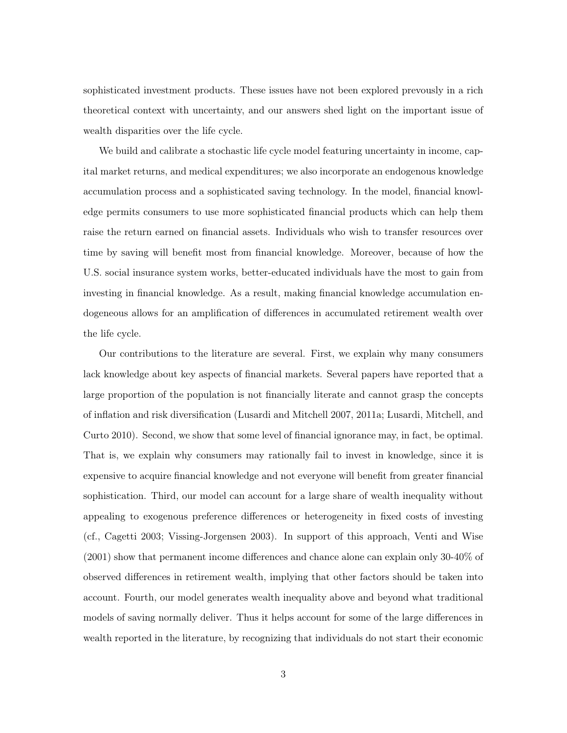sophisticated investment products. These issues have not been explored prevously in a rich theoretical context with uncertainty, and our answers shed light on the important issue of wealth disparities over the life cycle.

We build and calibrate a stochastic life cycle model featuring uncertainty in income, capital market returns, and medical expenditures; we also incorporate an endogenous knowledge accumulation process and a sophisticated saving technology. In the model, financial knowledge permits consumers to use more sophisticated financial products which can help them raise the return earned on financial assets. Individuals who wish to transfer resources over time by saving will benefit most from financial knowledge. Moreover, because of how the U.S. social insurance system works, better-educated individuals have the most to gain from investing in financial knowledge. As a result, making financial knowledge accumulation endogeneous allows for an amplification of differences in accumulated retirement wealth over the life cycle.

Our contributions to the literature are several. First, we explain why many consumers lack knowledge about key aspects of financial markets. Several papers have reported that a large proportion of the population is not financially literate and cannot grasp the concepts of inflation and risk diversification (Lusardi and Mitchell 2007, 2011a; Lusardi, Mitchell, and Curto 2010). Second, we show that some level of financial ignorance may, in fact, be optimal. That is, we explain why consumers may rationally fail to invest in knowledge, since it is expensive to acquire financial knowledge and not everyone will benefit from greater financial sophistication. Third, our model can account for a large share of wealth inequality without appealing to exogenous preference differences or heterogeneity in fixed costs of investing (cf., Cagetti 2003; Vissing-Jorgensen 2003). In support of this approach, Venti and Wise (2001) show that permanent income differences and chance alone can explain only 30-40% of observed differences in retirement wealth, implying that other factors should be taken into account. Fourth, our model generates wealth inequality above and beyond what traditional models of saving normally deliver. Thus it helps account for some of the large differences in wealth reported in the literature, by recognizing that individuals do not start their economic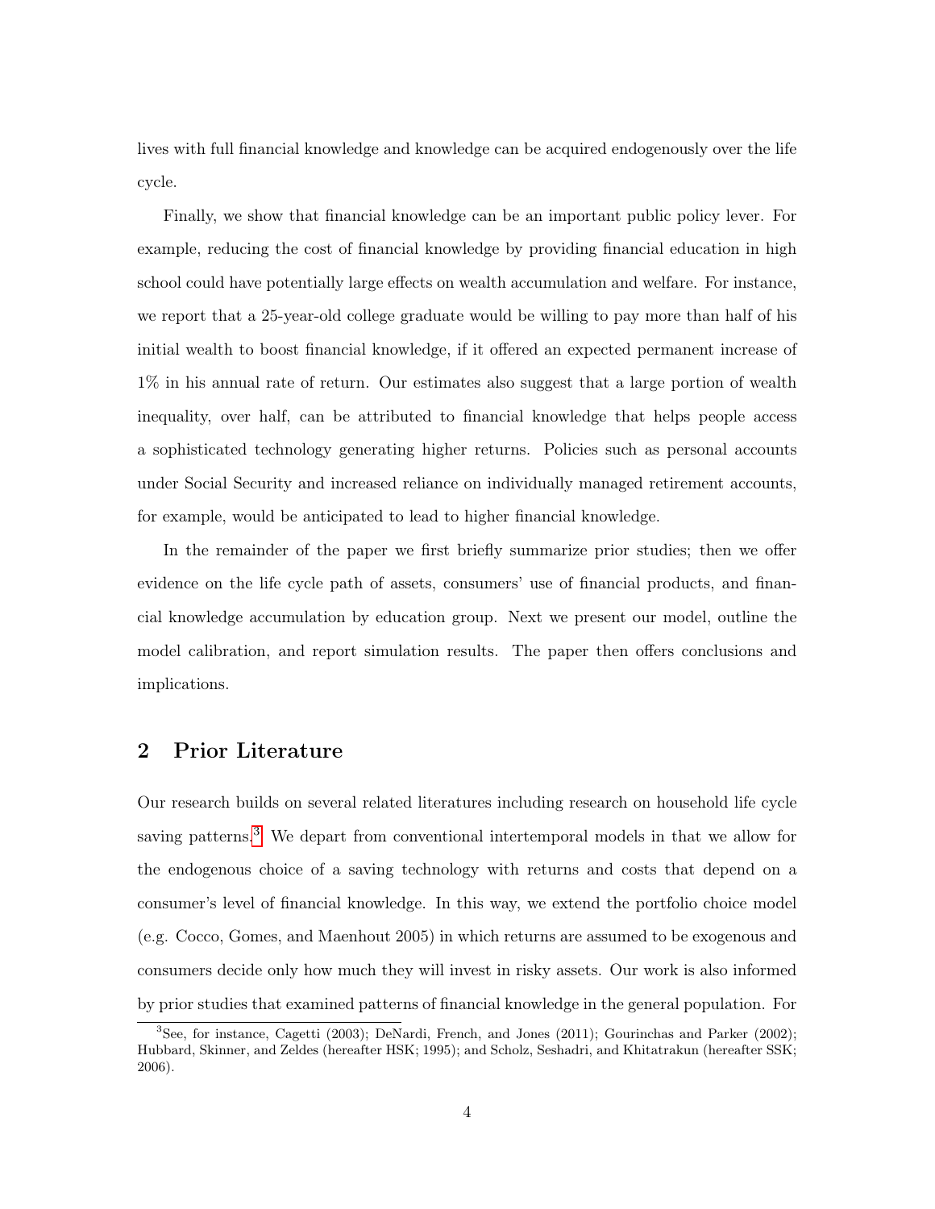lives with full financial knowledge and knowledge can be acquired endogenously over the life cycle.

Finally, we show that financial knowledge can be an important public policy lever. For example, reducing the cost of financial knowledge by providing financial education in high school could have potentially large effects on wealth accumulation and welfare. For instance, we report that a 25-year-old college graduate would be willing to pay more than half of his initial wealth to boost financial knowledge, if it offered an expected permanent increase of 1% in his annual rate of return. Our estimates also suggest that a large portion of wealth inequality, over half, can be attributed to financial knowledge that helps people access a sophisticated technology generating higher returns. Policies such as personal accounts under Social Security and increased reliance on individually managed retirement accounts, for example, would be anticipated to lead to higher financial knowledge.

In the remainder of the paper we first briefly summarize prior studies; then we offer evidence on the life cycle path of assets, consumers' use of financial products, and financial knowledge accumulation by education group. Next we present our model, outline the model calibration, and report simulation results. The paper then offers conclusions and implications.

## 2 Prior Literature

Our research builds on several related literatures including research on household life cycle saving patterns.[3] We depart from conventional intertemporal models in that we allow for the endogenous choice of a saving technology with returns and costs that depend on a consumer's level of financial knowledge. In this way, we extend the portfolio choice model (e.g. Cocco, Gomes, and Maenhout 2005) in which returns are assumed to be exogenous and consumers decide only how much they will invest in risky assets. Our work is also informed by prior studies that examined patterns of financial knowledge in the general population. For

[3] See, for instance, Cagetti (2003); DeNardi, French, and Jones (2011); Gourinchas and Parker (2002); Hubbard, Skinner, and Zeldes (hereafter HSK; 1995); and Scholz, Seshadri, and Khitatrakun (hereafter SSK; 2006).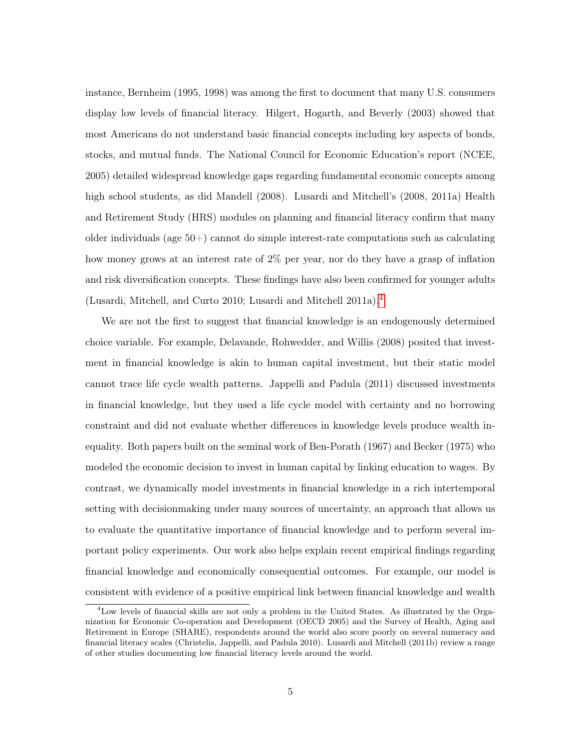instance, Bernheim (1995, 1998) was among the first to document that many U.S. consumers display low levels of financial literacy. Hilgert, Hogarth, and Beverly (2003) showed that most Americans do not understand basic financial concepts including key aspects of bonds, stocks, and mutual funds. The National Council for Economic Education's report (NCEE, 2005) detailed widespread knowledge gaps regarding fundamental economic concepts among high school students, as did Mandell (2008). Lusardi and Mitchell's (2008, 2011a) Health and Retirement Study (HRS) modules on planning and financial literacy confirm that many older individuals (age 50+) cannot do simple interest-rate computations such as calculating how money grows at an interest rate of 2% per year, nor do they have a grasp of inflation and risk diversification concepts. These findings have also been confirmed for younger adults (Lusardi, Mitchell, and Curto 2010; Lusardi and Mitchell 2011a).[4]

We are not the first to suggest that financial knowledge is an endogenously determined choice variable. For example, Delavande, Rohwedder, and Willis (2008) posited that investment in financial knowledge is akin to human capital investment, but their static model cannot trace life cycle wealth patterns. Jappelli and Padula (2011) discussed investments in financial knowledge, but they used a life cycle model with certainty and no borrowing constraint and did not evaluate whether differences in knowledge levels produce wealth inequality. Both papers built on the seminal work of Ben-Porath (1967) and Becker (1975) who modeled the economic decision to invest in human capital by linking education to wages. By contrast, we dynamically model investments in financial knowledge in a rich intertemporal setting with decisionmaking under many sources of uncertainty, an approach that allows us to evaluate the quantitative importance of financial knowledge and to perform several important policy experiments. Our work also helps explain recent empirical findings regarding financial knowledge and economically consequential outcomes. For example, our model is consistent with evidence of a positive empirical link between financial knowledge and wealth

[4] Low levels of financial skills are not only a problem in the United States. As illustrated by the Organization for Economic Co-operation and Development (OECD 2005) and the Survey of Health, Aging and Retirement in Europe (SHARE), respondents around the world also score poorly on several numeracy and financial literacy scales (Christelis, Jappelli, and Padula 2010). Lusardi and Mitchell (2011b) review a range of other studies documenting low financial literacy levels around the world.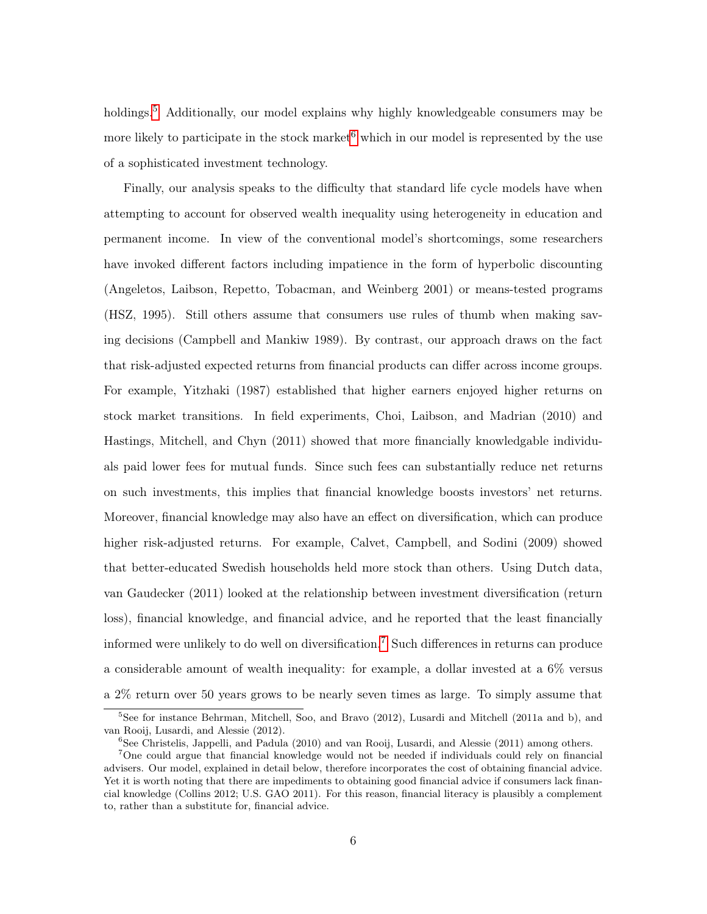holdings.[5] Additionally, our model explains why highly knowledgeable consumers may be more likely to participate in the stock market[6] which in our model is represented by the use of a sophisticated investment technology.

Finally, our analysis speaks to the difficulty that standard life cycle models have when attempting to account for observed wealth inequality using heterogeneity in education and permanent income. In view of the conventional model's shortcomings, some researchers have invoked different factors including impatience in the form of hyperbolic discounting (Angeletos, Laibson, Repetto, Tobacman, and Weinberg 2001) or means-tested programs (HSZ, 1995). Still others assume that consumers use rules of thumb when making saving decisions (Campbell and Mankiw 1989). By contrast, our approach draws on the fact that risk-adjusted expected returns from financial products can differ across income groups. For example, Yitzhaki (1987) established that higher earners enjoyed higher returns on stock market transitions. In field experiments, Choi, Laibson, and Madrian (2010) and Hastings, Mitchell, and Chyn (2011) showed that more financially knowledgable individuals paid lower fees for mutual funds. Since such fees can substantially reduce net returns on such investments, this implies that financial knowledge boosts investors' net returns. Moreover, financial knowledge may also have an effect on diversification, which can produce higher risk-adjusted returns. For example, Calvet, Campbell, and Sodini (2009) showed that better-educated Swedish households held more stock than others. Using Dutch data, van Gaudecker (2011) looked at the relationship between investment diversification (return loss), financial knowledge, and financial advice, and he reported that the least financially informed were unlikely to do well on diversification.[7] Such differences in returns can produce a considerable amount of wealth inequality: for example, a dollar invested at a 6% versus a 2% return over 50 years grows to be nearly seven times as large. To simply assume that

---

[5] See for instance Behrman, Mitchell, Soo, and Bravo (2012), Lusardi and Mitchell (2011a and b), and van Rooij, Lusardi, and Alessie (2012).

[6] See Christelis, Jappelli, and Padula (2010) and van Rooij, Lusardi, and Alessie (2011) among others.

[7] One could argue that financial knowledge would not be needed if individuals could rely on financial advisers. Our model, explained in detail below, therefore incorporates the cost of obtaining financial advice. Yet it is worth noting that there are impediments to obtaining good financial advice if consumers lack financial knowledge (Collins 2012; U.S. GAO 2011). For this reason, financial literacy is plausibly a complement to, rather than a substitute for, financial advice.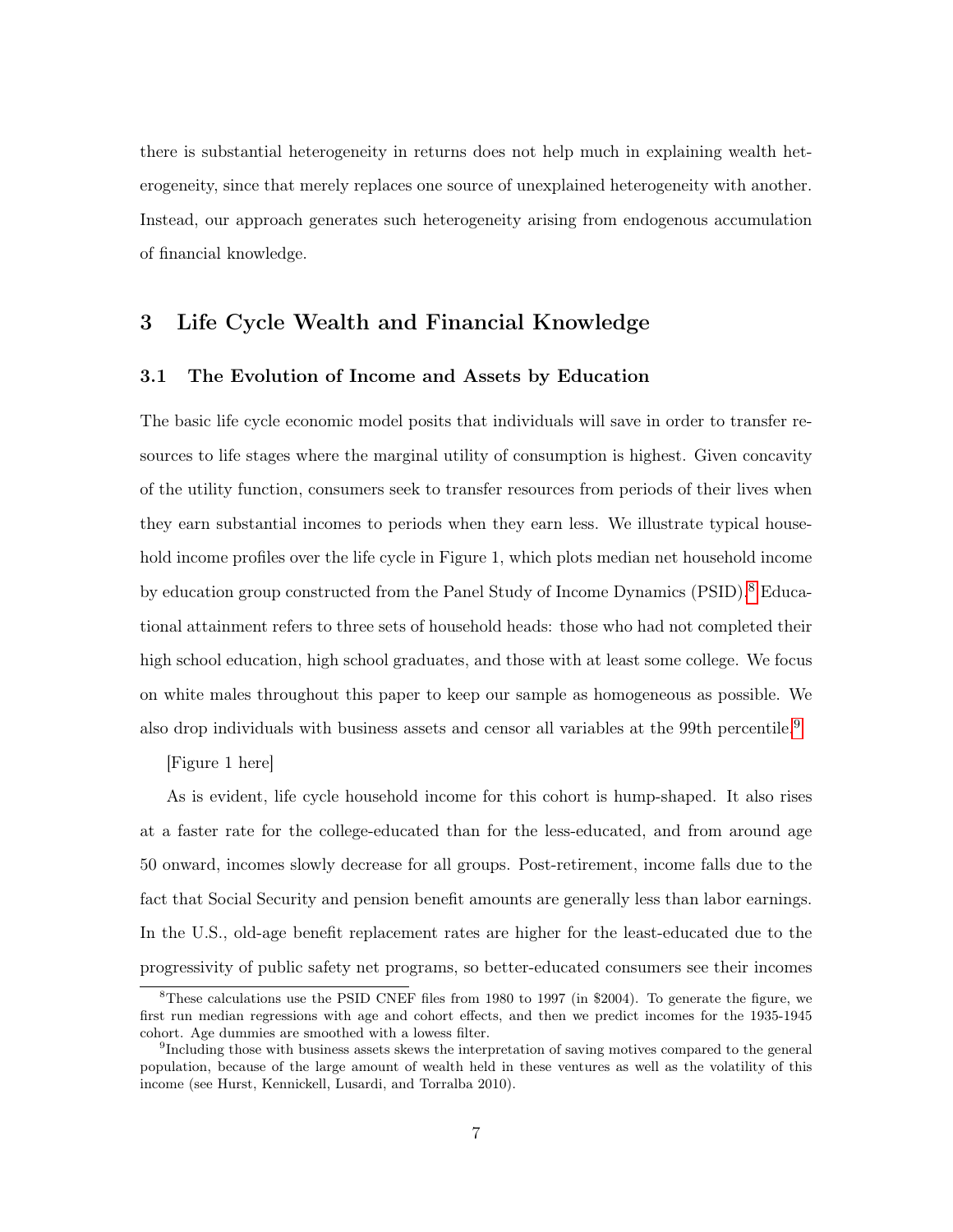there is substantial heterogeneity in returns does not help much in explaining wealth heterogeneity, since that merely replaces one source of unexplained heterogeneity with another. Instead, our approach generates such heterogeneity arising from endogenous accumulation of financial knowledge.

## 3 Life Cycle Wealth and Financial Knowledge

### 3.1 The Evolution of Income and Assets by Education

The basic life cycle economic model posits that individuals will save in order to transfer resources to life stages where the marginal utility of consumption is highest. Given concavity of the utility function, consumers seek to transfer resources from periods of their lives when they earn substantial incomes to periods when they earn less. We illustrate typical household income profiles over the life cycle in Figure 1, which plots median net household income by education group constructed from the Panel Study of Income Dynamics (PSID).[8] Educational attainment refers to three sets of household heads: those who had not completed their high school education, high school graduates, and those with at least some college. We focus on white males throughout this paper to keep our sample as homogeneous as possible. We also drop individuals with business assets and censor all variables at the 99th percentile.[9]

[Figure 1 here]

As is evident, life cycle household income for this cohort is hump-shaped. It also rises at a faster rate for the college-educated than for the less-educated, and from around age 50 onward, incomes slowly decrease for all groups. Post-retirement, income falls due to the fact that Social Security and pension benefit amounts are generally less than labor earnings. In the U.S., old-age benefit replacement rates are higher for the least-educated due to the progressivity of public safety net programs, so better-educated consumers see their incomes

[8] These calculations use the PSID CNEF files from 1980 to 1997 (in $2004). To generate the figure, we first run median regressions with age and cohort effects, and then we predict incomes for the 1935-1945 cohort. Age dummies are smoothed with a lowess filter.

[9] Including those with business assets skews the interpretation of saving motives compared to the general population, because of the large amount of wealth held in these ventures as well as the volatility of this income (see Hurst, Kennickell, Lusardi, and Torralba 2010).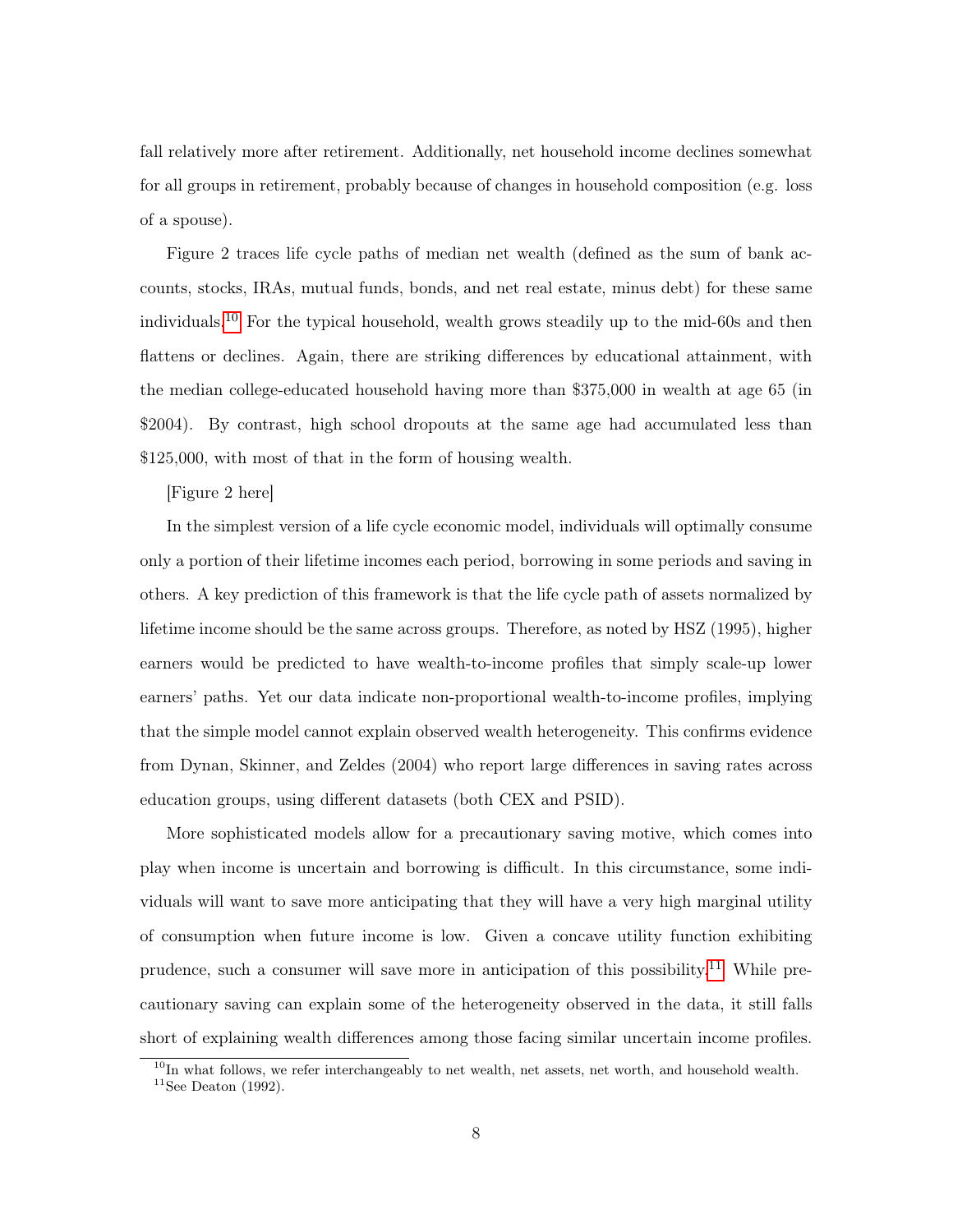fall relatively more after retirement. Additionally, net household income declines somewhat for all groups in retirement, probably because of changes in household composition (e.g. loss of a spouse).

Figure 2 traces life cycle paths of median net wealth (defined as the sum of bank accounts, stocks, IRAs, mutual funds, bonds, and net real estate, minus debt) for these same individuals.[10] For the typical household, wealth grows steadily up to the mid-60s and then flattens or declines. Again, there are striking differences by educational attainment, with the median college-educated household having more than $375,000 in wealth at age 65 (in $2004). By contrast, high school dropouts at the same age had accumulated less than $125,000, with most of that in the form of housing wealth.

[Figure 2 here]

In the simplest version of a life cycle economic model, individuals will optimally consume only a portion of their lifetime incomes each period, borrowing in some periods and saving in others. A key prediction of this framework is that the life cycle path of assets normalized by lifetime income should be the same across groups. Therefore, as noted by HSZ (1995), higher earners would be predicted to have wealth-to-income profiles that simply scale-up lower earners' paths. Yet our data indicate non-proportional wealth-to-income profiles, implying that the simple model cannot explain observed wealth heterogeneity. This confirms evidence from Dynan, Skinner, and Zeldes (2004) who report large differences in saving rates across education groups, using different datasets (both CEX and PSID).

More sophisticated models allow for a precautionary saving motive, which comes into play when income is uncertain and borrowing is difficult. In this circumstance, some individuals will want to save more anticipating that they will have a very high marginal utility of consumption when future income is low. Given a concave utility function exhibiting prudence, such a consumer will save more in anticipation of this possibility.[11] While precautionary saving can explain some of the heterogeneity observed in the data, it still falls short of explaining wealth differences among those facing similar uncertain income profiles.

[10] In what follows, we refer interchangeably to net wealth, net assets, net worth, and household wealth.

[11] See Deaton (1992).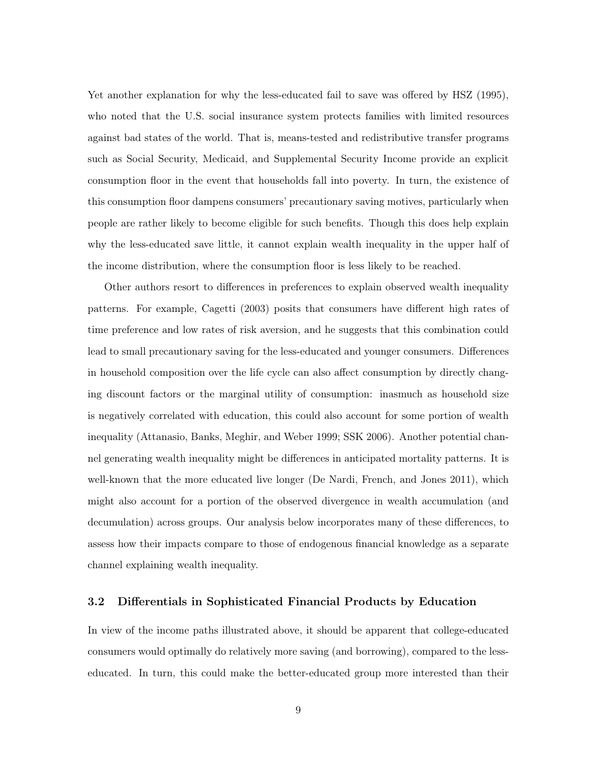Yet another explanation for why the less-educated fail to save was offered by HSZ (1995), who noted that the U.S. social insurance system protects families with limited resources against bad states of the world. That is, means-tested and redistributive transfer programs such as Social Security, Medicaid, and Supplemental Security Income provide an explicit consumption floor in the event that households fall into poverty. In turn, the existence of this consumption floor dampens consumers' precautionary saving motives, particularly when people are rather likely to become eligible for such benefits. Though this does help explain why the less-educated save little, it cannot explain wealth inequality in the upper half of the income distribution, where the consumption floor is less likely to be reached.

Other authors resort to differences in preferences to explain observed wealth inequality patterns. For example, Cagetti (2003) posits that consumers have different high rates of time preference and low rates of risk aversion, and he suggests that this combination could lead to small precautionary saving for the less-educated and younger consumers. Differences in household composition over the life cycle can also affect consumption by directly changing discount factors or the marginal utility of consumption: inasmuch as household size is negatively correlated with education, this could also account for some portion of wealth inequality (Attanasio, Banks, Meghir, and Weber 1999; SSK 2006). Another potential channel generating wealth inequality might be differences in anticipated mortality patterns. It is well-known that the more educated live longer (De Nardi, French, and Jones 2011), which might also account for a portion of the observed divergence in wealth accumulation (and decumulation) across groups. Our analysis below incorporates many of these differences, to assess how their impacts compare to those of endogenous financial knowledge as a separate channel explaining wealth inequality.

### 3.2 Differentials in Sophisticated Financial Products by Education

In view of the income paths illustrated above, it should be apparent that college-educated consumers would optimally do relatively more saving (and borrowing), compared to the less-educated. In turn, this could make the better-educated group more interested than their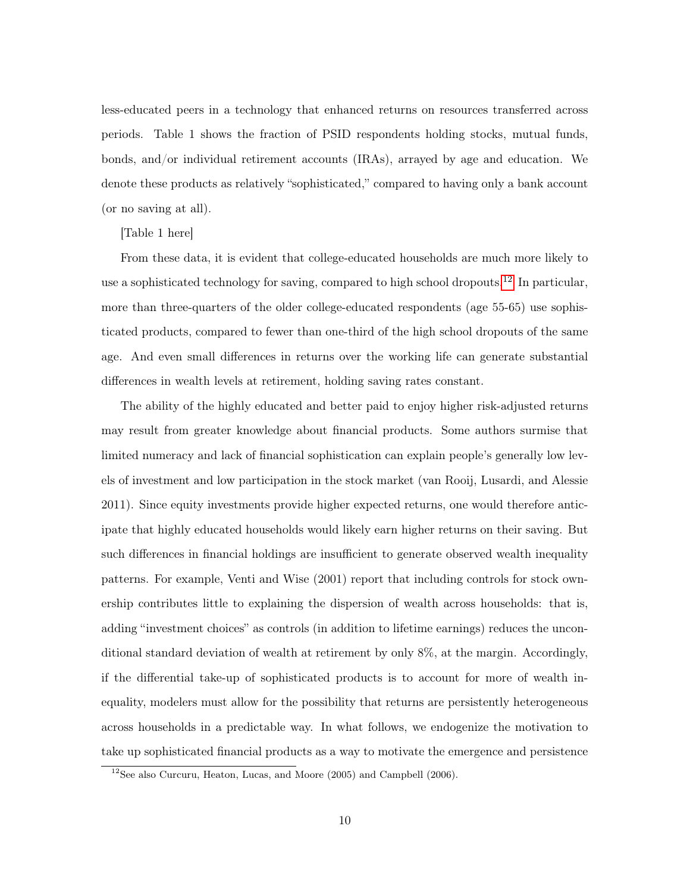less-educated peers in a technology that enhanced returns on resources transferred across periods. Table 1 shows the fraction of PSID respondents holding stocks, mutual funds, bonds, and/or individual retirement accounts (IRAs), arrayed by age and education. We denote these products as relatively "sophisticated," compared to having only a bank account (or no saving at all).

[Table 1 here]

From these data, it is evident that college-educated households are much more likely to use a sophisticated technology for saving, compared to high school dropouts.[12] In particular, more than three-quarters of the older college-educated respondents (age 55-65) use sophisticated products, compared to fewer than one-third of the high school dropouts of the same age. And even small differences in returns over the working life can generate substantial differences in wealth levels at retirement, holding saving rates constant.

The ability of the highly educated and better paid to enjoy higher risk-adjusted returns may result from greater knowledge about financial products. Some authors surmise that limited numeracy and lack of financial sophistication can explain people's generally low levels of investment and low participation in the stock market (van Rooij, Lusardi, and Alessie 2011). Since equity investments provide higher expected returns, one would therefore anticipate that highly educated households would likely earn higher returns on their saving. But such differences in financial holdings are insufficient to generate observed wealth inequality patterns. For example, Venti and Wise (2001) report that including controls for stock ownership contributes little to explaining the dispersion of wealth across households: that is, adding "investment choices" as controls (in addition to lifetime earnings) reduces the unconditional standard deviation of wealth at retirement by only 8%, at the margin. Accordingly, if the differential take-up of sophisticated products is to account for more of wealth inequality, modelers must allow for the possibility that returns are persistently heterogeneous across households in a predictable way. In what follows, we endogenize the motivation to take up sophisticated financial products as a way to motivate the emergence and persistence

[12] See also Curcuru, Heaton, Lucas, and Moore (2005) and Campbell (2006).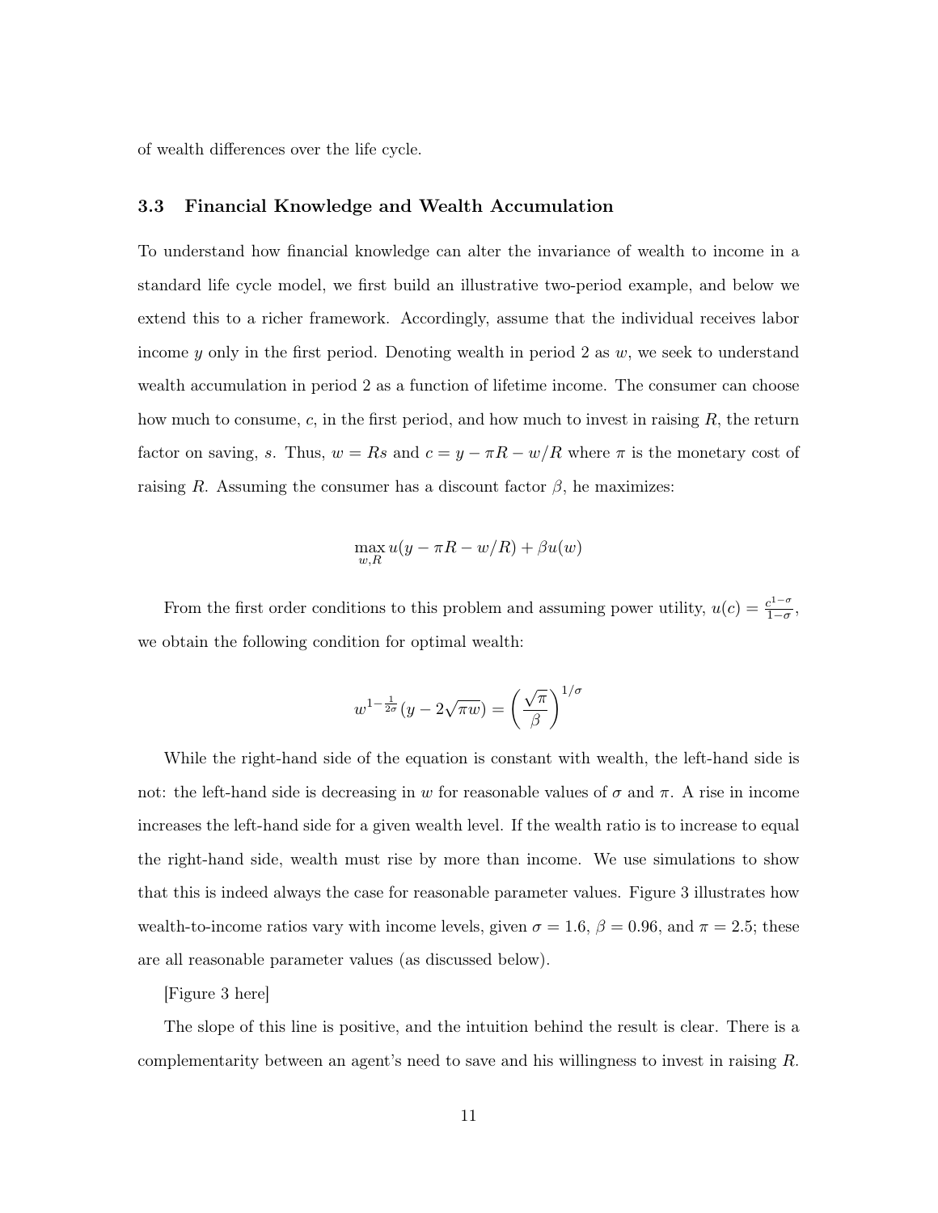of wealth differences over the life cycle.

### 3.3 Financial Knowledge and Wealth Accumulation

To understand how financial knowledge can alter the invariance of wealth to income in a standard life cycle model, we first build an illustrative two-period example, and below we extend this to a richer framework. Accordingly, assume that the individual receives labor income $y$ only in the first period. Denoting wealth in period 2 as $w$, we seek to understand wealth accumulation in period 2 as a function of lifetime income. The consumer can choose how much to consume, $c$, in the first period, and how much to invest in raising $R$, the return factor on saving, $s$. Thus, $w = Rs$ and $c = y - \pi R - w/R$ where $\pi$ is the monetary cost of raising $R$. Assuming the consumer has a discount factor $\beta$, he maximizes:

$$\max_{w,R} u(y - \pi R - w/R) + \beta u(w)$$

From the first order conditions to this problem and assuming power utility, $u(c) = \frac{c^{1-\sigma}}{1-\sigma}$, we obtain the following condition for optimal wealth:

$$w^{1-\frac{1}{2\sigma}}(y - 2\sqrt{\pi w}) = \left(\frac{\sqrt{\pi}}{\beta}\right)^{1/\sigma}$$

While the right-hand side of the equation is constant with wealth, the left-hand side is not: the left-hand side is decreasing in $w$ for reasonable values of $\sigma$ and $\pi$. A rise in income increases the left-hand side for a given wealth level. If the wealth ratio is to increase to equal the right-hand side, wealth must rise by more than income. We use simulations to show that this is indeed always the case for reasonable parameter values. Figure 3 illustrates how wealth-to-income ratios vary with income levels, given $\sigma = 1.6$, $\beta = 0.96$, and $\pi = 2.5$; these are all reasonable parameter values (as discussed below).

[Figure 3 here]

The slope of this line is positive, and the intuition behind the result is clear. There is a complementarity between an agent's need to save and his willingness to invest in raising $R$.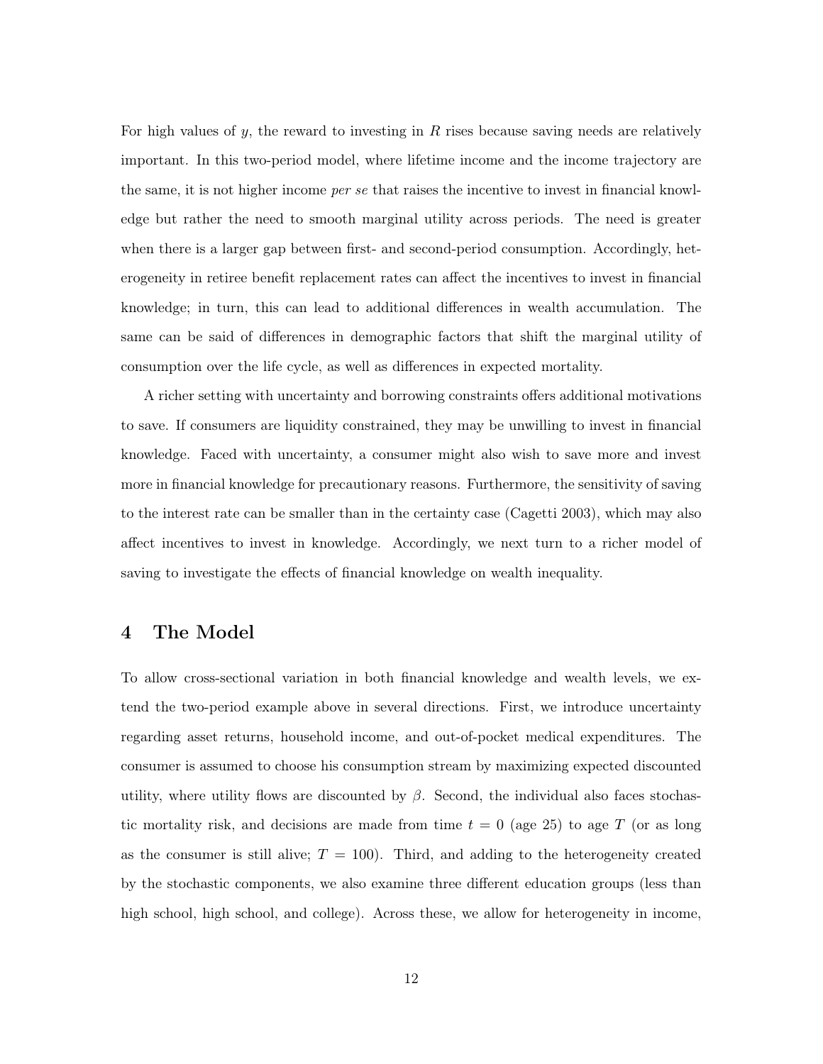For high values of $y$, the reward to investing in $R$ rises because saving needs are relatively important. In this two-period model, where lifetime income and the income trajectory are the same, it is not higher income *per se* that raises the incentive to invest in financial knowledge but rather the need to smooth marginal utility across periods. The need is greater when there is a larger gap between first- and second-period consumption. Accordingly, heterogeneity in retiree benefit replacement rates can affect the incentives to invest in financial knowledge; in turn, this can lead to additional differences in wealth accumulation. The same can be said of differences in demographic factors that shift the marginal utility of consumption over the life cycle, as well as differences in expected mortality.

A richer setting with uncertainty and borrowing constraints offers additional motivations to save. If consumers are liquidity constrained, they may be unwilling to invest in financial knowledge. Faced with uncertainty, a consumer might also wish to save more and invest more in financial knowledge for precautionary reasons. Furthermore, the sensitivity of saving to the interest rate can be smaller than in the certainty case (Cagetti 2003), which may also affect incentives to invest in knowledge. Accordingly, we next turn to a richer model of saving to investigate the effects of financial knowledge on wealth inequality.

# 4 The Model

To allow cross-sectional variation in both financial knowledge and wealth levels, we extend the two-period example above in several directions. First, we introduce uncertainty regarding asset returns, household income, and out-of-pocket medical expenditures. The consumer is assumed to choose his consumption stream by maximizing expected discounted utility, where utility flows are discounted by $\beta$. Second, the individual also faces stochastic mortality risk, and decisions are made from time $t = 0$ (age 25) to age $T$ (or as long as the consumer is still alive; $T = 100$). Third, and adding to the heterogeneity created by the stochastic components, we also examine three different education groups (less than high school, high school, and college). Across these, we allow for heterogeneity in income,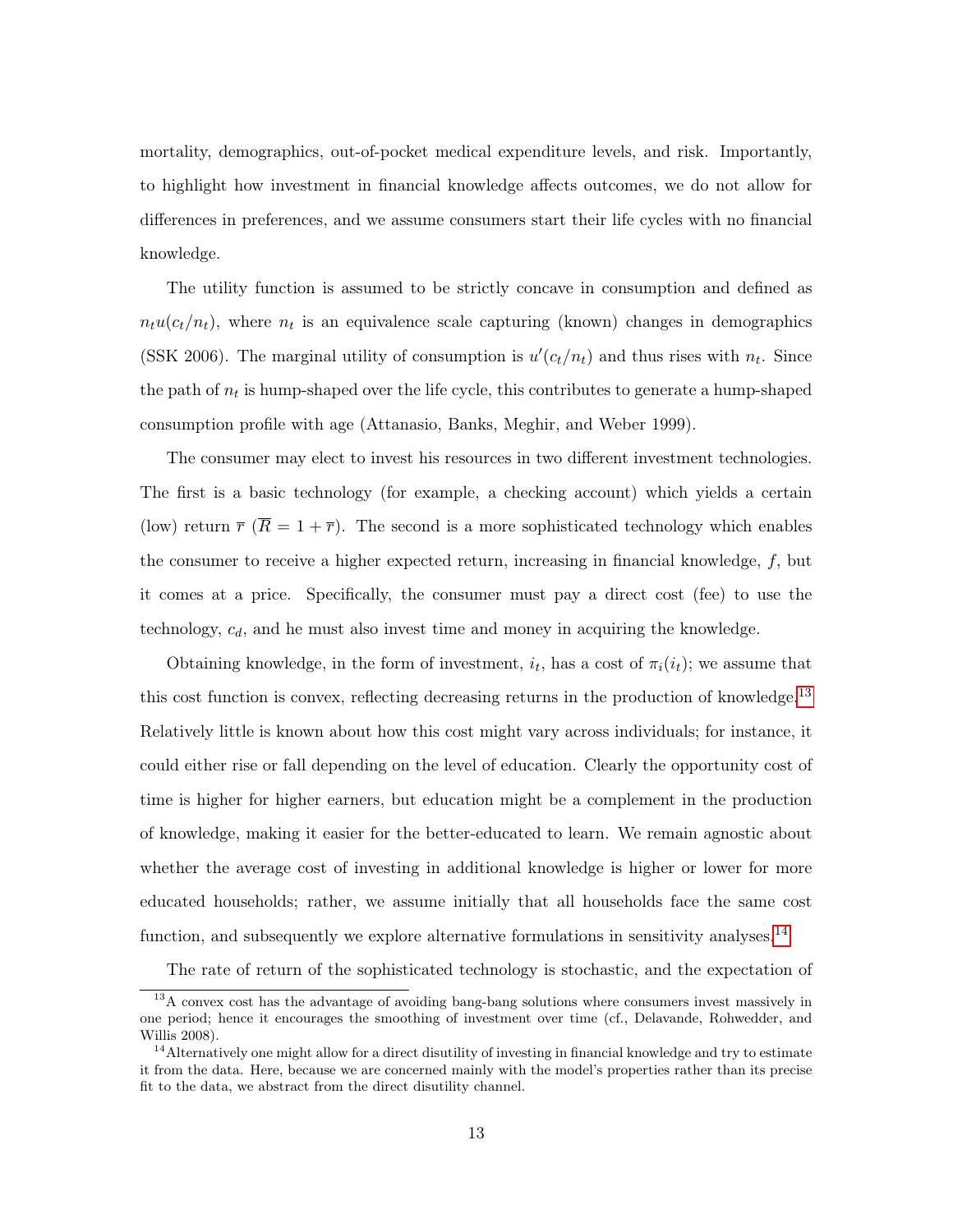mortality, demographics, out-of-pocket medical expenditure levels, and risk. Importantly, to highlight how investment in financial knowledge affects outcomes, we do not allow for differences in preferences, and we assume consumers start their life cycles with no financial knowledge.

The utility function is assumed to be strictly concave in consumption and defined as $n_t u(c_t/n_t)$, where $n_t$ is an equivalence scale capturing (known) changes in demographics (SSK 2006). The marginal utility of consumption is $u'(c_t/n_t)$ and thus rises with $n_t$. Since the path of $n_t$ is hump-shaped over the life cycle, this contributes to generate a hump-shaped consumption profile with age (Attanasio, Banks, Meghir, and Weber 1999).

The consumer may elect to invest his resources in two different investment technologies. The first is a basic technology (for example, a checking account) which yields a certain (low) return $\overline{r}$ ($\overline{R} = 1 + \overline{r}$). The second is a more sophisticated technology which enables the consumer to receive a higher expected return, increasing in financial knowledge, $f$, but it comes at a price. Specifically, the consumer must pay a direct cost (fee) to use the technology, $c_d$, and he must also invest time and money in acquiring the knowledge.

Obtaining knowledge, in the form of investment, $i_t$, has a cost of $\pi_i(i_t)$; we assume that this cost function is convex, reflecting decreasing returns in the production of knowledge.[13] Relatively little is known about how this cost might vary across individuals; for instance, it could either rise or fall depending on the level of education. Clearly the opportunity cost of time is higher for higher earners, but education might be a complement in the production of knowledge, making it easier for the better-educated to learn. We remain agnostic about whether the average cost of investing in additional knowledge is higher or lower for more educated households; rather, we assume initially that all households face the same cost function, and subsequently we explore alternative formulations in sensitivity analyses.[14]

The rate of return of the sophisticated technology is stochastic, and the expectation of

[13] A convex cost has the advantage of avoiding bang-bang solutions where consumers invest massively in one period; hence it encourages the smoothing of investment over time (cf., Delavande, Rohwedder, and Willis 2008).

[14] Alternatively one might allow for a direct disutility of investing in financial knowledge and try to estimate it from the data. Here, because we are concerned mainly with the model's properties rather than its precise fit to the data, we abstract from the direct disutility channel.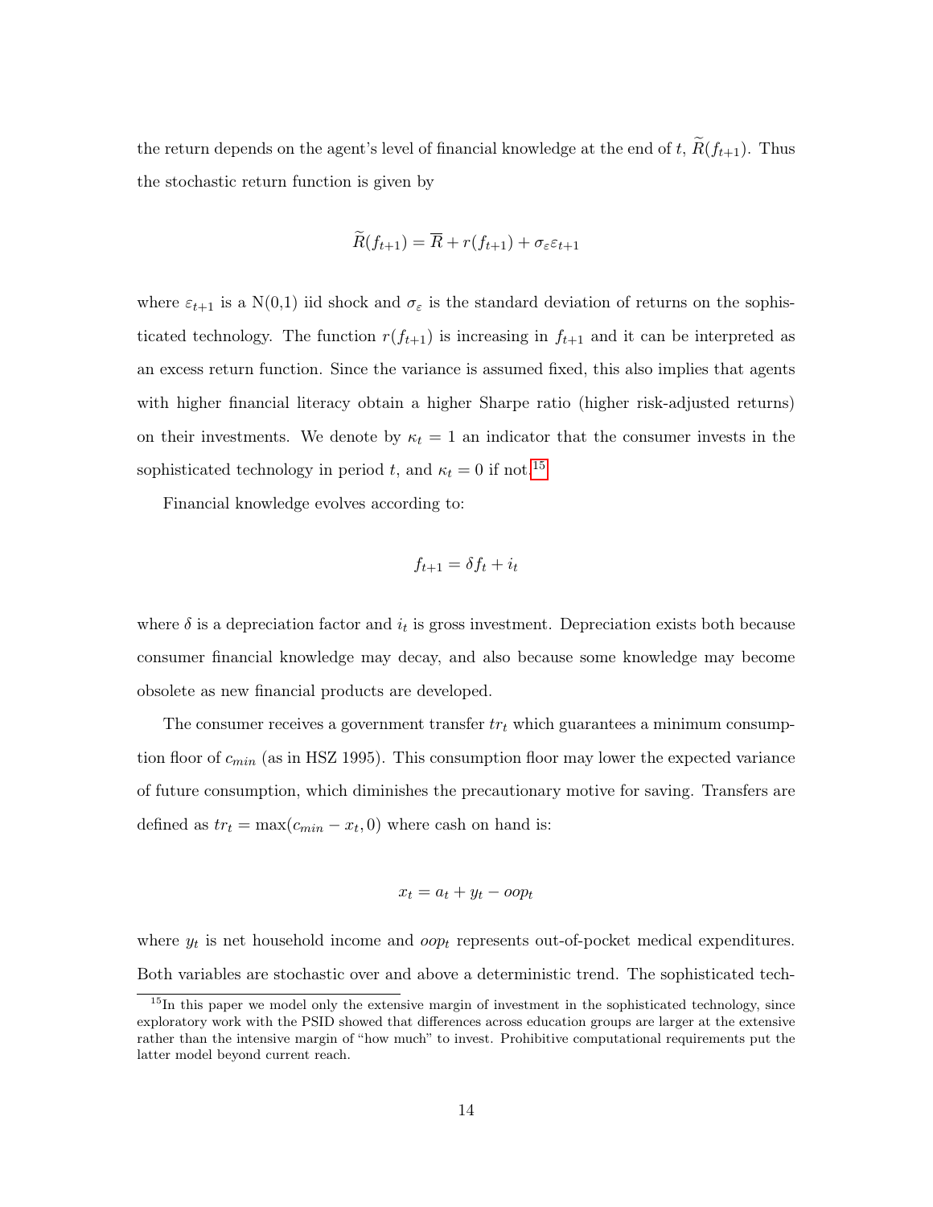the return depends on the agent's level of financial knowledge at the end of $t$, $\widetilde{R}(f_{t+1})$. Thus the stochastic return function is given by

$$\widetilde{R}(f_{t+1}) = \overline{R} + r(f_{t+1}) + \sigma_{\varepsilon}\varepsilon_{t+1}$$

where $\varepsilon_{t+1}$ is a N(0,1) iid shock and $\sigma_{\varepsilon}$ is the standard deviation of returns on the sophisticated technology. The function $r(f_{t+1})$ is increasing in $f_{t+1}$ and it can be interpreted as an excess return function. Since the variance is assumed fixed, this also implies that agents with higher financial literacy obtain a higher Sharpe ratio (higher risk-adjusted returns) on their investments. We denote by $\kappa_t = 1$ an indicator that the consumer invests in the sophisticated technology in period $t$, and $\kappa_t = 0$ if not.[15]

Financial knowledge evolves according to:

$$f_{t+1} = \delta f_t + i_t$$

where $\delta$ is a depreciation factor and $i_t$ is gross investment. Depreciation exists both because consumer financial knowledge may decay, and also because some knowledge may become obsolete as new financial products are developed.

The consumer receives a government transfer $tr_t$ which guarantees a minimum consumption floor of $c_{min}$ (as in HSZ 1995). This consumption floor may lower the expected variance of future consumption, which diminishes the precautionary motive for saving. Transfers are defined as $tr_t = \max(c_{min} - x_t, 0)$ where cash on hand is:

$$x_t = a_t + y_t - oop_t$$

where $y_t$ is net household income and $oop_t$ represents out-of-pocket medical expenditures. Both variables are stochastic over and above a deterministic trend. The sophisticated tech-

[15] In this paper we model only the extensive margin of investment in the sophisticated technology, since exploratory work with the PSID showed that differences across education groups are larger at the extensive rather than the intensive margin of "how much" to invest. Prohibitive computational requirements put the latter model beyond current reach.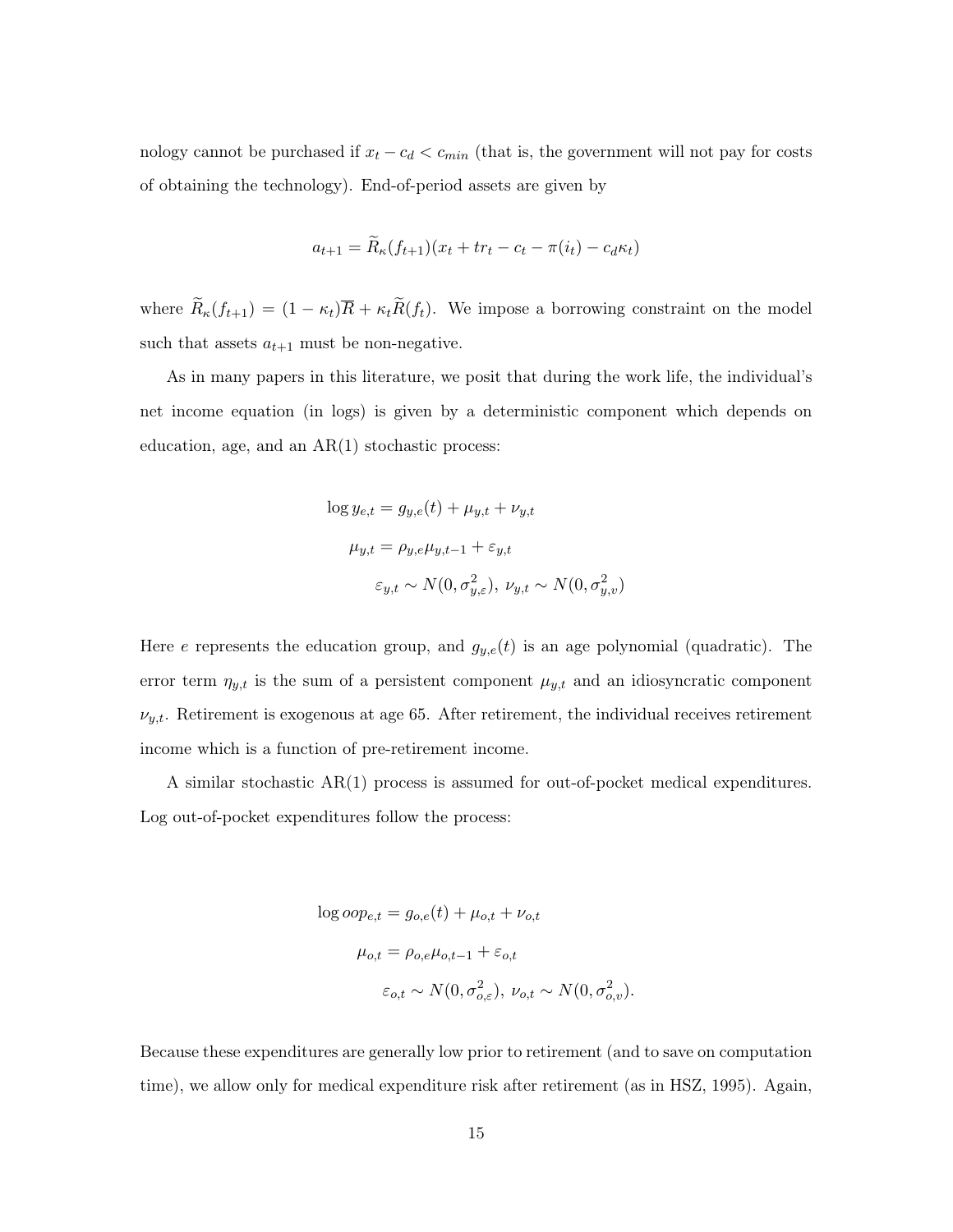nology cannot be purchased if $x_t - c_d < c_{min}$ (that is, the government will not pay for costs of obtaining the technology). End-of-period assets are given by

$$a_{t+1} = \widetilde{R}_\kappa(f_{t+1})(x_t + tr_t - c_t - \pi(i_t) - c_d\kappa_t)$$

where $\widetilde{R}_\kappa(f_{t+1}) = (1-\kappa_t)\overline{R} + \kappa_t\widetilde{R}(f_t)$. We impose a borrowing constraint on the model such that assets $a_{t+1}$ must be non-negative.

As in many papers in this literature, we posit that during the work life, the individual's net income equation (in logs) is given by a deterministic component which depends on education, age, and an AR(1) stochastic process:

$$\log y_{e,t} = g_{y,e}(t) + \mu_{y,t} + \nu_{y,t}$$

$$\mu_{y,t} = \rho_{y,e}\mu_{y,t-1} + \varepsilon_{y,t}$$

$$\varepsilon_{y,t} \sim N(0, \sigma^2_{y,\varepsilon}),\ \nu_{y,t} \sim N(0, \sigma^2_{y,v})$$

Here $e$ represents the education group, and $g_{y,e}(t)$ is an age polynomial (quadratic). The error term $\eta_{y,t}$ is the sum of a persistent component $\mu_{y,t}$ and an idiosyncratic component $\nu_{y,t}$. Retirement is exogenous at age 65. After retirement, the individual receives retirement income which is a function of pre-retirement income.

A similar stochastic AR(1) process is assumed for out-of-pocket medical expenditures. Log out-of-pocket expenditures follow the process:

$$\log oop_{e,t} = g_{o,e}(t) + \mu_{o,t} + \nu_{o,t}$$

$$\mu_{o,t} = \rho_{o,e}\mu_{o,t-1} + \varepsilon_{o,t}$$

$$\varepsilon_{o,t} \sim N(0, \sigma^2_{o,\varepsilon}),\ \nu_{o,t} \sim N(0, \sigma^2_{o,v}).$$

Because these expenditures are generally low prior to retirement (and to save on computation time), we allow only for medical expenditure risk after retirement (as in HSZ, 1995). Again,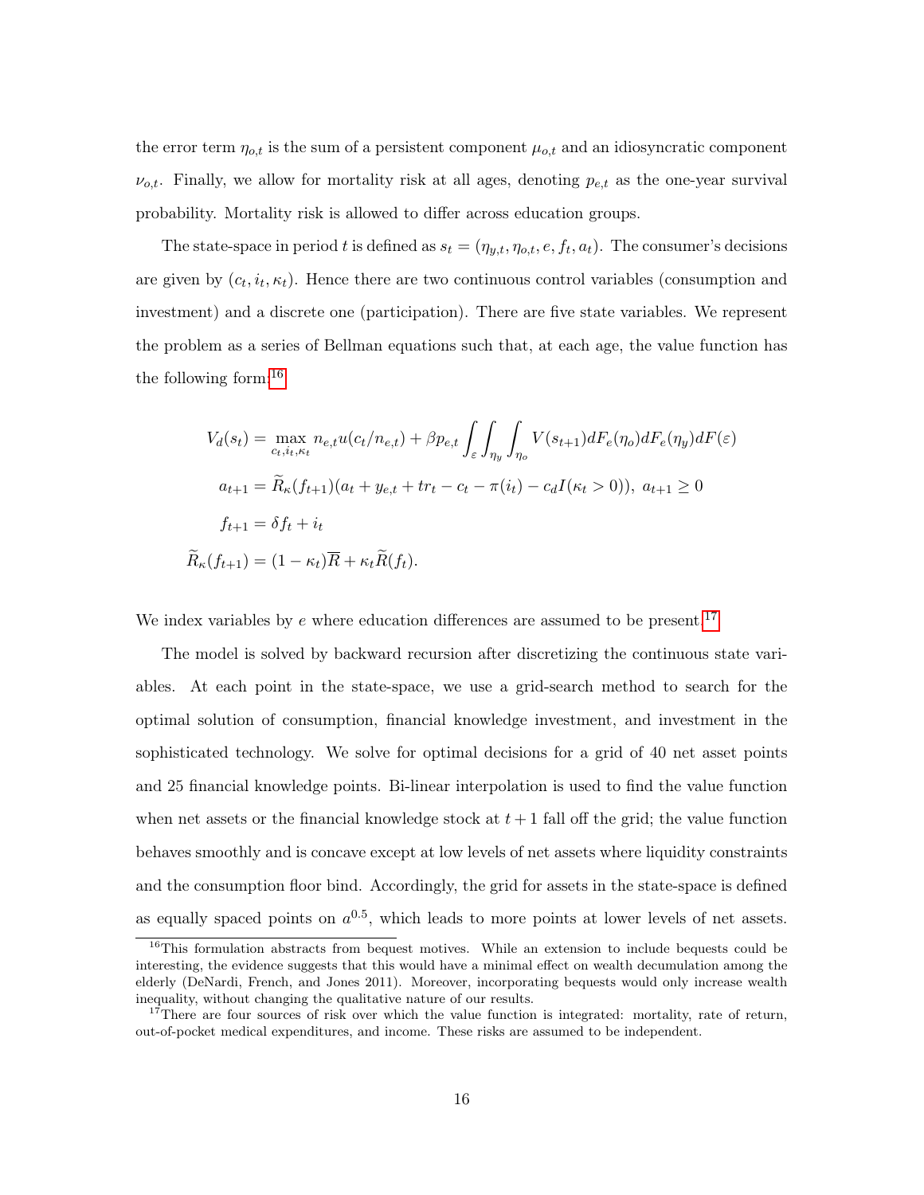the error term $\eta_{o,t}$ is the sum of a persistent component $\mu_{o,t}$ and an idiosyncratic component $\nu_{o,t}$. Finally, we allow for mortality risk at all ages, denoting $p_{e,t}$ as the one-year survival probability. Mortality risk is allowed to differ across education groups.

The state-space in period $t$ is defined as $s_t = (\eta_{y,t}, \eta_{o,t}, e, f_t, a_t)$. The consumer's decisions are given by $(c_t, i_t, \kappa_t)$. Hence there are two continuous control variables (consumption and investment) and a discrete one (participation). There are five state variables. We represent the problem as a series of Bellman equations such that, at each age, the value function has the following form:[16]

$$
\begin{aligned}
V_d(s_t) &= \max_{c_t, i_t, \kappa_t} n_{e,t} u(c_t/n_{e,t}) + \beta p_{e,t} \int_{\varepsilon} \int_{\eta_y} \int_{\eta_o} V(s_{t+1}) dF_e(\eta_o) dF_e(\eta_y) dF(\varepsilon) \\
a_{t+1} &= \widetilde{R}_{\kappa}(f_{t+1})(a_t + y_{e,t} + tr_t - c_t - \pi(i_t) - c_d I(\kappa_t > 0)), \; a_{t+1} \geq 0 \\
f_{t+1} &= \delta f_t + i_t \\
\widetilde{R}_{\kappa}(f_{t+1}) &= (1 - \kappa_t)\overline{R} + \kappa_t \widetilde{R}(f_t).
\end{aligned}
$$

We index variables by $e$ where education differences are assumed to be present.[17]

The model is solved by backward recursion after discretizing the continuous state variables. At each point in the state-space, we use a grid-search method to search for the optimal solution of consumption, financial knowledge investment, and investment in the sophisticated technology. We solve for optimal decisions for a grid of 40 net asset points and 25 financial knowledge points. Bi-linear interpolation is used to find the value function when net assets or the financial knowledge stock at $t + 1$ fall off the grid; the value function behaves smoothly and is concave except at low levels of net assets where liquidity constraints and the consumption floor bind. Accordingly, the grid for assets in the state-space is defined as equally spaced points on $a^{0.5}$, which leads to more points at lower levels of net assets.

---

[16] This formulation abstracts from bequest motives. While an extension to include bequests could be interesting, the evidence suggests that this would have a minimal effect on wealth decumulation among the elderly (DeNardi, French, and Jones 2011). Moreover, incorporating bequests would only increase wealth inequality, without changing the qualitative nature of our results.

[17] There are four sources of risk over which the value function is integrated: mortality, rate of return, out-of-pocket medical expenditures, and income. These risks are assumed to be independent.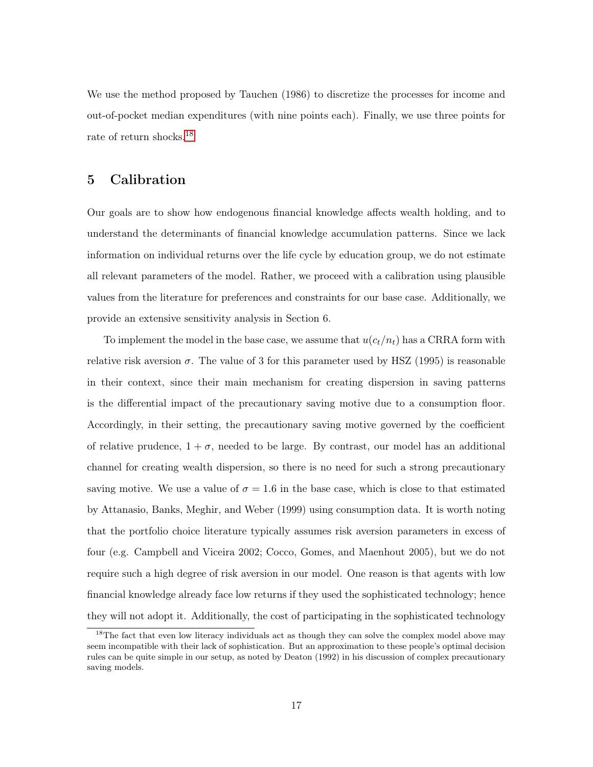We use the method proposed by Tauchen (1986) to discretize the processes for income and out-of-pocket median expenditures (with nine points each). Finally, we use three points for rate of return shocks.[18]

# 5 Calibration

Our goals are to show how endogenous financial knowledge affects wealth holding, and to understand the determinants of financial knowledge accumulation patterns. Since we lack information on individual returns over the life cycle by education group, we do not estimate all relevant parameters of the model. Rather, we proceed with a calibration using plausible values from the literature for preferences and constraints for our base case. Additionally, we provide an extensive sensitivity analysis in Section 6.

To implement the model in the base case, we assume that $u(c_t/n_t)$ has a CRRA form with relative risk aversion $\sigma$. The value of 3 for this parameter used by HSZ (1995) is reasonable in their context, since their main mechanism for creating dispersion in saving patterns is the differential impact of the precautionary saving motive due to a consumption floor. Accordingly, in their setting, the precautionary saving motive governed by the coefficient of relative prudence, $1 + \sigma$, needed to be large. By contrast, our model has an additional channel for creating wealth dispersion, so there is no need for such a strong precautionary saving motive. We use a value of $\sigma = 1.6$ in the base case, which is close to that estimated by Attanasio, Banks, Meghir, and Weber (1999) using consumption data. It is worth noting that the portfolio choice literature typically assumes risk aversion parameters in excess of four (e.g. Campbell and Viceira 2002; Cocco, Gomes, and Maenhout 2005), but we do not require such a high degree of risk aversion in our model. One reason is that agents with low financial knowledge already face low returns if they used the sophisticated technology; hence they will not adopt it. Additionally, the cost of participating in the sophisticated technology

[18] The fact that even low literacy individuals act as though they can solve the complex model above may seem incompatible with their lack of sophistication. But an approximation to these people's optimal decision rules can be quite simple in our setup, as noted by Deaton (1992) in his discussion of complex precautionary saving models.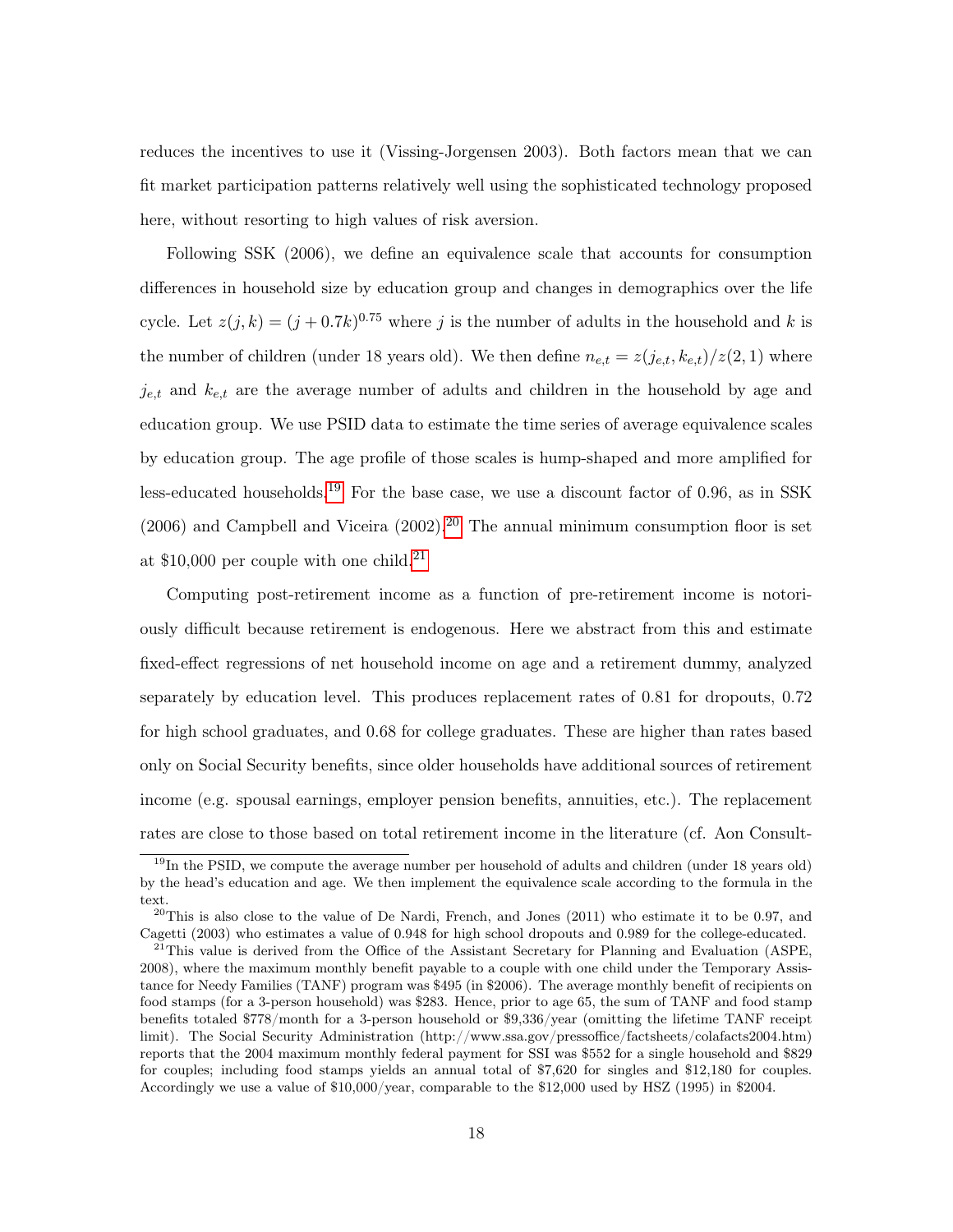reduces the incentives to use it (Vissing-Jorgensen 2003). Both factors mean that we can fit market participation patterns relatively well using the sophisticated technology proposed here, without resorting to high values of risk aversion.

Following SSK (2006), we define an equivalence scale that accounts for consumption differences in household size by education group and changes in demographics over the life cycle. Let $z(j, k) = (j + 0.7k)^{0.75}$ where $j$ is the number of adults in the household and $k$ is the number of children (under 18 years old). We then define $n_{e,t} = z(j_{e,t}, k_{e,t})/z(2, 1)$ where $j_{e,t}$ and $k_{e,t}$ are the average number of adults and children in the household by age and education group. We use PSID data to estimate the time series of average equivalence scales by education group. The age profile of those scales is hump-shaped and more amplified for less-educated households.[19] For the base case, we use a discount factor of 0.96, as in SSK (2006) and Campbell and Viceira (2002).[20] The annual minimum consumption floor is set at $10,000 per couple with one child.[21]

Computing post-retirement income as a function of pre-retirement income is notoriously difficult because retirement is endogenous. Here we abstract from this and estimate fixed-effect regressions of net household income on age and a retirement dummy, analyzed separately by education level. This produces replacement rates of 0.81 for dropouts, 0.72 for high school graduates, and 0.68 for college graduates. These are higher than rates based only on Social Security benefits, since older households have additional sources of retirement income (e.g. spousal earnings, employer pension benefits, annuities, etc.). The replacement rates are close to those based on total retirement income in the literature (cf. Aon Consult-

[19] In the PSID, we compute the average number per household of adults and children (under 18 years old) by the head's education and age. We then implement the equivalence scale according to the formula in the text.

[20] This is also close to the value of De Nardi, French, and Jones (2011) who estimate it to be 0.97, and Cagetti (2003) who estimates a value of 0.948 for high school dropouts and 0.989 for the college-educated.

[21] This value is derived from the Office of the Assistant Secretary for Planning and Evaluation (ASPE, 2008), where the maximum monthly benefit payable to a couple with one child under the Temporary Assistance for Needy Families (TANF) program was $495 (in $2006). The average monthly benefit of recipients on food stamps (for a 3-person household) was $283. Hence, prior to age 65, the sum of TANF and food stamp benefits totaled $778/month for a 3-person household or $9,336/year (omitting the lifetime TANF receipt limit). The Social Security Administration (http://www.ssa.gov/pressoffice/factsheets/colafacts2004.htm) reports that the 2004 maximum monthly federal payment for SSI was $552 for a single household and $829 for couples; including food stamps yields an annual total of $7,620 for singles and $12,180 for couples. Accordingly we use a value of $10,000/year, comparable to the $12,000 used by HSZ (1995) in $2004.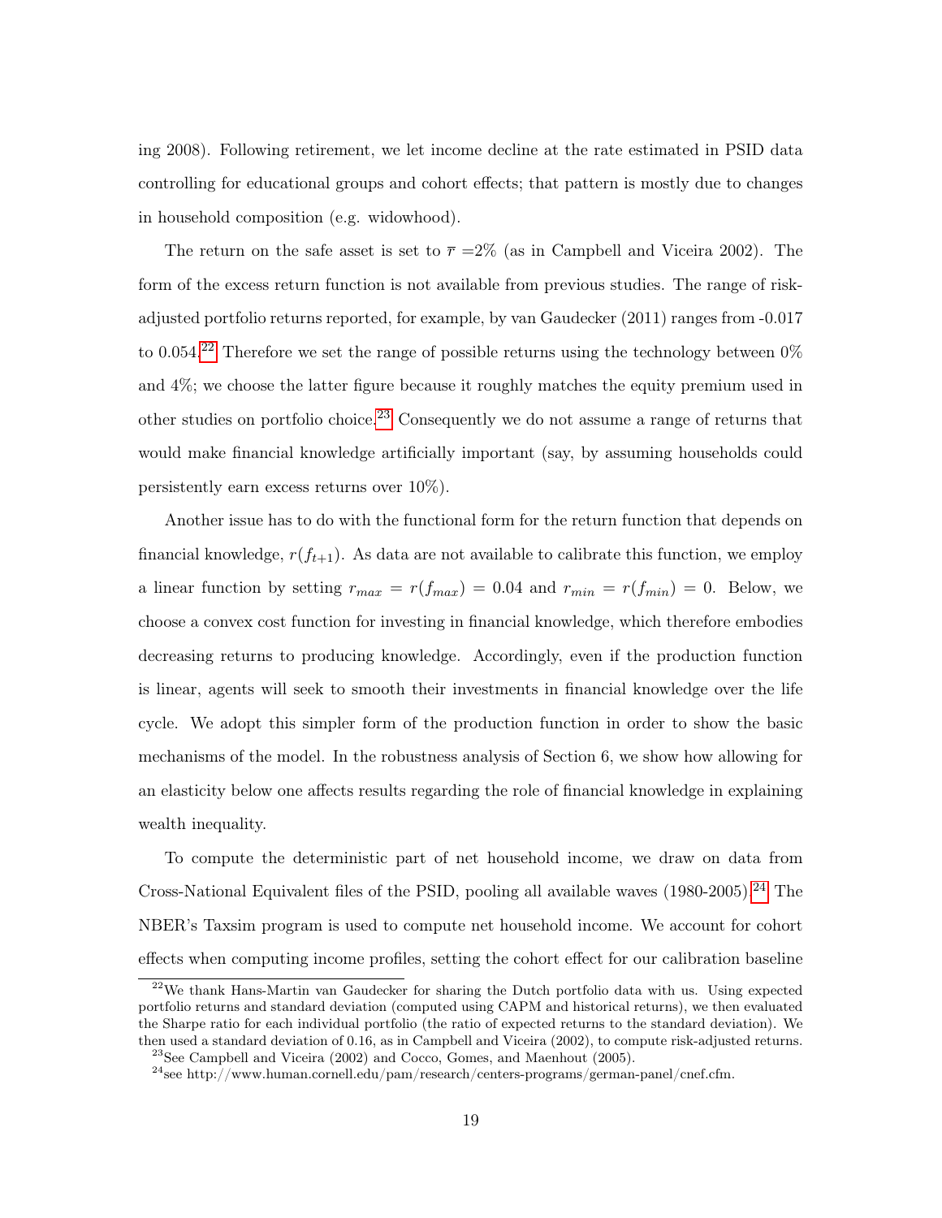ing 2008). Following retirement, we let income decline at the rate estimated in PSID data controlling for educational groups and cohort effects; that pattern is mostly due to changes in household composition (e.g. widowhood).

The return on the safe asset is set to $\overline{r}$ =2% (as in Campbell and Viceira 2002). The form of the excess return function is not available from previous studies. The range of risk-adjusted portfolio returns reported, for example, by van Gaudecker (2011) ranges from -0.017 to 0.054.[22] Therefore we set the range of possible returns using the technology between 0% and 4%; we choose the latter figure because it roughly matches the equity premium used in other studies on portfolio choice.[23] Consequently we do not assume a range of returns that would make financial knowledge artificially important (say, by assuming households could persistently earn excess returns over 10%).

Another issue has to do with the functional form for the return function that depends on financial knowledge, $r(f_{t+1})$. As data are not available to calibrate this function, we employ a linear function by setting $r_{max} = r(f_{max}) = 0.04$ and $r_{min} = r(f_{min}) = 0$. Below, we choose a convex cost function for investing in financial knowledge, which therefore embodies decreasing returns to producing knowledge. Accordingly, even if the production function is linear, agents will seek to smooth their investments in financial knowledge over the life cycle. We adopt this simpler form of the production function in order to show the basic mechanisms of the model. In the robustness analysis of Section 6, we show how allowing for an elasticity below one affects results regarding the role of financial knowledge in explaining wealth inequality.

To compute the deterministic part of net household income, we draw on data from Cross-National Equivalent files of the PSID, pooling all available waves (1980-2005).[24] The NBER's Taxsim program is used to compute net household income. We account for cohort effects when computing income profiles, setting the cohort effect for our calibration baseline

[22] We thank Hans-Martin van Gaudecker for sharing the Dutch portfolio data with us. Using expected portfolio returns and standard deviation (computed using CAPM and historical returns), we then evaluated the Sharpe ratio for each individual portfolio (the ratio of expected returns to the standard deviation). We then used a standard deviation of 0.16, as in Campbell and Viceira (2002), to compute risk-adjusted returns.

[23] See Campbell and Viceira (2002) and Cocco, Gomes, and Maenhout (2005).

[24] see http://www.human.cornell.edu/pam/research/centers-programs/german-panel/cnef.cfm.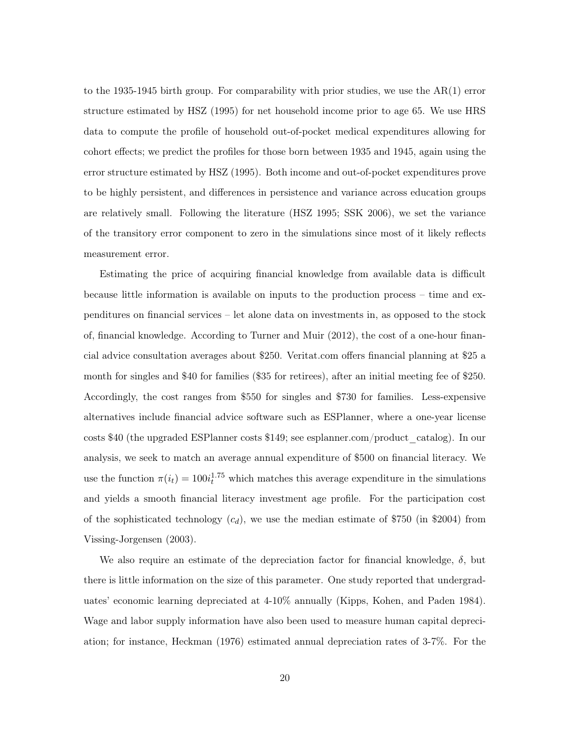to the 1935-1945 birth group. For comparability with prior studies, we use the AR(1) error structure estimated by HSZ (1995) for net household income prior to age 65. We use HRS data to compute the profile of household out-of-pocket medical expenditures allowing for cohort effects; we predict the profiles for those born between 1935 and 1945, again using the error structure estimated by HSZ (1995). Both income and out-of-pocket expenditures prove to be highly persistent, and differences in persistence and variance across education groups are relatively small. Following the literature (HSZ 1995; SSK 2006), we set the variance of the transitory error component to zero in the simulations since most of it likely reflects measurement error.

Estimating the price of acquiring financial knowledge from available data is difficult because little information is available on inputs to the production process – time and expenditures on financial services – let alone data on investments in, as opposed to the stock of, financial knowledge. According to Turner and Muir (2012), the cost of a one-hour financial advice consultation averages about \$250. Veritat.com offers financial planning at \$25 a month for singles and \$40 for families (\$35 for retirees), after an initial meeting fee of \$250. Accordingly, the cost ranges from \$550 for singles and \$730 for families. Less-expensive alternatives include financial advice software such as ESPlanner, where a one-year license costs \$40 (the upgraded ESPlanner costs \$149; see esplanner.com/product_catalog). In our analysis, we seek to match an average annual expenditure of \$500 on financial literacy. We use the function $\pi(i_t) = 100 i_t^{1.75}$ which matches this average expenditure in the simulations and yields a smooth financial literacy investment age profile. For the participation cost of the sophisticated technology ($c_d$), we use the median estimate of \$750 (in \$2004) from Vissing-Jorgensen (2003).

We also require an estimate of the depreciation factor for financial knowledge, $\delta$, but there is little information on the size of this parameter. One study reported that undergraduates' economic learning depreciated at 4-10% annually (Kipps, Kohen, and Paden 1984). Wage and labor supply information have also been used to measure human capital depreciation; for instance, Heckman (1976) estimated annual depreciation rates of 3-7%. For the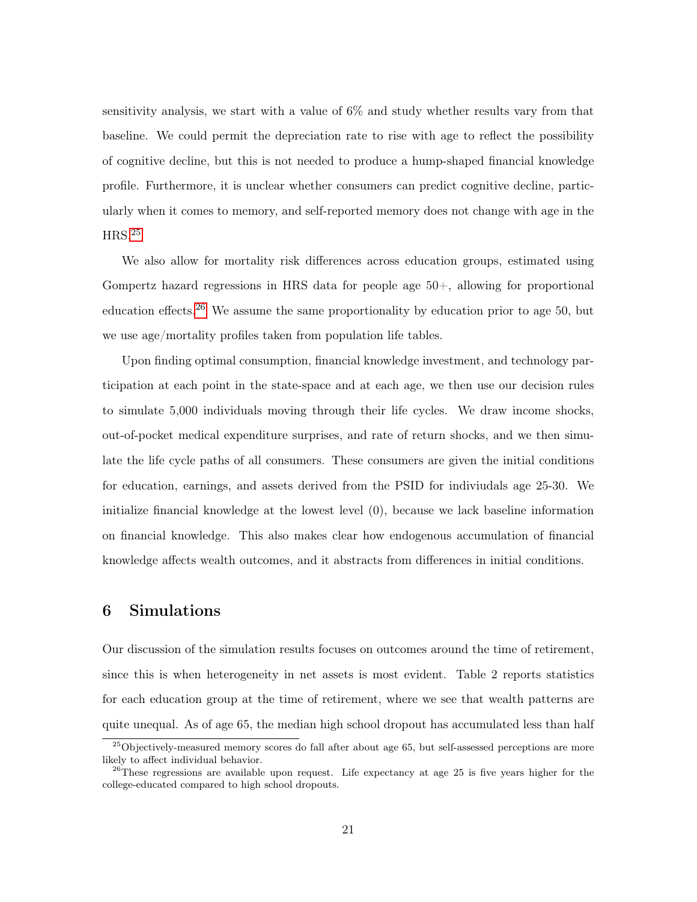sensitivity analysis, we start with a value of 6% and study whether results vary from that baseline. We could permit the depreciation rate to rise with age to reflect the possibility of cognitive decline, but this is not needed to produce a hump-shaped financial knowledge profile. Furthermore, it is unclear whether consumers can predict cognitive decline, particularly when it comes to memory, and self-reported memory does not change with age in the HRS.[25]

We also allow for mortality risk differences across education groups, estimated using Gompertz hazard regressions in HRS data for people age 50+, allowing for proportional education effects.[26] We assume the same proportionality by education prior to age 50, but we use age/mortality profiles taken from population life tables.

Upon finding optimal consumption, financial knowledge investment, and technology participation at each point in the state-space and at each age, we then use our decision rules to simulate 5,000 individuals moving through their life cycles. We draw income shocks, out-of-pocket medical expenditure surprises, and rate of return shocks, and we then simulate the life cycle paths of all consumers. These consumers are given the initial conditions for education, earnings, and assets derived from the PSID for indiviudals age 25-30. We initialize financial knowledge at the lowest level (0), because we lack baseline information on financial knowledge. This also makes clear how endogenous accumulation of financial knowledge affects wealth outcomes, and it abstracts from differences in initial conditions.

## 6 Simulations

Our discussion of the simulation results focuses on outcomes around the time of retirement, since this is when heterogeneity in net assets is most evident. Table 2 reports statistics for each education group at the time of retirement, where we see that wealth patterns are quite unequal. As of age 65, the median high school dropout has accumulated less than half

[25] Objectively-measured memory scores do fall after about age 65, but self-assessed perceptions are more likely to affect individual behavior.

[26] These regressions are available upon request. Life expectancy at age 25 is five years higher for the college-educated compared to high school dropouts.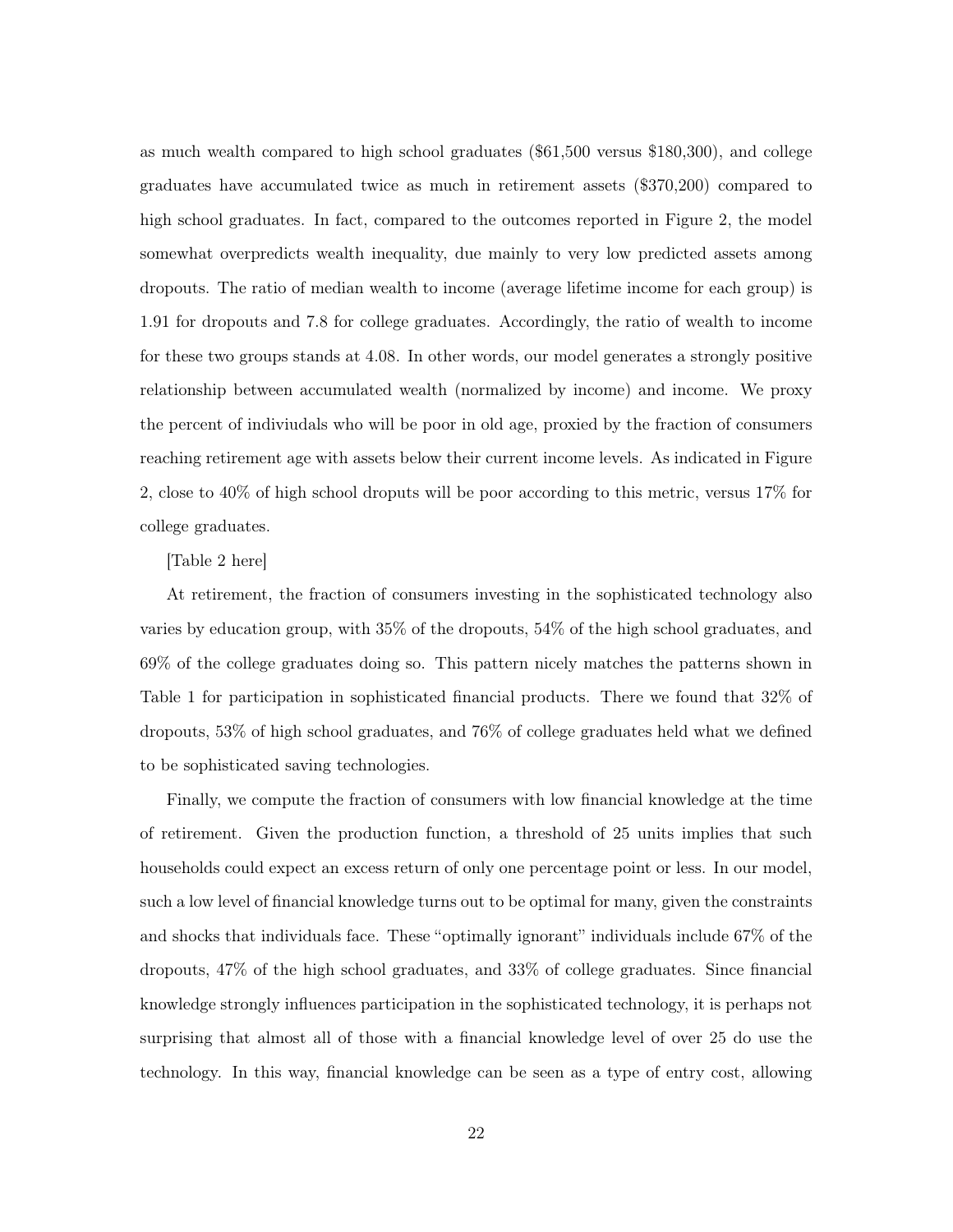as much wealth compared to high school graduates ($61,500 versus $180,300), and college graduates have accumulated twice as much in retirement assets ($370,200) compared to high school graduates. In fact, compared to the outcomes reported in Figure 2, the model somewhat overpredicts wealth inequality, due mainly to very low predicted assets among dropouts. The ratio of median wealth to income (average lifetime income for each group) is 1.91 for dropouts and 7.8 for college graduates. Accordingly, the ratio of wealth to income for these two groups stands at 4.08. In other words, our model generates a strongly positive relationship between accumulated wealth (normalized by income) and income. We proxy the percent of indiviudals who will be poor in old age, proxied by the fraction of consumers reaching retirement age with assets below their current income levels. As indicated in Figure 2, close to 40% of high school droputs will be poor according to this metric, versus 17% for college graduates.

[Table 2 here]

At retirement, the fraction of consumers investing in the sophisticated technology also varies by education group, with 35% of the dropouts, 54% of the high school graduates, and 69% of the college graduates doing so. This pattern nicely matches the patterns shown in Table 1 for participation in sophisticated financial products. There we found that 32% of dropouts, 53% of high school graduates, and 76% of college graduates held what we defined to be sophisticated saving technologies.

Finally, we compute the fraction of consumers with low financial knowledge at the time of retirement. Given the production function, a threshold of 25 units implies that such households could expect an excess return of only one percentage point or less. In our model, such a low level of financial knowledge turns out to be optimal for many, given the constraints and shocks that individuals face. These "optimally ignorant" individuals include 67% of the dropouts, 47% of the high school graduates, and 33% of college graduates. Since financial knowledge strongly influences participation in the sophisticated technology, it is perhaps not surprising that almost all of those with a financial knowledge level of over 25 do use the technology. In this way, financial knowledge can be seen as a type of entry cost, allowing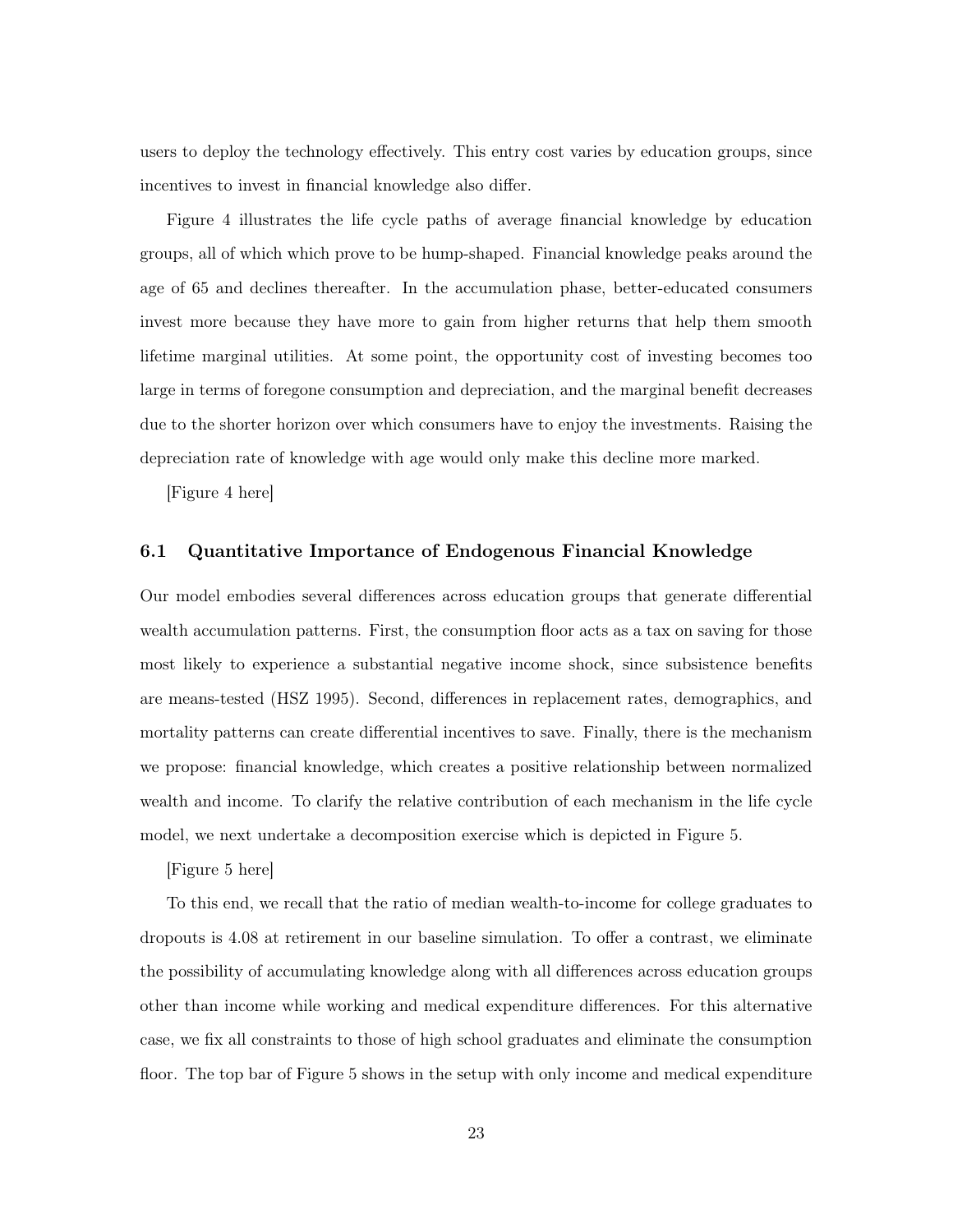users to deploy the technology effectively. This entry cost varies by education groups, since incentives to invest in financial knowledge also differ.

Figure 4 illustrates the life cycle paths of average financial knowledge by education groups, all of which which prove to be hump-shaped. Financial knowledge peaks around the age of 65 and declines thereafter. In the accumulation phase, better-educated consumers invest more because they have more to gain from higher returns that help them smooth lifetime marginal utilities. At some point, the opportunity cost of investing becomes too large in terms of foregone consumption and depreciation, and the marginal benefit decreases due to the shorter horizon over which consumers have to enjoy the investments. Raising the depreciation rate of knowledge with age would only make this decline more marked.

[Figure 4 here]

### 6.1 Quantitative Importance of Endogenous Financial Knowledge

Our model embodies several differences across education groups that generate differential wealth accumulation patterns. First, the consumption floor acts as a tax on saving for those most likely to experience a substantial negative income shock, since subsistence benefits are means-tested (HSZ 1995). Second, differences in replacement rates, demographics, and mortality patterns can create differential incentives to save. Finally, there is the mechanism we propose: financial knowledge, which creates a positive relationship between normalized wealth and income. To clarify the relative contribution of each mechanism in the life cycle model, we next undertake a decomposition exercise which is depicted in Figure 5.

[Figure 5 here]

To this end, we recall that the ratio of median wealth-to-income for college graduates to dropouts is 4.08 at retirement in our baseline simulation. To offer a contrast, we eliminate the possibility of accumulating knowledge along with all differences across education groups other than income while working and medical expenditure differences. For this alternative case, we fix all constraints to those of high school graduates and eliminate the consumption floor. The top bar of Figure 5 shows in the setup with only income and medical expenditure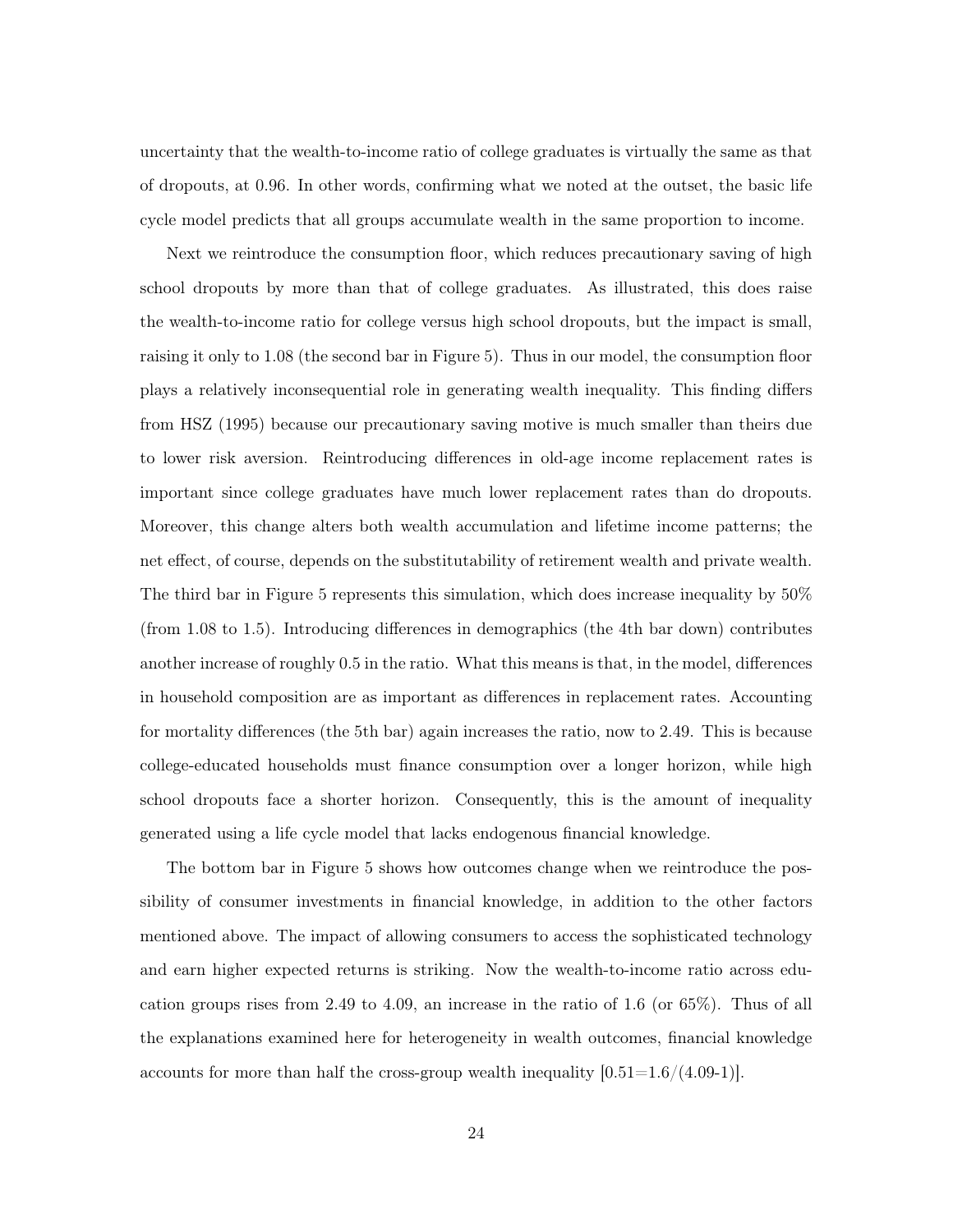uncertainty that the wealth-to-income ratio of college graduates is virtually the same as that of dropouts, at 0.96. In other words, confirming what we noted at the outset, the basic life cycle model predicts that all groups accumulate wealth in the same proportion to income.

Next we reintroduce the consumption floor, which reduces precautionary saving of high school dropouts by more than that of college graduates. As illustrated, this does raise the wealth-to-income ratio for college versus high school dropouts, but the impact is small, raising it only to 1.08 (the second bar in Figure 5). Thus in our model, the consumption floor plays a relatively inconsequential role in generating wealth inequality. This finding differs from HSZ (1995) because our precautionary saving motive is much smaller than theirs due to lower risk aversion. Reintroducing differences in old-age income replacement rates is important since college graduates have much lower replacement rates than do dropouts. Moreover, this change alters both wealth accumulation and lifetime income patterns; the net effect, of course, depends on the substitutability of retirement wealth and private wealth. The third bar in Figure 5 represents this simulation, which does increase inequality by 50% (from 1.08 to 1.5). Introducing differences in demographics (the 4th bar down) contributes another increase of roughly 0.5 in the ratio. What this means is that, in the model, differences in household composition are as important as differences in replacement rates. Accounting for mortality differences (the 5th bar) again increases the ratio, now to 2.49. This is because college-educated households must finance consumption over a longer horizon, while high school dropouts face a shorter horizon. Consequently, this is the amount of inequality generated using a life cycle model that lacks endogenous financial knowledge.

The bottom bar in Figure 5 shows how outcomes change when we reintroduce the possibility of consumer investments in financial knowledge, in addition to the other factors mentioned above. The impact of allowing consumers to access the sophisticated technology and earn higher expected returns is striking. Now the wealth-to-income ratio across education groups rises from 2.49 to 4.09, an increase in the ratio of 1.6 (or 65%). Thus of all the explanations examined here for heterogeneity in wealth outcomes, financial knowledge accounts for more than half the cross-group wealth inequality [0.51=1.6/(4.09-1)].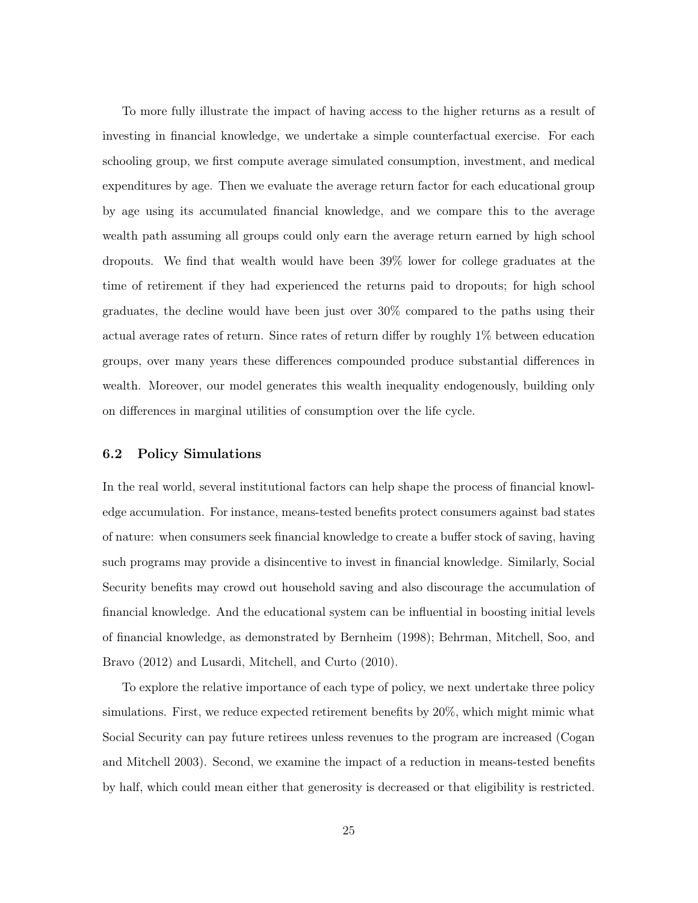To more fully illustrate the impact of having access to the higher returns as a result of investing in financial knowledge, we undertake a simple counterfactual exercise. For each schooling group, we first compute average simulated consumption, investment, and medical expenditures by age. Then we evaluate the average return factor for each educational group by age using its accumulated financial knowledge, and we compare this to the average wealth path assuming all groups could only earn the average return earned by high school dropouts. We find that wealth would have been 39% lower for college graduates at the time of retirement if they had experienced the returns paid to dropouts; for high school graduates, the decline would have been just over 30% compared to the paths using their actual average rates of return. Since rates of return differ by roughly 1% between education groups, over many years these differences compounded produce substantial differences in wealth. Moreover, our model generates this wealth inequality endogenously, building only on differences in marginal utilities of consumption over the life cycle.

### 6.2 Policy Simulations

In the real world, several institutional factors can help shape the process of financial knowledge accumulation. For instance, means-tested benefits protect consumers against bad states of nature: when consumers seek financial knowledge to create a buffer stock of saving, having such programs may provide a disincentive to invest in financial knowledge. Similarly, Social Security benefits may crowd out household saving and also discourage the accumulation of financial knowledge. And the educational system can be influential in boosting initial levels of financial knowledge, as demonstrated by Bernheim (1998); Behrman, Mitchell, Soo, and Bravo (2012) and Lusardi, Mitchell, and Curto (2010).

To explore the relative importance of each type of policy, we next undertake three policy simulations. First, we reduce expected retirement benefits by 20%, which might mimic what Social Security can pay future retirees unless revenues to the program are increased (Cogan and Mitchell 2003). Second, we examine the impact of a reduction in means-tested benefits by half, which could mean either that generosity is decreased or that eligibility is restricted.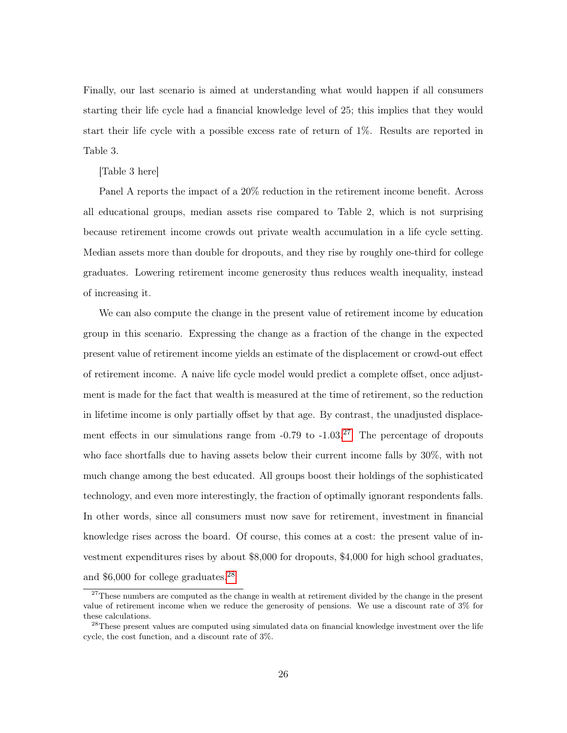Finally, our last scenario is aimed at understanding what would happen if all consumers starting their life cycle had a financial knowledge level of 25; this implies that they would start their life cycle with a possible excess rate of return of 1%. Results are reported in Table 3.

[Table 3 here]

Panel A reports the impact of a 20% reduction in the retirement income benefit. Across all educational groups, median assets rise compared to Table 2, which is not surprising because retirement income crowds out private wealth accumulation in a life cycle setting. Median assets more than double for dropouts, and they rise by roughly one-third for college graduates. Lowering retirement income generosity thus reduces wealth inequality, instead of increasing it.

We can also compute the change in the present value of retirement income by education group in this scenario. Expressing the change as a fraction of the change in the expected present value of retirement income yields an estimate of the displacement or crowd-out effect of retirement income. A naive life cycle model would predict a complete offset, once adjustment is made for the fact that wealth is measured at the time of retirement, so the reduction in lifetime income is only partially offset by that age. By contrast, the unadjusted displacement effects in our simulations range from -0.79 to -1.03.[27] The percentage of dropouts who face shortfalls due to having assets below their current income falls by 30%, with not much change among the best educated. All groups boost their holdings of the sophisticated technology, and even more interestingly, the fraction of optimally ignorant respondents falls. In other words, since all consumers must now save for retirement, investment in financial knowledge rises across the board. Of course, this comes at a cost: the present value of investment expenditures rises by about $8,000 for dropouts, $4,000 for high school graduates, and $6,000 for college graduates.[28]

[27] These numbers are computed as the change in wealth at retirement divided by the change in the present value of retirement income when we reduce the generosity of pensions. We use a discount rate of 3% for these calculations.

[28] These present values are computed using simulated data on financial knowledge investment over the life cycle, the cost function, and a discount rate of 3%.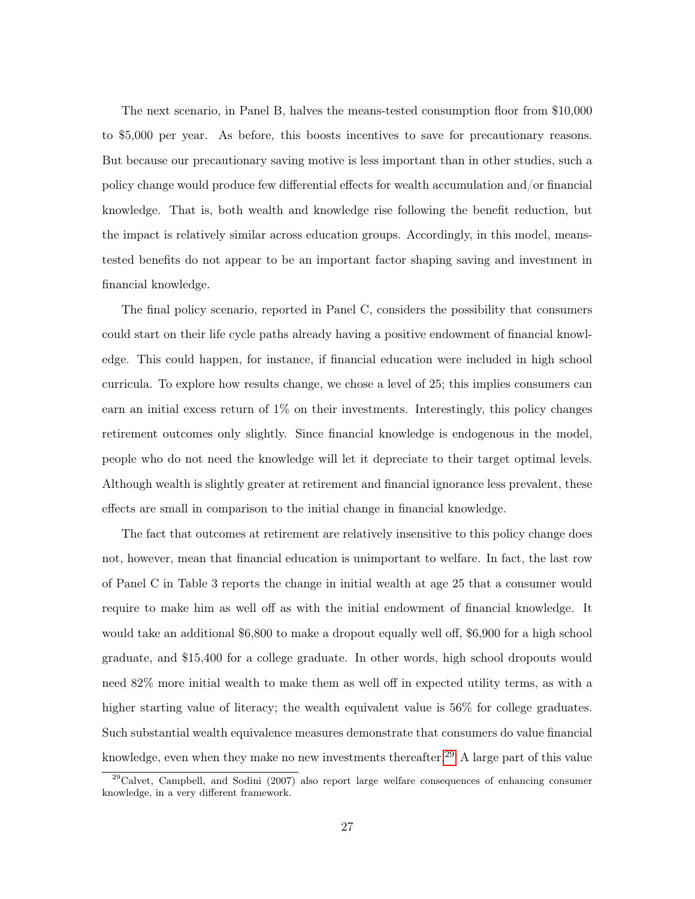The next scenario, in Panel B, halves the means-tested consumption floor from $10,000 to $5,000 per year. As before, this boosts incentives to save for precautionary reasons. But because our precautionary saving motive is less important than in other studies, such a policy change would produce few differential effects for wealth accumulation and/or financial knowledge. That is, both wealth and knowledge rise following the benefit reduction, but the impact is relatively similar across education groups. Accordingly, in this model, means-tested benefits do not appear to be an important factor shaping saving and investment in financial knowledge.

The final policy scenario, reported in Panel C, considers the possibility that consumers could start on their life cycle paths already having a positive endowment of financial knowledge. This could happen, for instance, if financial education were included in high school curricula. To explore how results change, we chose a level of 25; this implies consumers can earn an initial excess return of 1% on their investments. Interestingly, this policy changes retirement outcomes only slightly. Since financial knowledge is endogenous in the model, people who do not need the knowledge will let it depreciate to their target optimal levels. Although wealth is slightly greater at retirement and financial ignorance less prevalent, these effects are small in comparison to the initial change in financial knowledge.

The fact that outcomes at retirement are relatively insensitive to this policy change does not, however, mean that financial education is unimportant to welfare. In fact, the last row of Panel C in Table 3 reports the change in initial wealth at age 25 that a consumer would require to make him as well off as with the initial endowment of financial knowledge. It would take an additional $6,800 to make a dropout equally well off, $6,900 for a high school graduate, and $15,400 for a college graduate. In other words, high school dropouts would need 82% more initial wealth to make them as well off in expected utility terms, as with a higher starting value of literacy; the wealth equivalent value is 56% for college graduates. Such substantial wealth equivalence measures demonstrate that consumers do value financial knowledge, even when they make no new investments thereafter.[29] A large part of this value

[29] Calvet, Campbell, and Sodini (2007) also report large welfare consequences of enhancing consumer knowledge, in a very different framework.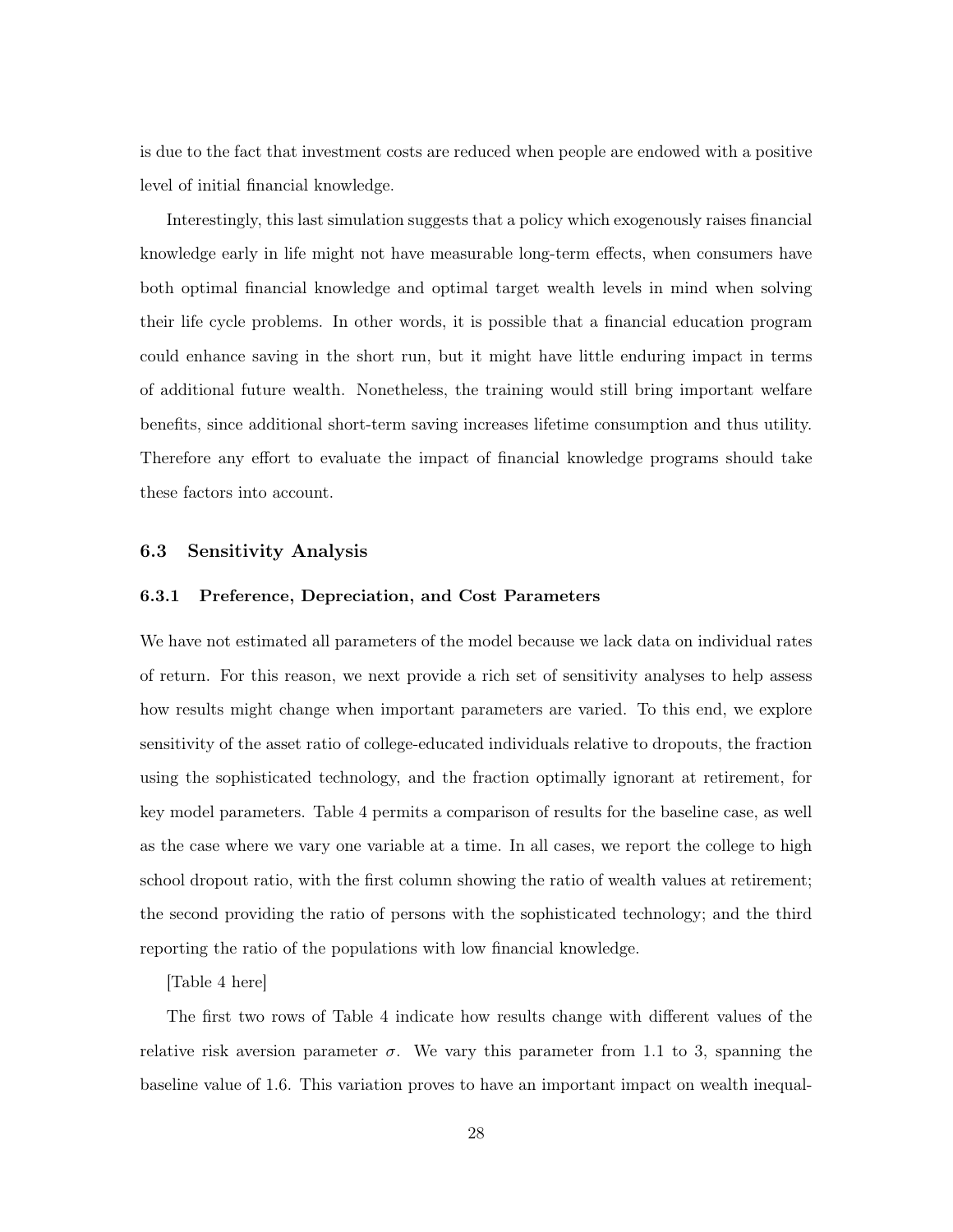is due to the fact that investment costs are reduced when people are endowed with a positive level of initial financial knowledge.

Interestingly, this last simulation suggests that a policy which exogenously raises financial knowledge early in life might not have measurable long-term effects, when consumers have both optimal financial knowledge and optimal target wealth levels in mind when solving their life cycle problems. In other words, it is possible that a financial education program could enhance saving in the short run, but it might have little enduring impact in terms of additional future wealth. Nonetheless, the training would still bring important welfare benefits, since additional short-term saving increases lifetime consumption and thus utility. Therefore any effort to evaluate the impact of financial knowledge programs should take these factors into account.

### 6.3 Sensitivity Analysis

#### 6.3.1 Preference, Depreciation, and Cost Parameters

We have not estimated all parameters of the model because we lack data on individual rates of return. For this reason, we next provide a rich set of sensitivity analyses to help assess how results might change when important parameters are varied. To this end, we explore sensitivity of the asset ratio of college-educated individuals relative to dropouts, the fraction using the sophisticated technology, and the fraction optimally ignorant at retirement, for key model parameters. Table 4 permits a comparison of results for the baseline case, as well as the case where we vary one variable at a time. In all cases, we report the college to high school dropout ratio, with the first column showing the ratio of wealth values at retirement; the second providing the ratio of persons with the sophisticated technology; and the third reporting the ratio of the populations with low financial knowledge.

[Table 4 here]

The first two rows of Table 4 indicate how results change with different values of the relative risk aversion parameter $\sigma$. We vary this parameter from 1.1 to 3, spanning the baseline value of 1.6. This variation proves to have an important impact on wealth inequal-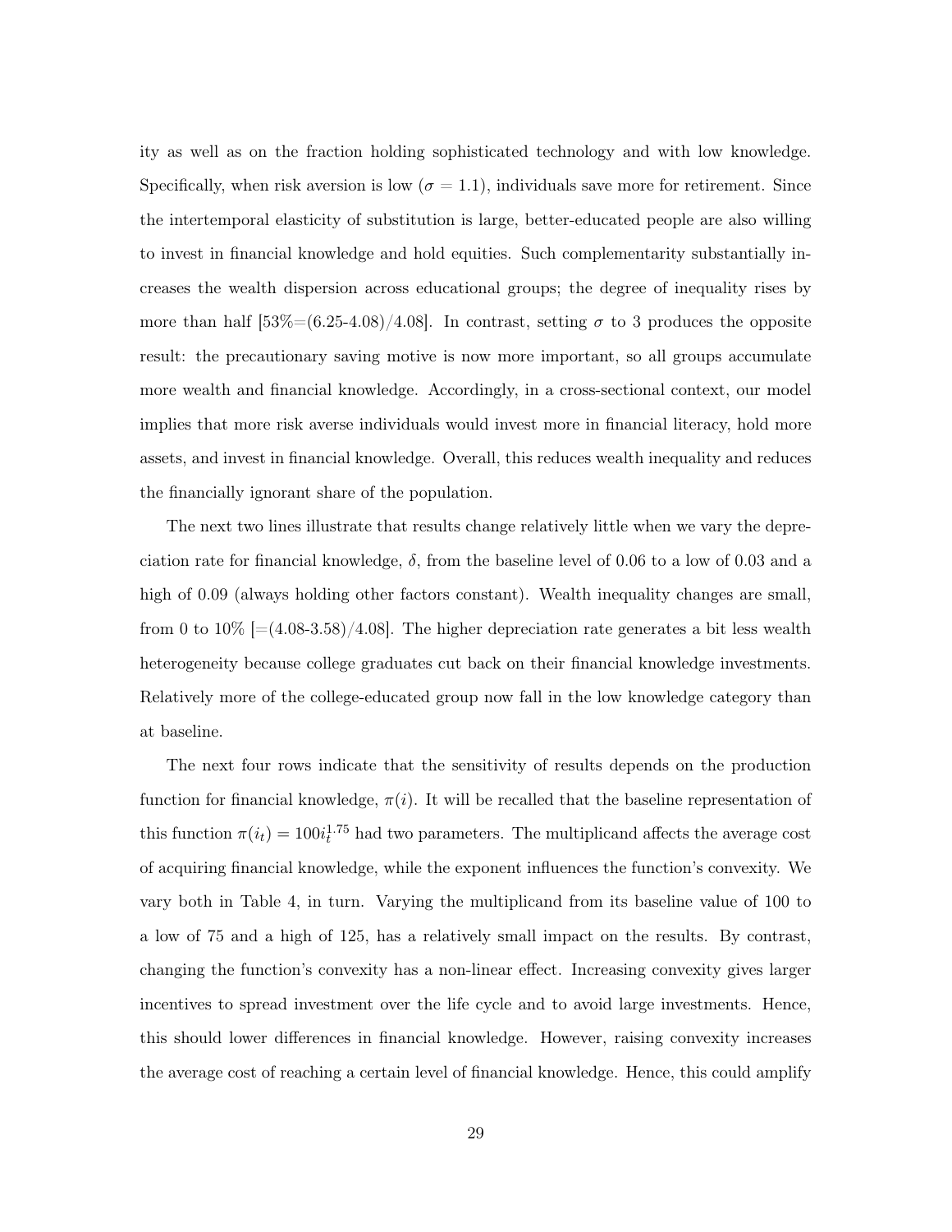ity as well as on the fraction holding sophisticated technology and with low knowledge. Specifically, when risk aversion is low ($\sigma = 1.1$), individuals save more for retirement. Since the intertemporal elasticity of substitution is large, better-educated people are also willing to invest in financial knowledge and hold equities. Such complementarity substantially increases the wealth dispersion across educational groups; the degree of inequality rises by more than half [53%=(6.25-4.08)/4.08]. In contrast, setting $\sigma$ to 3 produces the opposite result: the precautionary saving motive is now more important, so all groups accumulate more wealth and financial knowledge. Accordingly, in a cross-sectional context, our model implies that more risk averse individuals would invest more in financial literacy, hold more assets, and invest in financial knowledge. Overall, this reduces wealth inequality and reduces the financially ignorant share of the population.

The next two lines illustrate that results change relatively little when we vary the depreciation rate for financial knowledge, $\delta$, from the baseline level of 0.06 to a low of 0.03 and a high of 0.09 (always holding other factors constant). Wealth inequality changes are small, from 0 to 10% [=(4.08-3.58)/4.08]. The higher depreciation rate generates a bit less wealth heterogeneity because college graduates cut back on their financial knowledge investments. Relatively more of the college-educated group now fall in the low knowledge category than at baseline.

The next four rows indicate that the sensitivity of results depends on the production function for financial knowledge, $\pi(i)$. It will be recalled that the baseline representation of this function $\pi(i_t) = 100 i_t^{1.75}$ had two parameters. The multiplicand affects the average cost of acquiring financial knowledge, while the exponent influences the function's convexity. We vary both in Table 4, in turn. Varying the multiplicand from its baseline value of 100 to a low of 75 and a high of 125, has a relatively small impact on the results. By contrast, changing the function's convexity has a non-linear effect. Increasing convexity gives larger incentives to spread investment over the life cycle and to avoid large investments. Hence, this should lower differences in financial knowledge. However, raising convexity increases the average cost of reaching a certain level of financial knowledge. Hence, this could amplify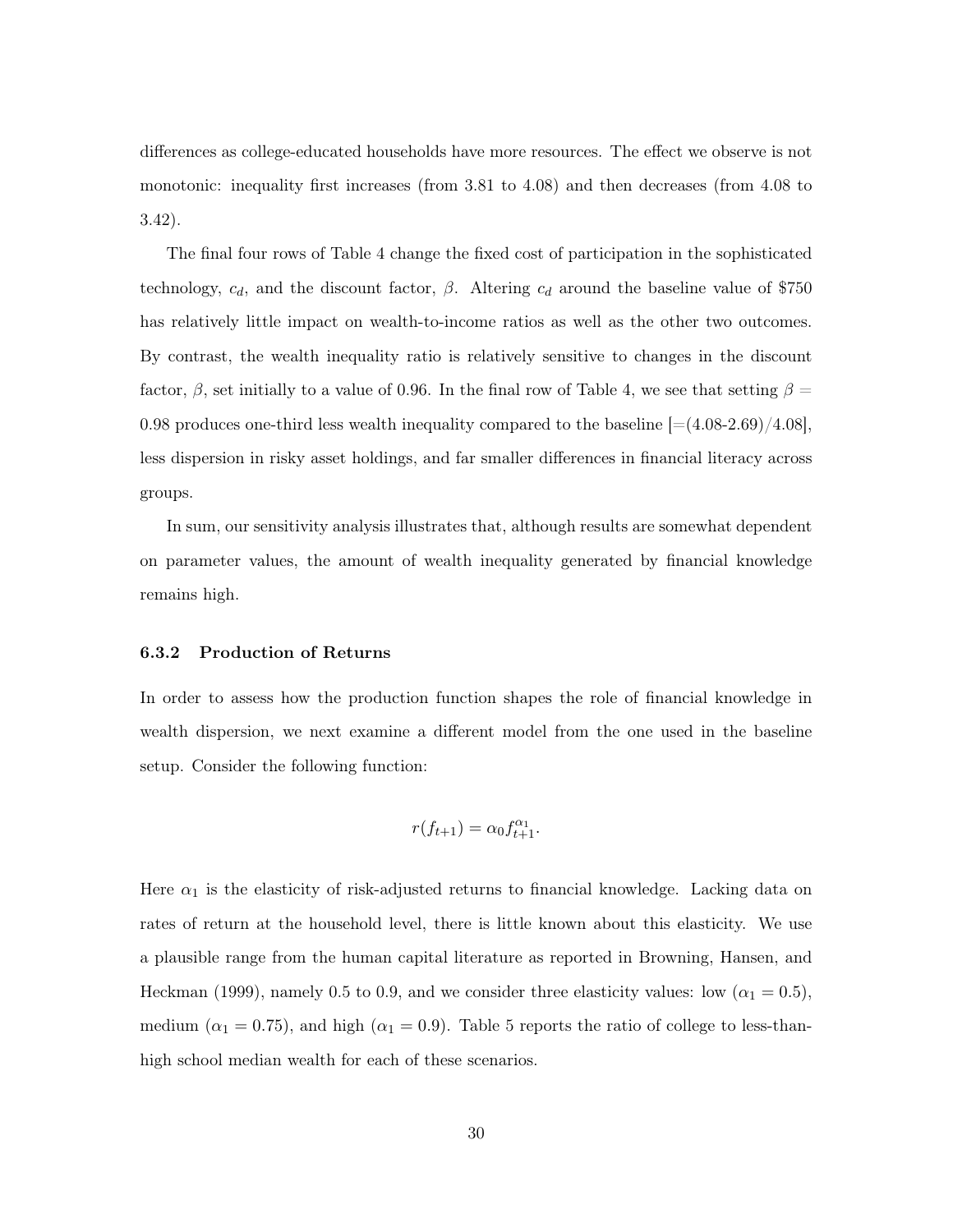differences as college-educated households have more resources. The effect we observe is not monotonic: inequality first increases (from 3.81 to 4.08) and then decreases (from 4.08 to 3.42).

The final four rows of Table 4 change the fixed cost of participation in the sophisticated technology, $c_d$, and the discount factor, $\beta$. Altering $c_d$ around the baseline value of $750 has relatively little impact on wealth-to-income ratios as well as the other two outcomes. By contrast, the wealth inequality ratio is relatively sensitive to changes in the discount factor, $\beta$, set initially to a value of 0.96. In the final row of Table 4, we see that setting $\beta = 0.98$ produces one-third less wealth inequality compared to the baseline [=(4.08-2.69)/4.08], less dispersion in risky asset holdings, and far smaller differences in financial literacy across groups.

In sum, our sensitivity analysis illustrates that, although results are somewhat dependent on parameter values, the amount of wealth inequality generated by financial knowledge remains high.

### 6.3.2 Production of Returns

In order to assess how the production function shapes the role of financial knowledge in wealth dispersion, we next examine a different model from the one used in the baseline setup. Consider the following function:

$$r(f_{t+1}) = \alpha_0 f_{t+1}^{\alpha_1}.$$

Here $\alpha_1$ is the elasticity of risk-adjusted returns to financial knowledge. Lacking data on rates of return at the household level, there is little known about this elasticity. We use a plausible range from the human capital literature as reported in Browning, Hansen, and Heckman (1999), namely 0.5 to 0.9, and we consider three elasticity values: low ($\alpha_1 = 0.5$), medium ($\alpha_1 = 0.75$), and high ($\alpha_1 = 0.9$). Table 5 reports the ratio of college to less-than-high school median wealth for each of these scenarios.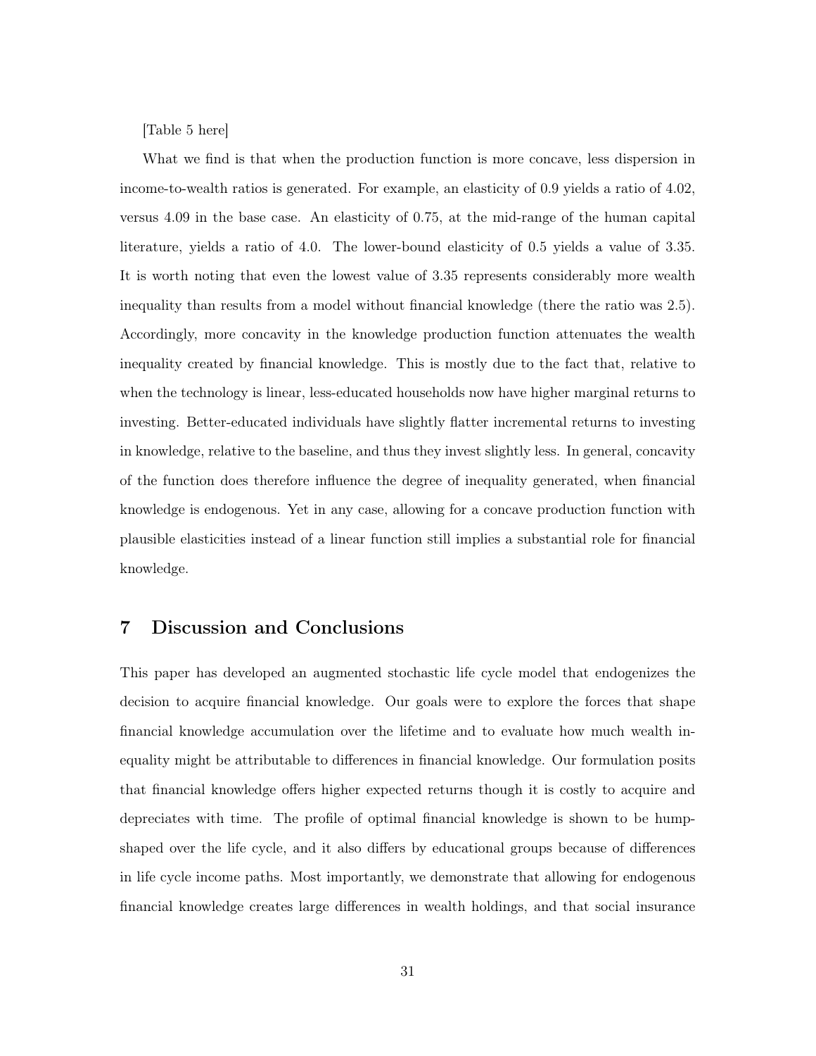[Table 5 here]

What we find is that when the production function is more concave, less dispersion in income-to-wealth ratios is generated. For example, an elasticity of 0.9 yields a ratio of 4.02, versus 4.09 in the base case. An elasticity of 0.75, at the mid-range of the human capital literature, yields a ratio of 4.0. The lower-bound elasticity of 0.5 yields a value of 3.35. It is worth noting that even the lowest value of 3.35 represents considerably more wealth inequality than results from a model without financial knowledge (there the ratio was 2.5). Accordingly, more concavity in the knowledge production function attenuates the wealth inequality created by financial knowledge. This is mostly due to the fact that, relative to when the technology is linear, less-educated households now have higher marginal returns to investing. Better-educated individuals have slightly flatter incremental returns to investing in knowledge, relative to the baseline, and thus they invest slightly less. In general, concavity of the function does therefore influence the degree of inequality generated, when financial knowledge is endogenous. Yet in any case, allowing for a concave production function with plausible elasticities instead of a linear function still implies a substantial role for financial knowledge.

## 7 Discussion and Conclusions

This paper has developed an augmented stochastic life cycle model that endogenizes the decision to acquire financial knowledge. Our goals were to explore the forces that shape financial knowledge accumulation over the lifetime and to evaluate how much wealth inequality might be attributable to differences in financial knowledge. Our formulation posits that financial knowledge offers higher expected returns though it is costly to acquire and depreciates with time. The profile of optimal financial knowledge is shown to be hump-shaped over the life cycle, and it also differs by educational groups because of differences in life cycle income paths. Most importantly, we demonstrate that allowing for endogenous financial knowledge creates large differences in wealth holdings, and that social insurance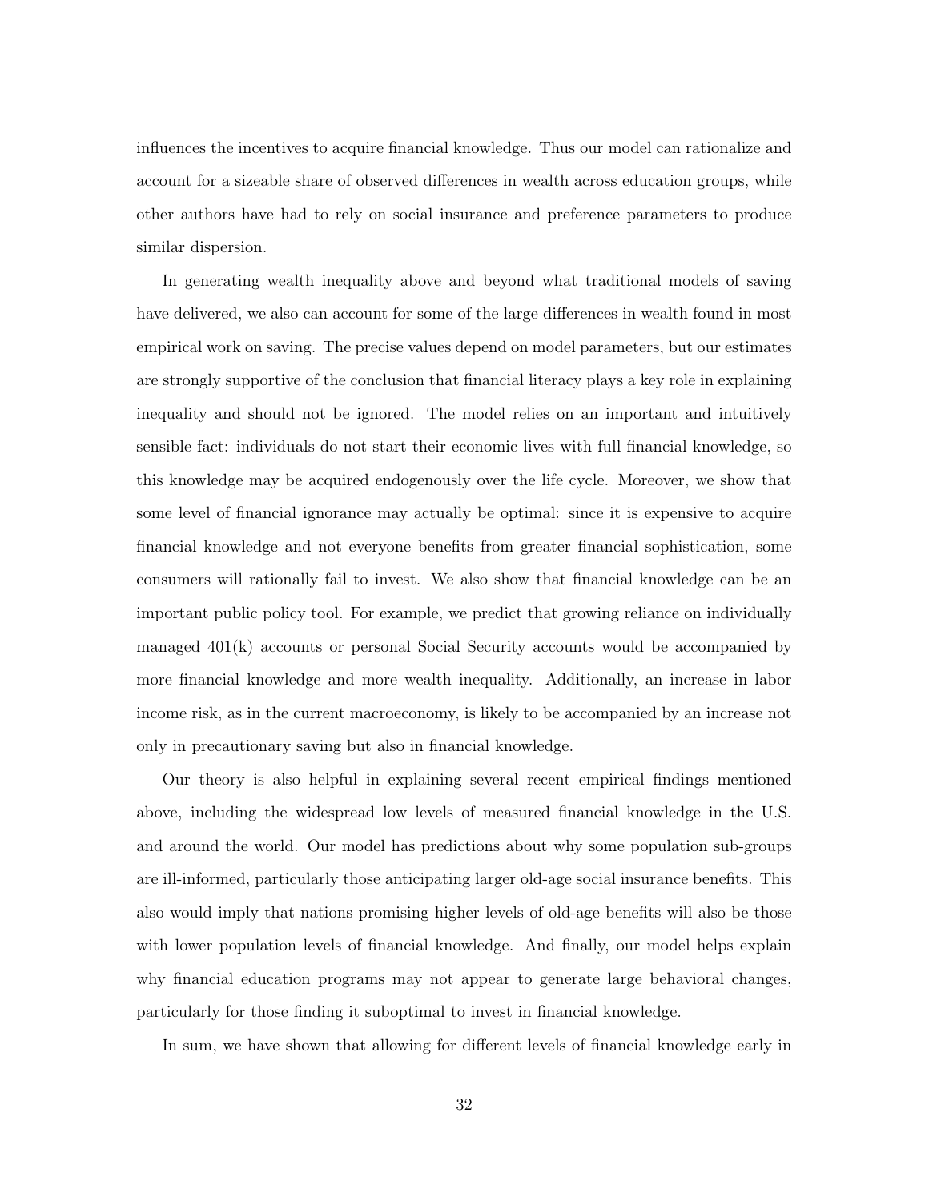influences the incentives to acquire financial knowledge. Thus our model can rationalize and account for a sizeable share of observed differences in wealth across education groups, while other authors have had to rely on social insurance and preference parameters to produce similar dispersion.

In generating wealth inequality above and beyond what traditional models of saving have delivered, we also can account for some of the large differences in wealth found in most empirical work on saving. The precise values depend on model parameters, but our estimates are strongly supportive of the conclusion that financial literacy plays a key role in explaining inequality and should not be ignored. The model relies on an important and intuitively sensible fact: individuals do not start their economic lives with full financial knowledge, so this knowledge may be acquired endogenously over the life cycle. Moreover, we show that some level of financial ignorance may actually be optimal: since it is expensive to acquire financial knowledge and not everyone benefits from greater financial sophistication, some consumers will rationally fail to invest. We also show that financial knowledge can be an important public policy tool. For example, we predict that growing reliance on individually managed 401(k) accounts or personal Social Security accounts would be accompanied by more financial knowledge and more wealth inequality. Additionally, an increase in labor income risk, as in the current macroeconomy, is likely to be accompanied by an increase not only in precautionary saving but also in financial knowledge.

Our theory is also helpful in explaining several recent empirical findings mentioned above, including the widespread low levels of measured financial knowledge in the U.S. and around the world. Our model has predictions about why some population sub-groups are ill-informed, particularly those anticipating larger old-age social insurance benefits. This also would imply that nations promising higher levels of old-age benefits will also be those with lower population levels of financial knowledge. And finally, our model helps explain why financial education programs may not appear to generate large behavioral changes, particularly for those finding it suboptimal to invest in financial knowledge.

In sum, we have shown that allowing for different levels of financial knowledge early in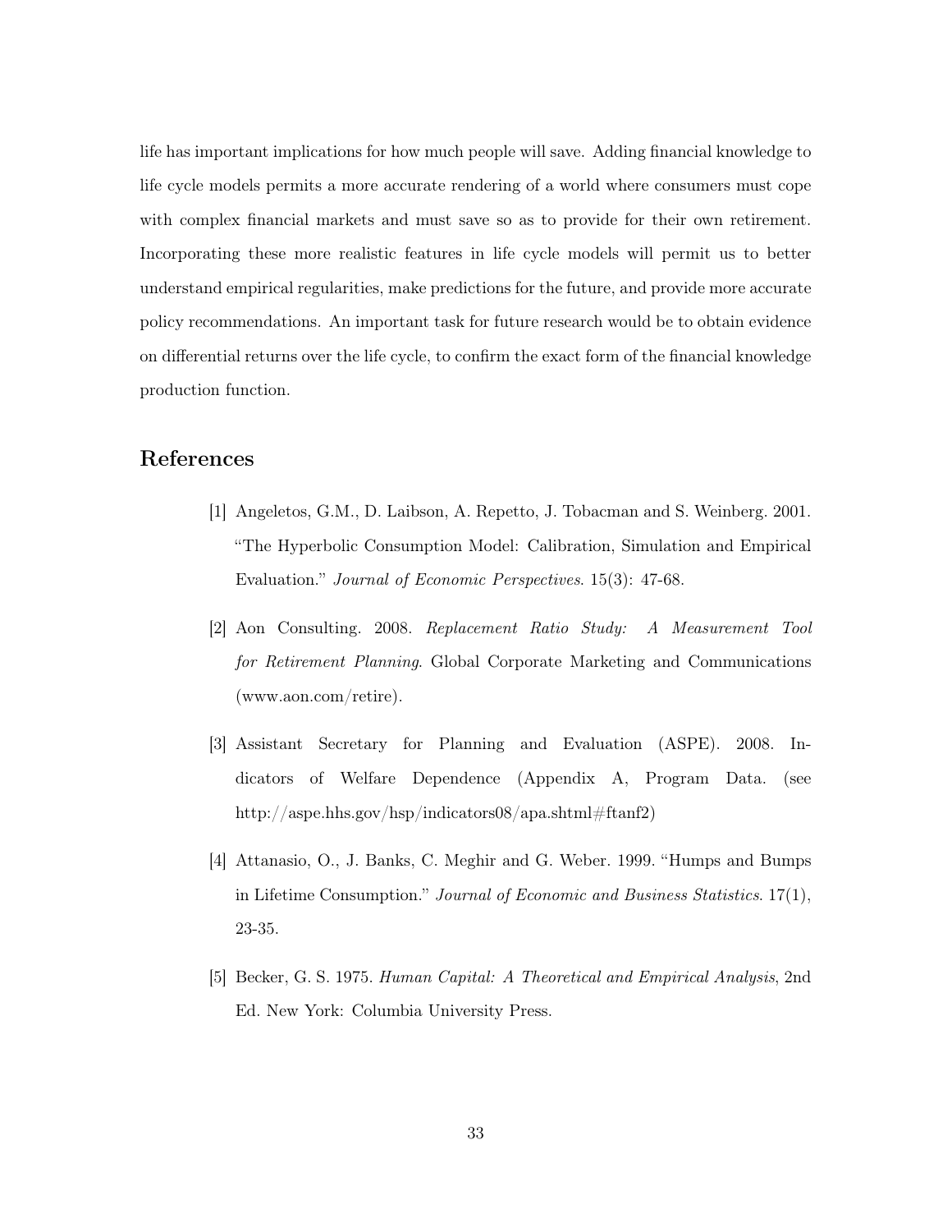life has important implications for how much people will save. Adding financial knowledge to life cycle models permits a more accurate rendering of a world where consumers must cope with complex financial markets and must save so as to provide for their own retirement. Incorporating these more realistic features in life cycle models will permit us to better understand empirical regularities, make predictions for the future, and provide more accurate policy recommendations. An important task for future research would be to obtain evidence on differential returns over the life cycle, to confirm the exact form of the financial knowledge production function.

## References

[1] Angeletos, G.M., D. Laibson, A. Repetto, J. Tobacman and S. Weinberg. 2001. "The Hyperbolic Consumption Model: Calibration, Simulation and Empirical Evaluation." *Journal of Economic Perspectives*. 15(3): 47-68.

[2] Aon Consulting. 2008. *Replacement Ratio Study: A Measurement Tool for Retirement Planning*. Global Corporate Marketing and Communications (www.aon.com/retire).

[3] Assistant Secretary for Planning and Evaluation (ASPE). 2008. Indicators of Welfare Dependence (Appendix A, Program Data. (see http://aspe.hhs.gov/hsp/indicators08/apa.shtml#ftanf2)

[4] Attanasio, O., J. Banks, C. Meghir and G. Weber. 1999. "Humps and Bumps in Lifetime Consumption." *Journal of Economic and Business Statistics*. 17(1), 23-35.

[5] Becker, G. S. 1975. *Human Capital: A Theoretical and Empirical Analysis*, 2nd Ed. New York: Columbia University Press.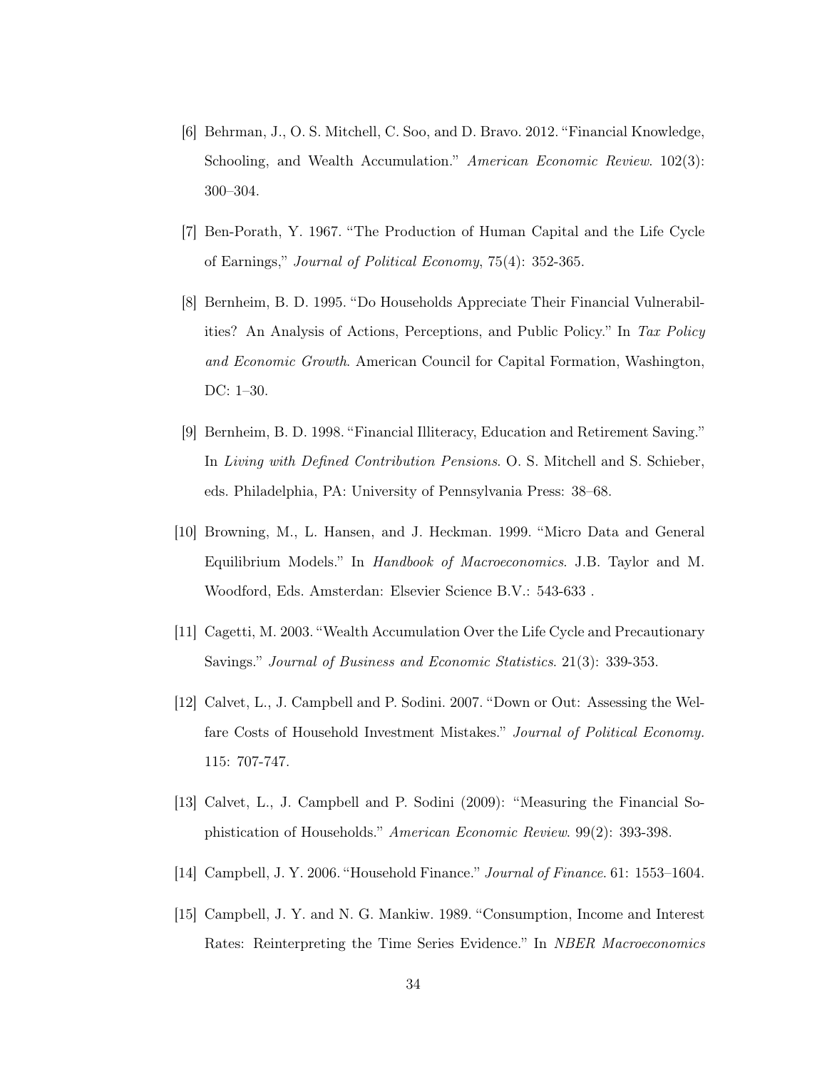[6] Behrman, J., O. S. Mitchell, C. Soo, and D. Bravo. 2012. "Financial Knowledge, Schooling, and Wealth Accumulation." *American Economic Review*. 102(3): 300–304.

[7] Ben-Porath, Y. 1967. "The Production of Human Capital and the Life Cycle of Earnings," *Journal of Political Economy*, 75(4): 352-365.

[8] Bernheim, B. D. 1995. "Do Households Appreciate Their Financial Vulnerabilities? An Analysis of Actions, Perceptions, and Public Policy." In *Tax Policy and Economic Growth*. American Council for Capital Formation, Washington, DC: 1–30.

[9] Bernheim, B. D. 1998. "Financial Illiteracy, Education and Retirement Saving." In *Living with Defined Contribution Pensions*. O. S. Mitchell and S. Schieber, eds. Philadelphia, PA: University of Pennsylvania Press: 38–68.

[10] Browning, M., L. Hansen, and J. Heckman. 1999. "Micro Data and General Equilibrium Models." In *Handbook of Macroeconomics*. J.B. Taylor and M. Woodford, Eds. Amsterdan: Elsevier Science B.V.: 543-633 .

[11] Cagetti, M. 2003. "Wealth Accumulation Over the Life Cycle and Precautionary Savings." *Journal of Business and Economic Statistics*. 21(3): 339-353.

[12] Calvet, L., J. Campbell and P. Sodini. 2007. "Down or Out: Assessing the Welfare Costs of Household Investment Mistakes." *Journal of Political Economy*. 115: 707-747.

[13] Calvet, L., J. Campbell and P. Sodini (2009): "Measuring the Financial Sophistication of Households." *American Economic Review*. 99(2): 393-398.

[14] Campbell, J. Y. 2006. "Household Finance." *Journal of Finance*. 61: 1553–1604.

[15] Campbell, J. Y. and N. G. Mankiw. 1989. "Consumption, Income and Interest Rates: Reinterpreting the Time Series Evidence." In *NBER Macroeconomics*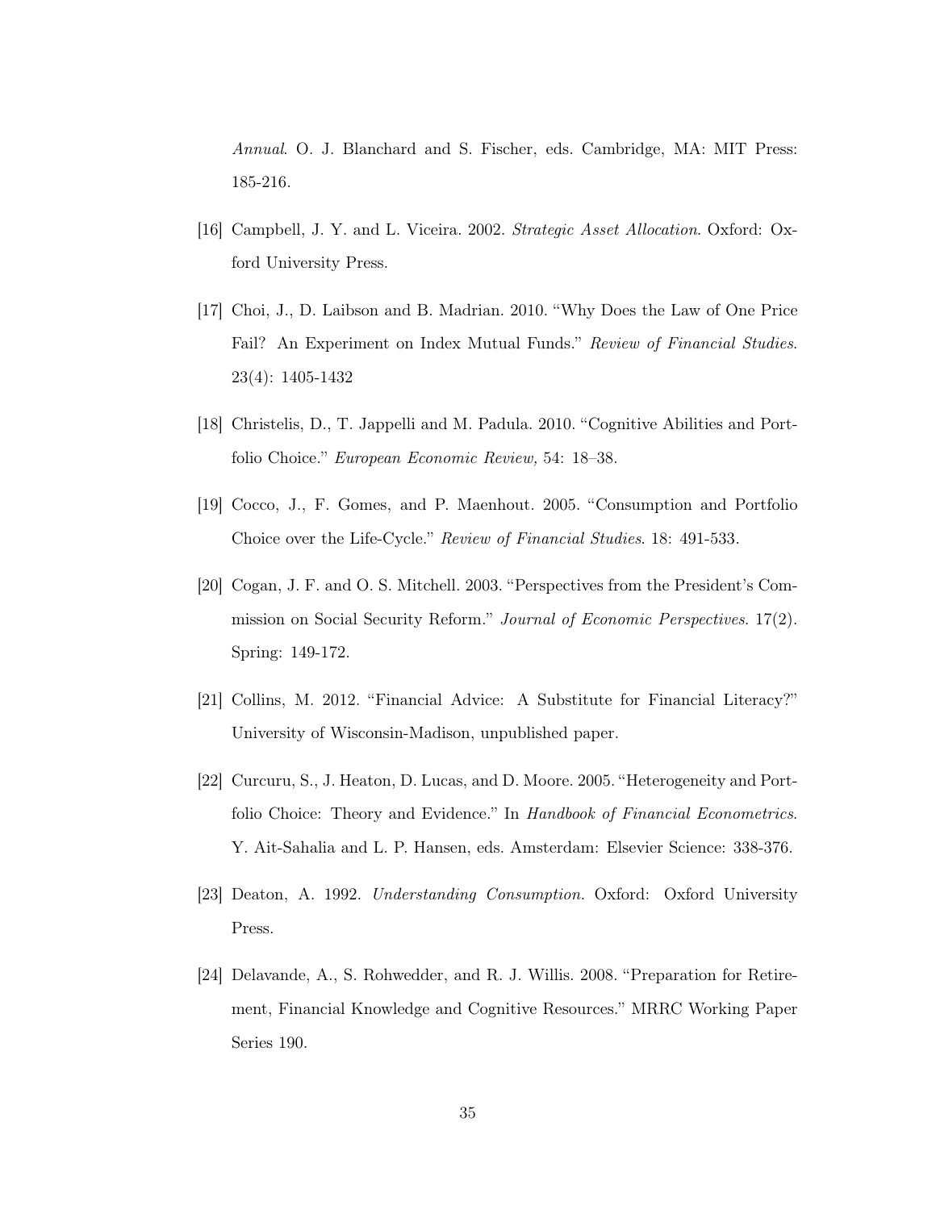*Annual*. O. J. Blanchard and S. Fischer, eds. Cambridge, MA: MIT Press: 185-216.

[16] Campbell, J. Y. and L. Viceira. 2002. *Strategic Asset Allocation*. Oxford: Oxford University Press.

[17] Choi, J., D. Laibson and B. Madrian. 2010. "Why Does the Law of One Price Fail? An Experiment on Index Mutual Funds." *Review of Financial Studies*. 23(4): 1405-1432

[18] Christelis, D., T. Jappelli and M. Padula. 2010. "Cognitive Abilities and Portfolio Choice." *European Economic Review,* 54: 18–38.

[19] Cocco, J., F. Gomes, and P. Maenhout. 2005. "Consumption and Portfolio Choice over the Life-Cycle." *Review of Financial Studies*. 18: 491-533.

[20] Cogan, J. F. and O. S. Mitchell. 2003. "Perspectives from the President's Commission on Social Security Reform." *Journal of Economic Perspectives*. 17(2). Spring: 149-172.

[21] Collins, M. 2012. "Financial Advice: A Substitute for Financial Literacy?" University of Wisconsin-Madison, unpublished paper.

[22] Curcuru, S., J. Heaton, D. Lucas, and D. Moore. 2005. "Heterogeneity and Portfolio Choice: Theory and Evidence." In *Handbook of Financial Econometrics*. Y. Ait-Sahalia and L. P. Hansen, eds. Amsterdam: Elsevier Science: 338-376.

[23] Deaton, A. 1992. *Understanding Consumption.* Oxford: Oxford University Press.

[24] Delavande, A., S. Rohwedder, and R. J. Willis. 2008. "Preparation for Retirement, Financial Knowledge and Cognitive Resources." MRRC Working Paper Series 190.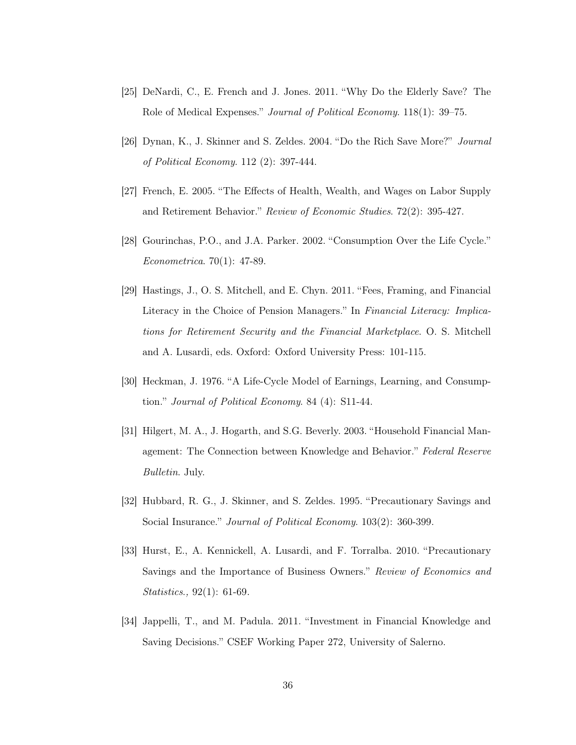[25] DeNardi, C., E. French and J. Jones. 2011. "Why Do the Elderly Save? The Role of Medical Expenses." *Journal of Political Economy*. 118(1): 39–75.

[26] Dynan, K., J. Skinner and S. Zeldes. 2004. "Do the Rich Save More?" *Journal of Political Economy*. 112 (2): 397-444.

[27] French, E. 2005. "The Effects of Health, Wealth, and Wages on Labor Supply and Retirement Behavior." *Review of Economic Studies*. 72(2): 395-427.

[28] Gourinchas, P.O., and J.A. Parker. 2002. "Consumption Over the Life Cycle." *Econometrica*. 70(1): 47-89.

[29] Hastings, J., O. S. Mitchell, and E. Chyn. 2011. "Fees, Framing, and Financial Literacy in the Choice of Pension Managers." In *Financial Literacy: Implications for Retirement Security and the Financial Marketplace*. O. S. Mitchell and A. Lusardi, eds. Oxford: Oxford University Press: 101-115.

[30] Heckman, J. 1976. "A Life-Cycle Model of Earnings, Learning, and Consumption." *Journal of Political Economy*. 84 (4): S11-44.

[31] Hilgert, M. A., J. Hogarth, and S.G. Beverly. 2003. "Household Financial Management: The Connection between Knowledge and Behavior." *Federal Reserve Bulletin*. July.

[32] Hubbard, R. G., J. Skinner, and S. Zeldes. 1995. "Precautionary Savings and Social Insurance." *Journal of Political Economy*. 103(2): 360-399.

[33] Hurst, E., A. Kennickell, A. Lusardi, and F. Torralba. 2010. "Precautionary Savings and the Importance of Business Owners." *Review of Economics and Statistics.,* 92(1): 61-69.

[34] Jappelli, T., and M. Padula. 2011. "Investment in Financial Knowledge and Saving Decisions." CSEF Working Paper 272, University of Salerno.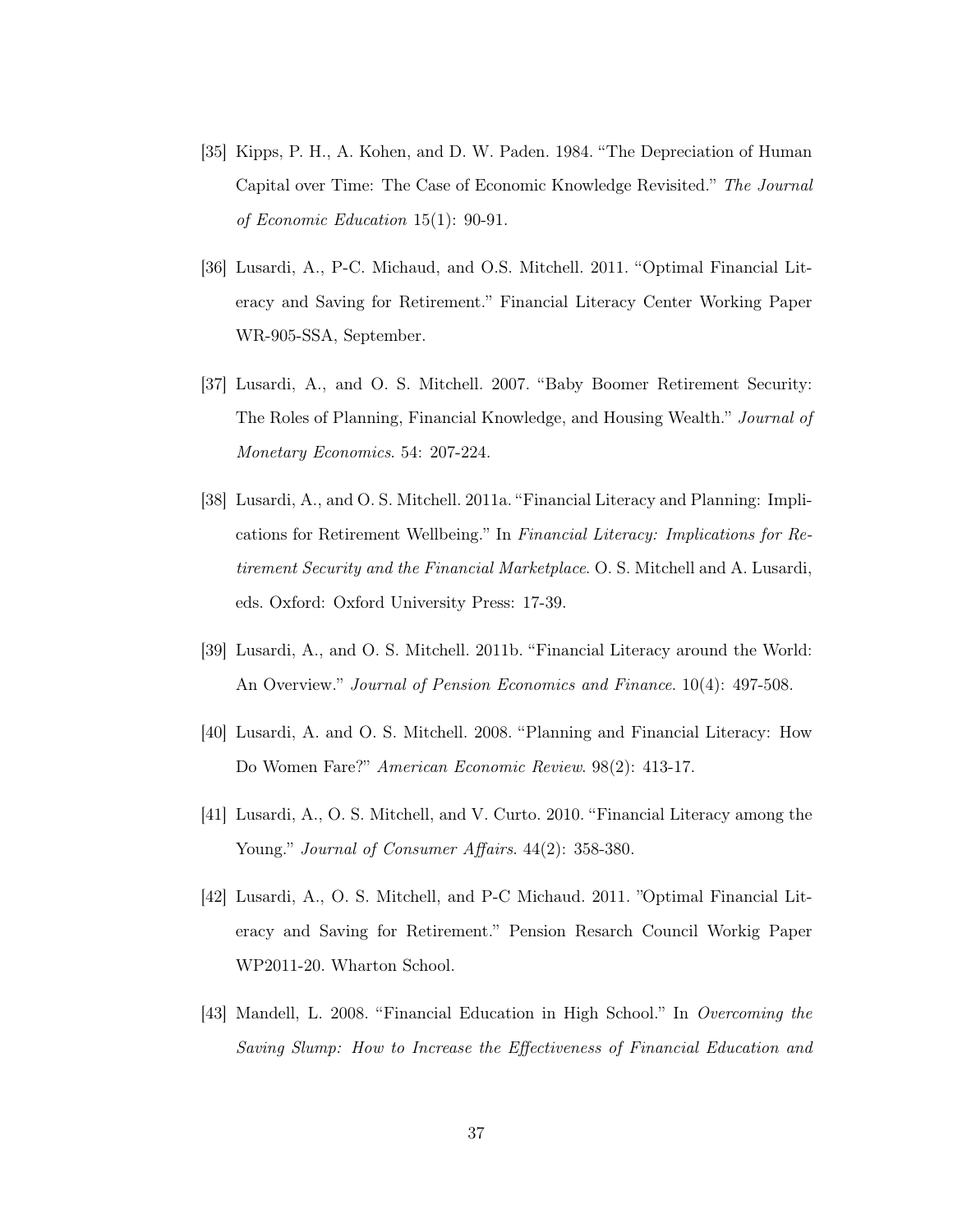[35] Kipps, P. H., A. Kohen, and D. W. Paden. 1984. "The Depreciation of Human Capital over Time: The Case of Economic Knowledge Revisited." *The Journal of Economic Education* 15(1): 90-91.

[36] Lusardi, A., P-C. Michaud, and O.S. Mitchell. 2011. "Optimal Financial Literacy and Saving for Retirement." Financial Literacy Center Working Paper WR-905-SSA, September.

[37] Lusardi, A., and O. S. Mitchell. 2007. "Baby Boomer Retirement Security: The Roles of Planning, Financial Knowledge, and Housing Wealth." *Journal of Monetary Economics*. 54: 207-224.

[38] Lusardi, A., and O. S. Mitchell. 2011a. "Financial Literacy and Planning: Implications for Retirement Wellbeing." In *Financial Literacy: Implications for Retirement Security and the Financial Marketplace*. O. S. Mitchell and A. Lusardi, eds. Oxford: Oxford University Press: 17-39.

[39] Lusardi, A., and O. S. Mitchell. 2011b. "Financial Literacy around the World: An Overview." *Journal of Pension Economics and Finance*. 10(4): 497-508.

[40] Lusardi, A. and O. S. Mitchell. 2008. "Planning and Financial Literacy: How Do Women Fare?" *American Economic Review*. 98(2): 413-17.

[41] Lusardi, A., O. S. Mitchell, and V. Curto. 2010. "Financial Literacy among the Young." *Journal of Consumer Affairs*. 44(2): 358-380.

[42] Lusardi, A., O. S. Mitchell, and P-C Michaud. 2011. "Optimal Financial Literacy and Saving for Retirement." Pension Resarch Council Workig Paper WP2011-20. Wharton School.

[43] Mandell, L. 2008. "Financial Education in High School." In *Overcoming the Saving Slump: How to Increase the Effectiveness of Financial Education and*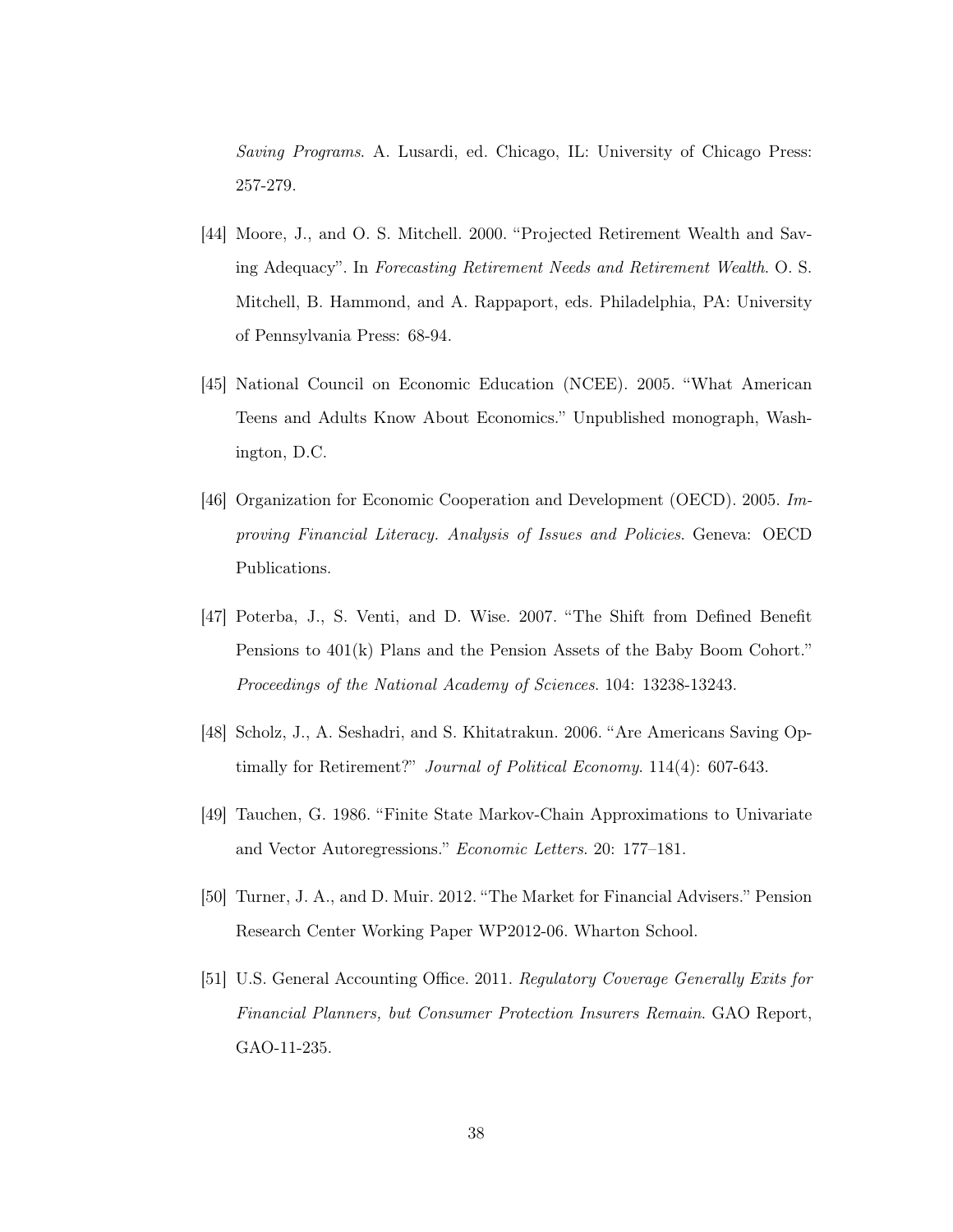*Saving Programs*. A. Lusardi, ed. Chicago, IL: University of Chicago Press: 257-279.

[44] Moore, J., and O. S. Mitchell. 2000. "Projected Retirement Wealth and Saving Adequacy". In *Forecasting Retirement Needs and Retirement Wealth*. O. S. Mitchell, B. Hammond, and A. Rappaport, eds. Philadelphia, PA: University of Pennsylvania Press: 68-94.

[45] National Council on Economic Education (NCEE). 2005. "What American Teens and Adults Know About Economics." Unpublished monograph, Washington, D.C.

[46] Organization for Economic Cooperation and Development (OECD). 2005. *Improving Financial Literacy. Analysis of Issues and Policies*. Geneva: OECD Publications.

[47] Poterba, J., S. Venti, and D. Wise. 2007. "The Shift from Defined Benefit Pensions to 401(k) Plans and the Pension Assets of the Baby Boom Cohort." *Proceedings of the National Academy of Sciences*. 104: 13238-13243.

[48] Scholz, J., A. Seshadri, and S. Khitatrakun. 2006. "Are Americans Saving Optimally for Retirement?" *Journal of Political Economy*. 114(4): 607-643.

[49] Tauchen, G. 1986. "Finite State Markov-Chain Approximations to Univariate and Vector Autoregressions." *Economic Letters*. 20: 177–181.

[50] Turner, J. A., and D. Muir. 2012. "The Market for Financial Advisers." Pension Research Center Working Paper WP2012-06. Wharton School.

[51] U.S. General Accounting Office. 2011. *Regulatory Coverage Generally Exits for Financial Planners, but Consumer Protection Insurers Remain*. GAO Report, GAO-11-235.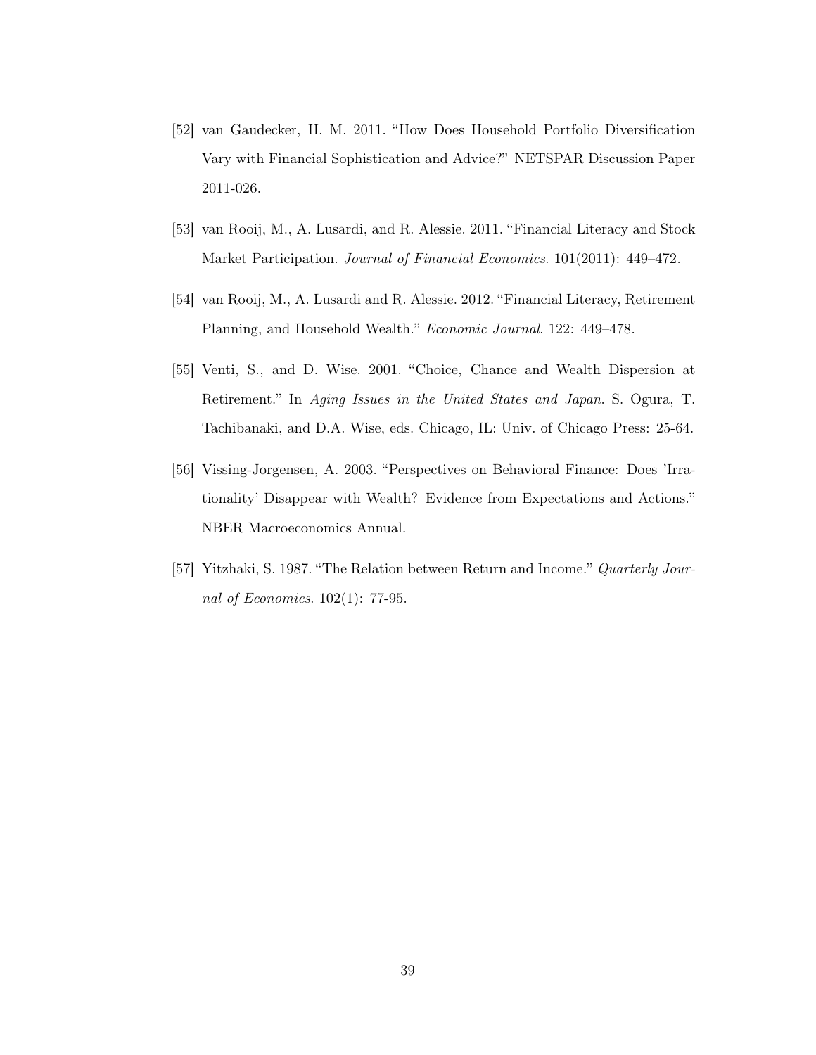[52] van Gaudecker, H. M. 2011. "How Does Household Portfolio Diversification Vary with Financial Sophistication and Advice?" NETSPAR Discussion Paper 2011-026.

[53] van Rooij, M., A. Lusardi, and R. Alessie. 2011. "Financial Literacy and Stock Market Participation. *Journal of Financial Economics*. 101(2011): 449–472.

[54] van Rooij, M., A. Lusardi and R. Alessie. 2012. "Financial Literacy, Retirement Planning, and Household Wealth." *Economic Journal*. 122: 449–478.

[55] Venti, S., and D. Wise. 2001. "Choice, Chance and Wealth Dispersion at Retirement." In *Aging Issues in the United States and Japan*. S. Ogura, T. Tachibanaki, and D.A. Wise, eds. Chicago, IL: Univ. of Chicago Press: 25-64.

[56] Vissing-Jorgensen, A. 2003. "Perspectives on Behavioral Finance: Does 'Irrationality' Disappear with Wealth? Evidence from Expectations and Actions." NBER Macroeconomics Annual.

[57] Yitzhaki, S. 1987. "The Relation between Return and Income." *Quarterly Journal of Economics*. 102(1): 77-95.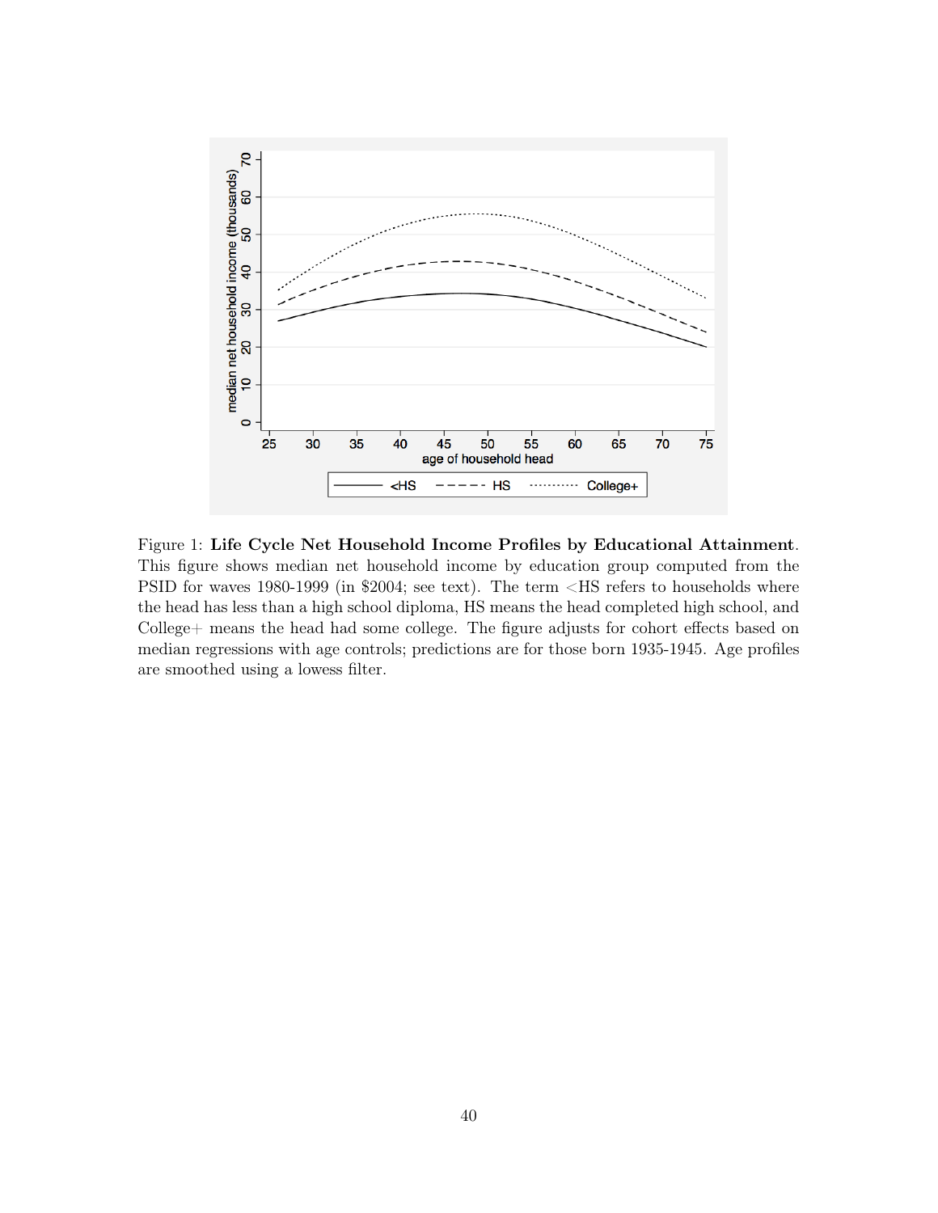Figure 1: **Life Cycle Net Household Income Profiles by Educational Attainment**. This figure shows median net household income by education group computed from the PSID for waves 1980-1999 (in $2004; see text). The term <HS refers to households where the head has less than a high school diploma, HS means the head completed high school, and College+ means the head had some college. The figure adjusts for cohort effects based on median regressions with age controls; predictions are for those born 1935-1945. Age profiles are smoothed using a lowess filter.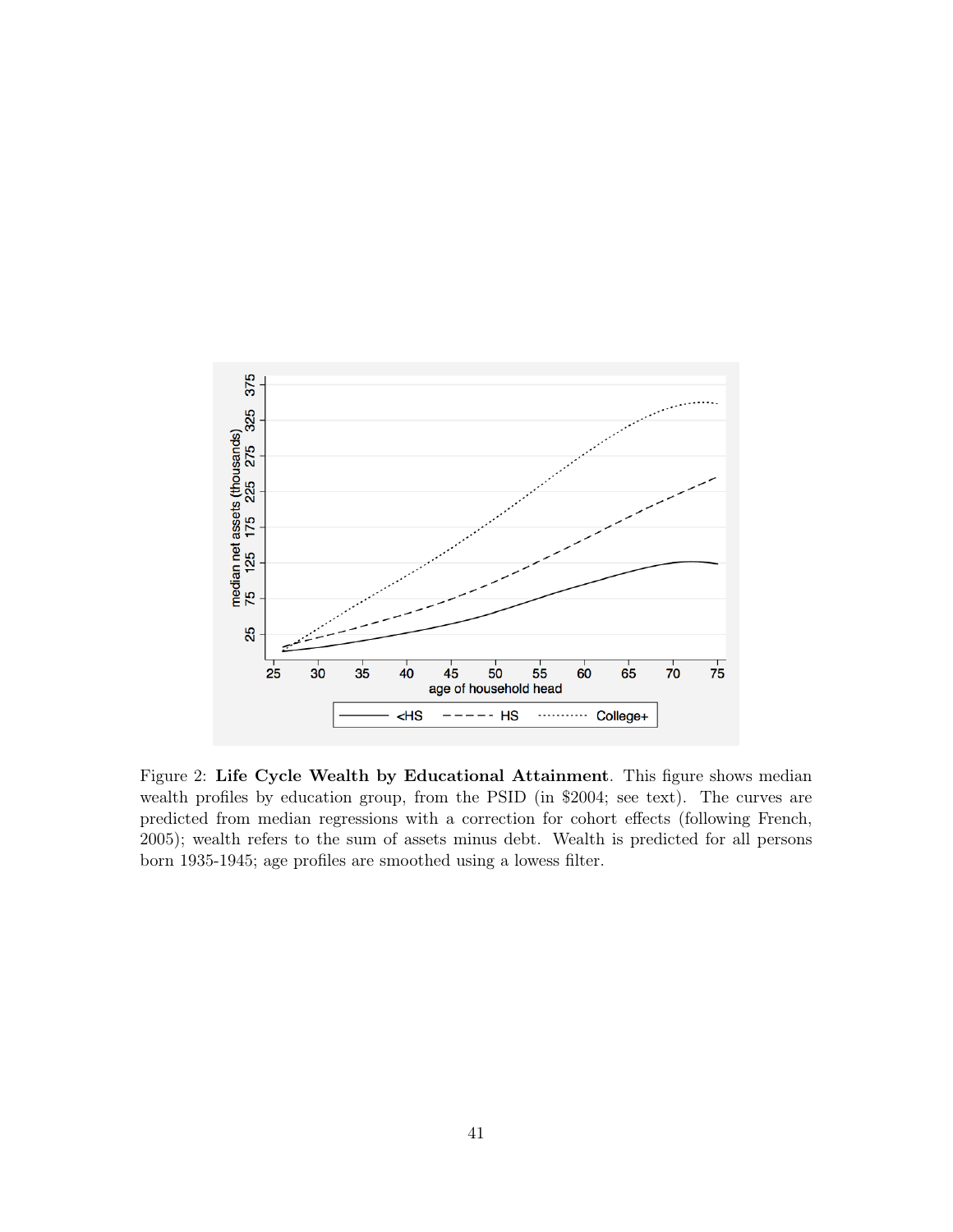Figure 2: **Life Cycle Wealth by Educational Attainment**. This figure shows median wealth profiles by education group, from the PSID (in $2004; see text). The curves are predicted from median regressions with a correction for cohort effects (following French, 2005); wealth refers to the sum of assets minus debt. Wealth is predicted for all persons born 1935-1945; age profiles are smoothed using a lowess filter.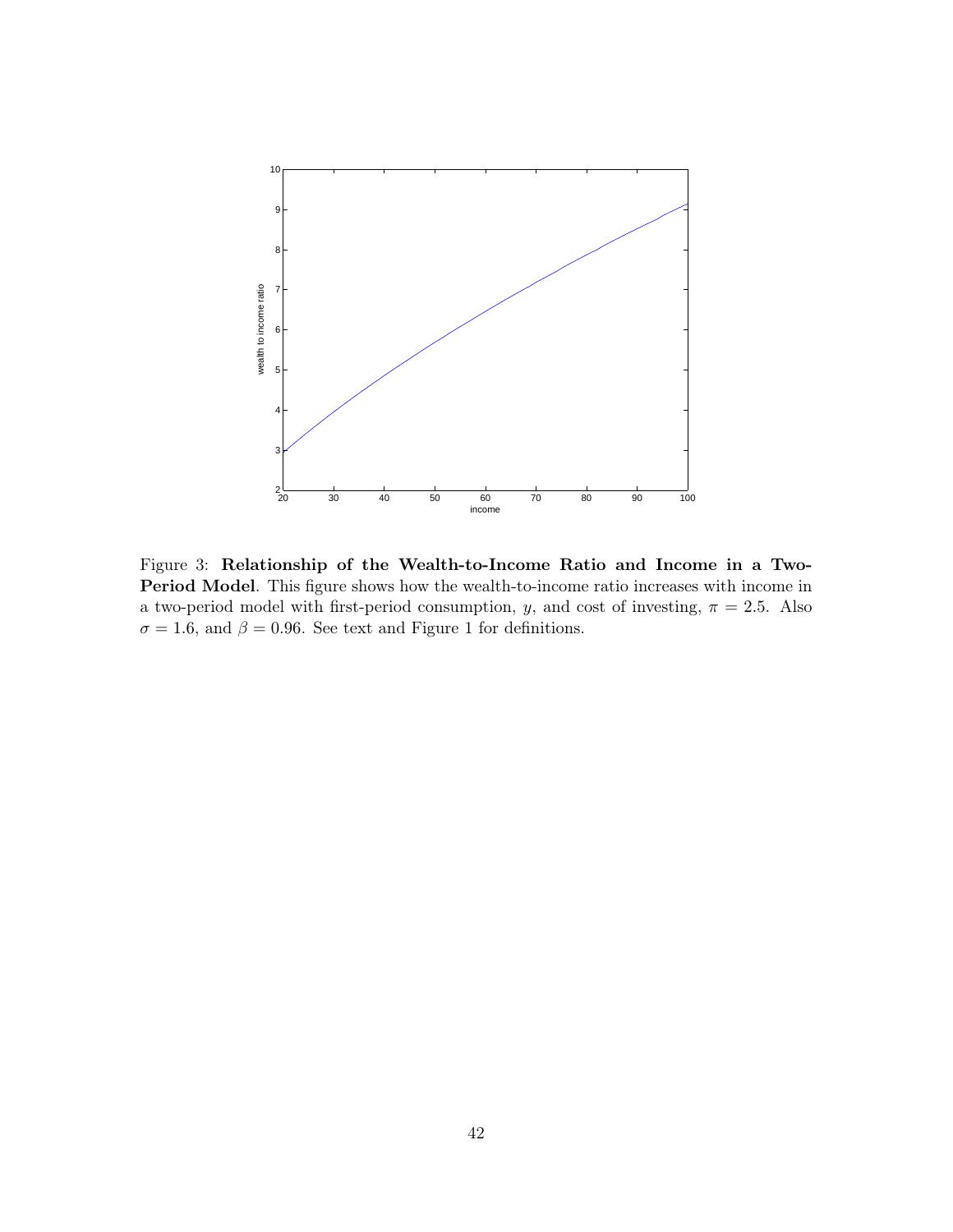Figure 3: **Relationship of the Wealth-to-Income Ratio and Income in a Two-Period Model**. This figure shows how the wealth-to-income ratio increases with income in a two-period model with first-period consumption, $y$, and cost of investing, $\pi = 2.5$. Also $\sigma = 1.6$, and $\beta = 0.96$. See text and Figure 1 for definitions.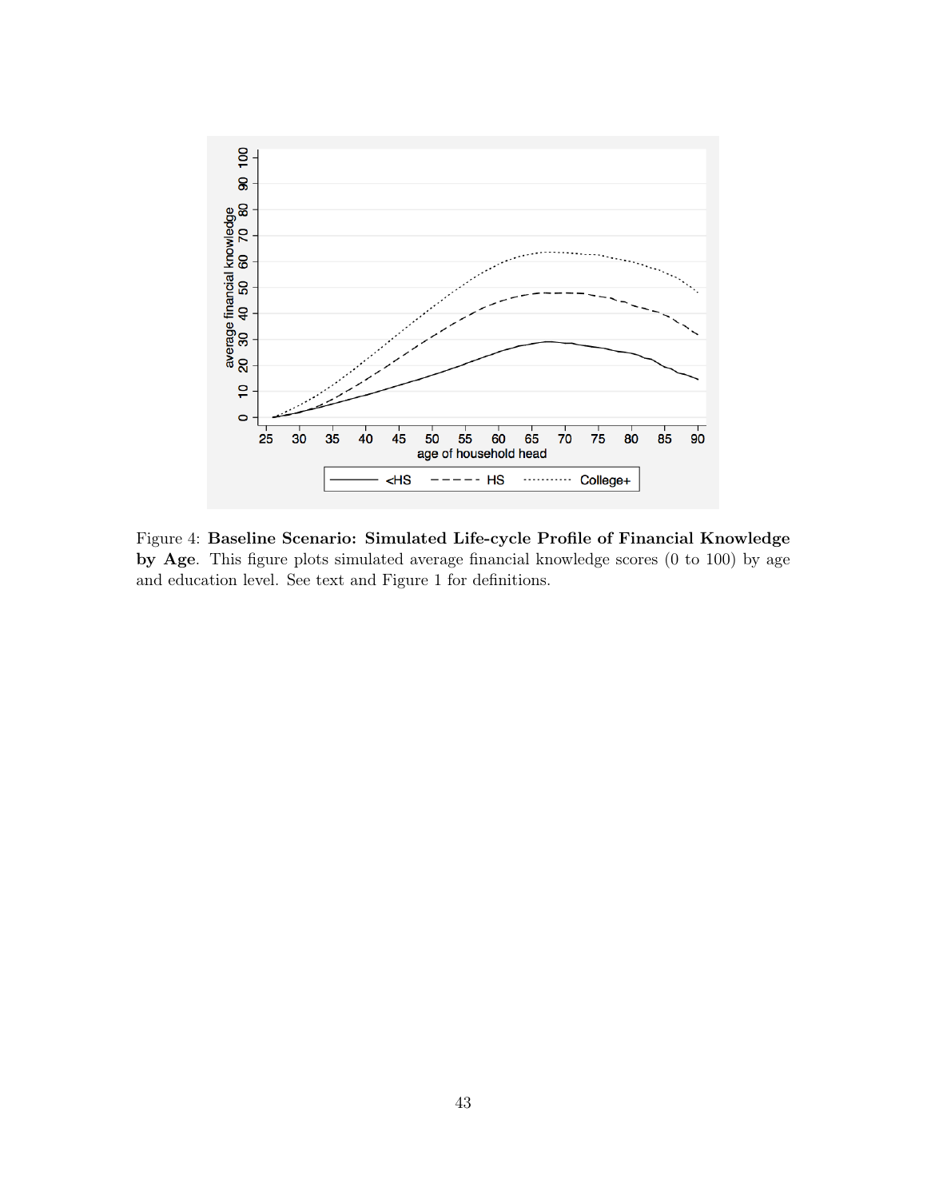Figure 4: **Baseline Scenario: Simulated Life-cycle Profile of Financial Knowledge by Age**. This figure plots simulated average financial knowledge scores (0 to 100) by age and education level. See text and Figure 1 for definitions.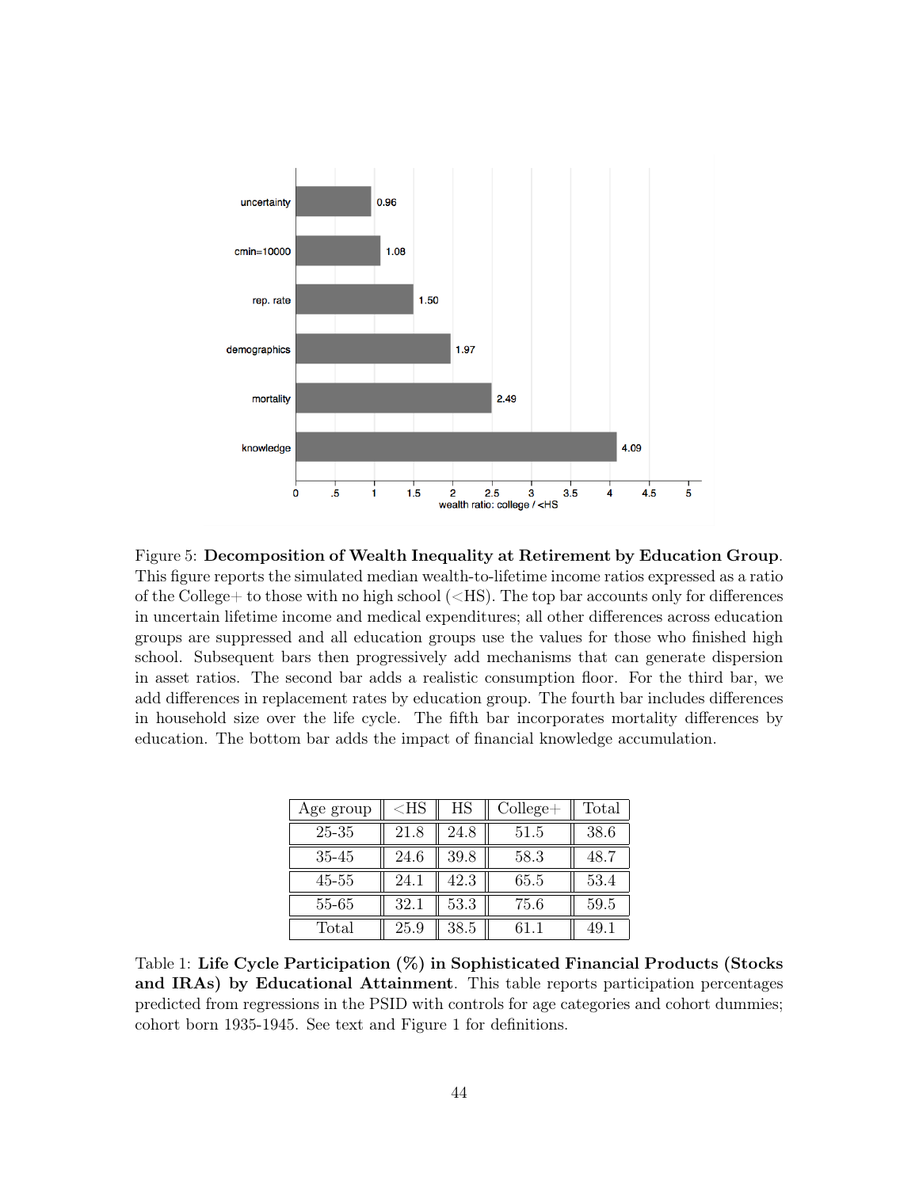Figure 5: **Decomposition of Wealth Inequality at Retirement by Education Group**. This figure reports the simulated median wealth-to-lifetime income ratios expressed as a ratio of the College+ to those with no high school (<HS). The top bar accounts only for differences in uncertain lifetime income and medical expenditures; all other differences across education groups are suppressed and all education groups use the values for those who finished high school. Subsequent bars then progressively add mechanisms that can generate dispersion in asset ratios. The second bar adds a realistic consumption floor. For the third bar, we add differences in replacement rates by education group. The fourth bar includes differences in household size over the life cycle. The fifth bar incorporates mortality differences by education. The bottom bar adds the impact of financial knowledge accumulation.

| Age group | <HS | HS | College+ | Total |
|---|---|---|---|---|
| 25-35 | 21.8 | 24.8 | 51.5 | 38.6 |
| 35-45 | 24.6 | 39.8 | 58.3 | 48.7 |
| 45-55 | 24.1 | 42.3 | 65.5 | 53.4 |
| 55-65 | 32.1 | 53.3 | 75.6 | 59.5 |
| Total | 25.9 | 38.5 | 61.1 | 49.1 |

Table 1: **Life Cycle Participation (%) in Sophisticated Financial Products (Stocks and IRAs) by Educational Attainment**. This table reports participation percentages predicted from regressions in the PSID with controls for age categories and cohort dummies; cohort born 1935-1945. See text and Figure 1 for definitions.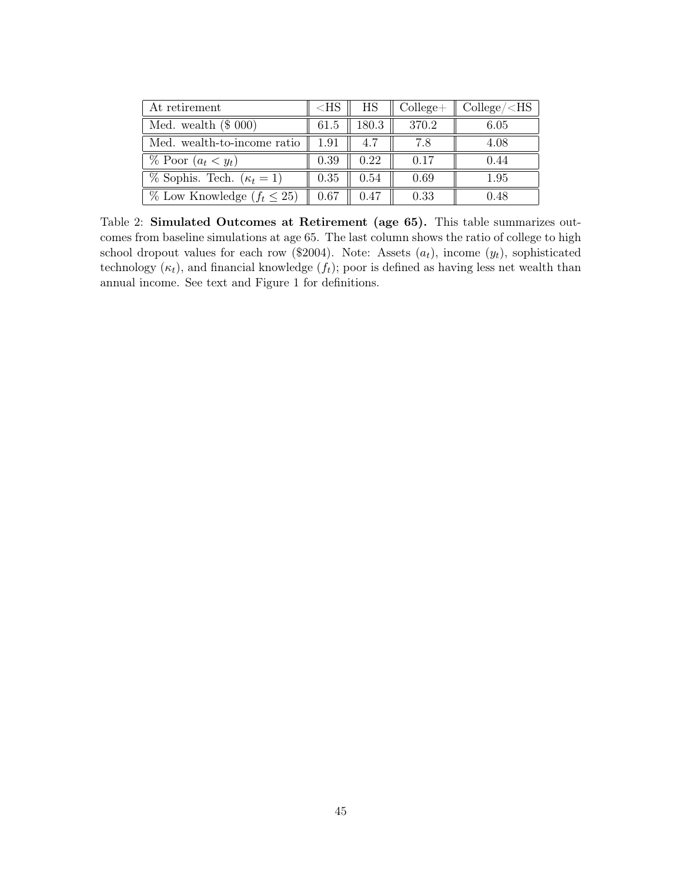| At retirement | <HS | HS | College+ | College/<HS |
|---|---|---|---|---|
| Med. wealth ($ 000) | 61.5 | 180.3 | 370.2 | 6.05 |
| Med. wealth-to-income ratio | 1.91 | 4.7 | 7.8 | 4.08 |
| % Poor ($a_t < y_t$) | 0.39 | 0.22 | 0.17 | 0.44 |
| % Sophis. Tech. ($\kappa_t = 1$) | 0.35 | 0.54 | 0.69 | 1.95 |
| % Low Knowledge ($f_t \leq 25$) | 0.67 | 0.47 | 0.33 | 0.48 |

Table 2: **Simulated Outcomes at Retirement (age 65).** This table summarizes outcomes from baseline simulations at age 65. The last column shows the ratio of college to high school dropout values for each row ($2004). Note: Assets ($a_t$), income ($y_t$), sophisticated technology ($\kappa_t$), and financial knowledge ($f_t$); poor is defined as having less net wealth than annual income. See text and Figure 1 for definitions.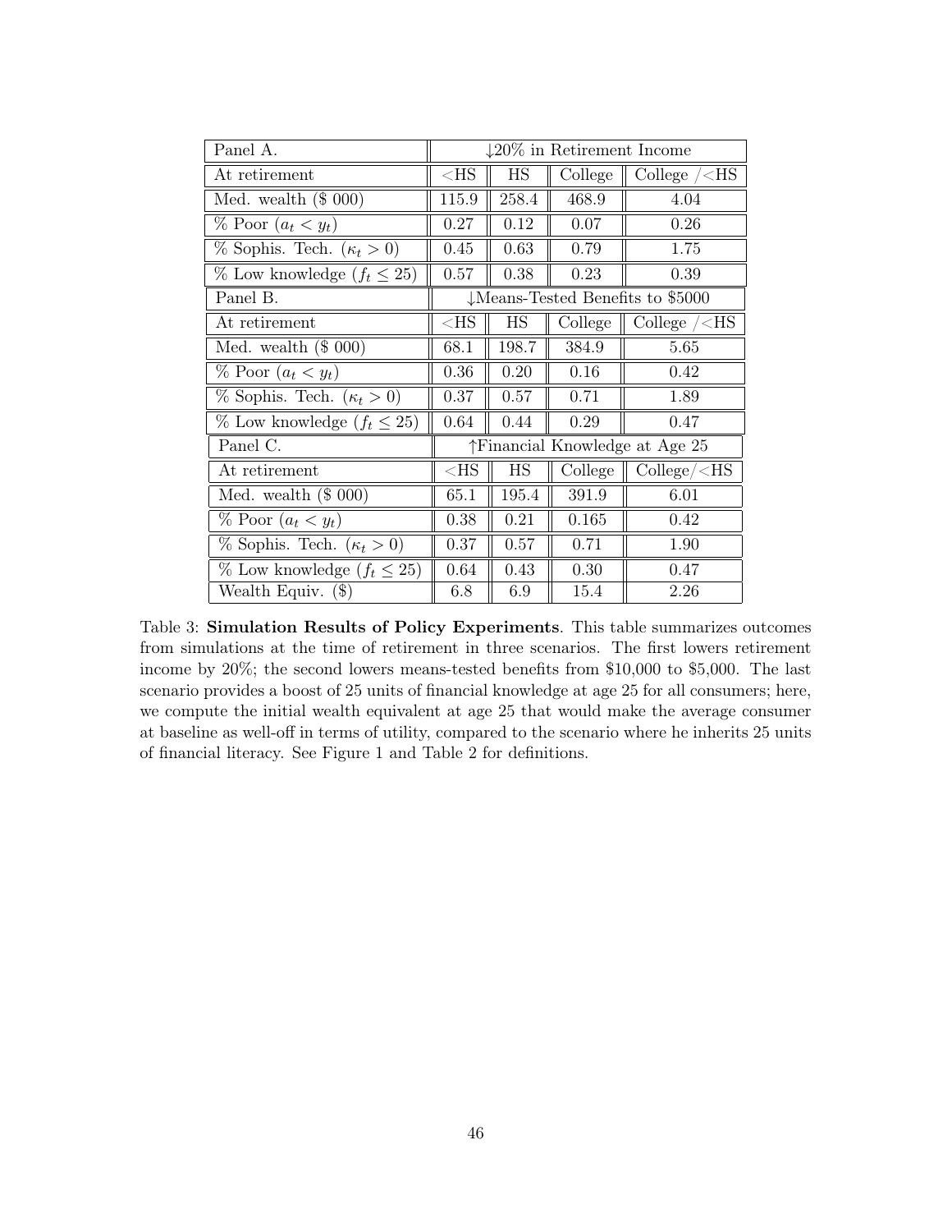| Panel A. | ↓20% in Retirement Income | | | |
|---|---|---|---|---|
| At retirement | <HS | HS | College | College /<HS |
| Med. wealth ($ 000) | 115.9 | 258.4 | 468.9 | 4.04 |
| % Poor ($a_t < y_t$) | 0.27 | 0.12 | 0.07 | 0.26 |
| % Sophis. Tech. ($\kappa_t > 0$) | 0.45 | 0.63 | 0.79 | 1.75 |
| % Low knowledge ($f_t \leq 25$) | 0.57 | 0.38 | 0.23 | 0.39 |
| Panel B. | ↓Means-Tested Benefits to $5000 | | | |
| At retirement | <HS | HS | College | College /<HS |
| Med. wealth ($ 000) | 68.1 | 198.7 | 384.9 | 5.65 |
| % Poor ($a_t < y_t$) | 0.36 | 0.20 | 0.16 | 0.42 |
| % Sophis. Tech. ($\kappa_t > 0$) | 0.37 | 0.57 | 0.71 | 1.89 |
| % Low knowledge ($f_t \leq 25$) | 0.64 | 0.44 | 0.29 | 0.47 |
| Panel C. | ↑Financial Knowledge at Age 25 | | | |
| At retirement | <HS | HS | College | College/<HS |
| Med. wealth ($ 000) | 65.1 | 195.4 | 391.9 | 6.01 |
| % Poor ($a_t < y_t$) | 0.38 | 0.21 | 0.165 | 0.42 |
| % Sophis. Tech. ($\kappa_t > 0$) | 0.37 | 0.57 | 0.71 | 1.90 |
| % Low knowledge ($f_t \leq 25$) | 0.64 | 0.43 | 0.30 | 0.47 |
| Wealth Equiv. ($) | 6.8 | 6.9 | 15.4 | 2.26 |

Table 3: **Simulation Results of Policy Experiments**. This table summarizes outcomes from simulations at the time of retirement in three scenarios. The first lowers retirement income by 20%; the second lowers means-tested benefits from $10,000 to $5,000. The last scenario provides a boost of 25 units of financial knowledge at age 25 for all consumers; here, we compute the initial wealth equivalent at age 25 that would make the average consumer at baseline as well-off in terms of utility, compared to the scenario where he inherits 25 units of financial literacy. See Figure 1 and Table 2 for definitions.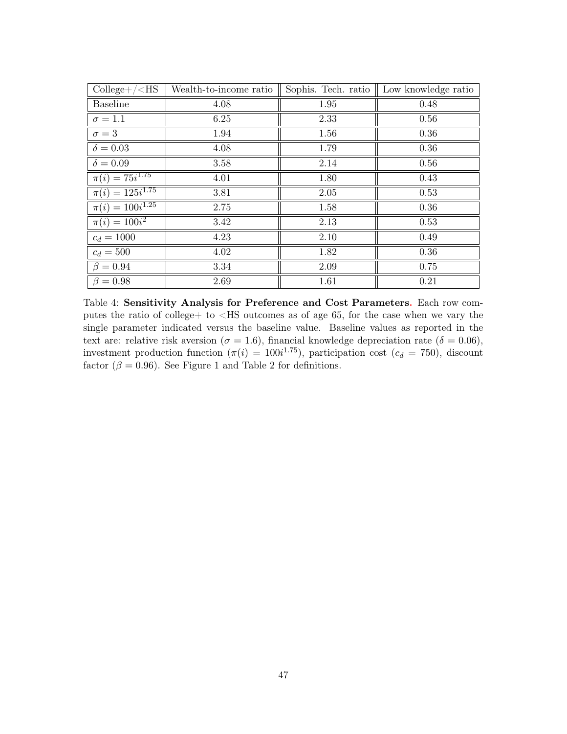| College+/<HS | Wealth-to-income ratio | Sophis. Tech. ratio | Low knowledge ratio |
|---|---|---|---|
| Baseline | 4.08 | 1.95 | 0.48 |
| $\sigma = 1.1$ | 6.25 | 2.33 | 0.56 |
| $\sigma = 3$ | 1.94 | 1.56 | 0.36 |
| $\delta = 0.03$ | 4.08 | 1.79 | 0.36 |
| $\delta = 0.09$ | 3.58 | 2.14 | 0.56 |
| $\pi(i) = 75i^{1.75}$ | 4.01 | 1.80 | 0.43 |
| $\pi(i) = 125i^{1.75}$ | 3.81 | 2.05 | 0.53 |
| $\pi(i) = 100i^{1.25}$ | 2.75 | 1.58 | 0.36 |
| $\pi(i) = 100i^{2}$ | 3.42 | 2.13 | 0.53 |
| $c_d = 1000$ | 4.23 | 2.10 | 0.49 |
| $c_d = 500$ | 4.02 | 1.82 | 0.36 |
| $\beta = 0.94$ | 3.34 | 2.09 | 0.75 |
| $\beta = 0.98$ | 2.69 | 1.61 | 0.21 |

Table 4: **Sensitivity Analysis for Preference and Cost Parameters.** Each row computes the ratio of college+ to <HS outcomes as of age 65, for the case when we vary the single parameter indicated versus the baseline value. Baseline values as reported in the text are: relative risk aversion ($\sigma = 1.6$), financial knowledge depreciation rate ($\delta = 0.06$), investment production function ($\pi(i) = 100i^{1.75}$), participation cost ($c_d = 750$), discount factor ($\beta = 0.96$). See Figure 1 and Table 2 for definitions.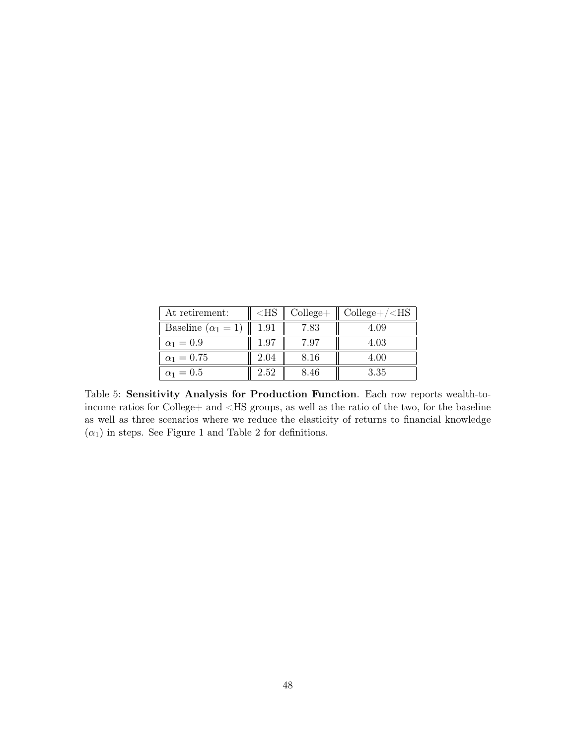| At retirement: | <HS | College+ | College+/<HS |
|---|---|---|---|
| Baseline ($\alpha_1 = 1$) | 1.91 | 7.83 | 4.09 |
| $\alpha_1 = 0.9$ | 1.97 | 7.97 | 4.03 |
| $\alpha_1 = 0.75$ | 2.04 | 8.16 | 4.00 |
| $\alpha_1 = 0.5$ | 2.52 | 8.46 | 3.35 |

Table 5: **Sensitivity Analysis for Production Function**. Each row reports wealth-to-income ratios for College+ and <HS groups, as well as the ratio of the two, for the baseline as well as three scenarios where we reduce the elasticity of returns to financial knowledge ($\alpha_1$) in steps. See Figure 1 and Table 2 for definitions.